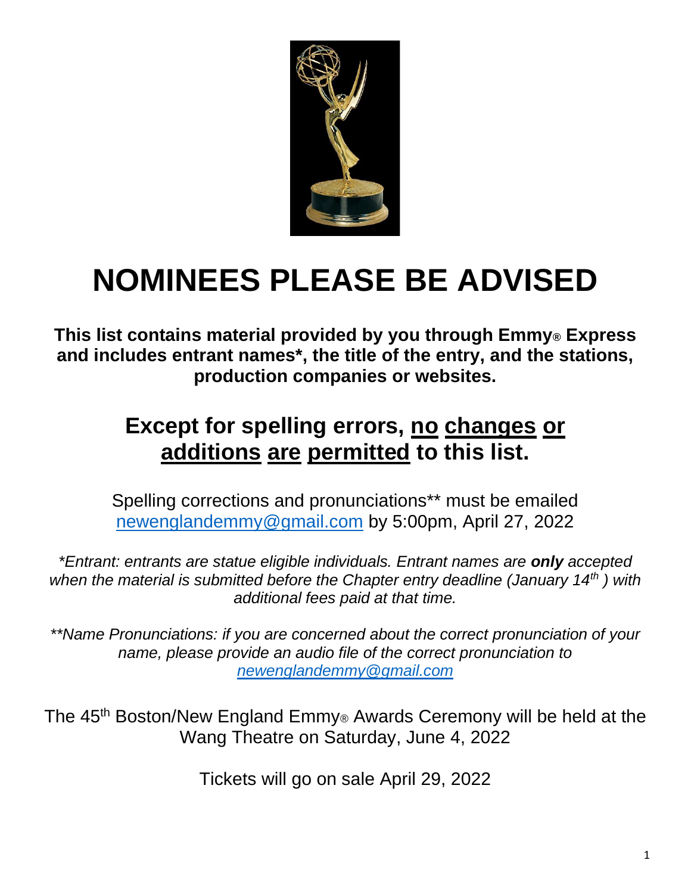# NOMINEES PLEASE BE ADVISED

**This list contains material provided by you through Emmy® Express and includes entrant names*, the title of the entry, and the stations, production companies or websites.**

## Except for spelling errors, no changes or additions are permitted to this list.

Spelling corrections and pronunciations** must be emailed newenglandemmy@gmail.com by 5:00pm, April 27, 2022

*\*Entrant: entrants are statue eligible individuals. Entrant names are **only** accepted when the material is submitted before the Chapter entry deadline (January 14th ) with additional fees paid at that time.*

*\*\*Name Pronunciations: if you are concerned about the correct pronunciation of your name, please provide an audio file of the correct pronunciation to newenglandemmy@gmail.com*

The 45th Boston/New England Emmy® Awards Ceremony will be held at the Wang Theatre on Saturday, June 4, 2022

Tickets will go on sale April 29, 2022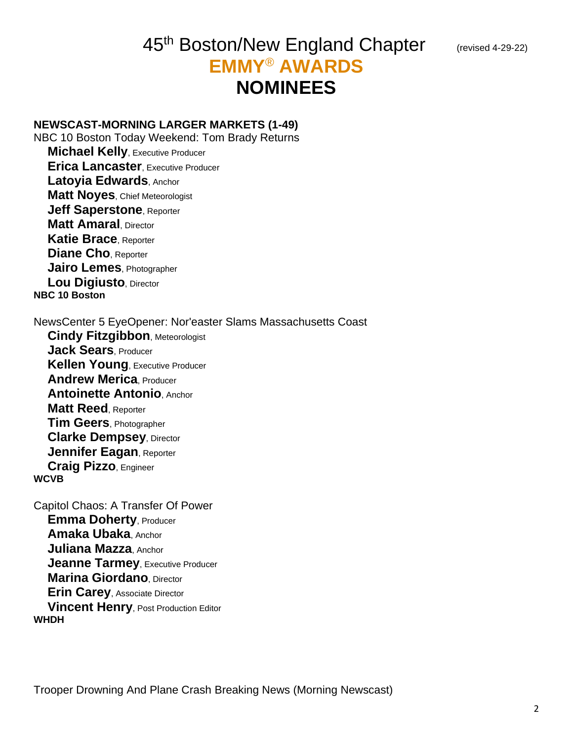# 45th Boston/New England Chapter

(revised 4-29-22)

## EMMY® AWARDS

## NOMINEES

**NEWSCAST-MORNING LARGER MARKETS (1-49)**

NBC 10 Boston Today Weekend: Tom Brady Returns

- **Michael Kelly**, Executive Producer
- **Erica Lancaster**, Executive Producer
- **Latoyia Edwards**, Anchor
- **Matt Noyes**, Chief Meteorologist
- **Jeff Saperstone**, Reporter
- **Matt Amaral**, Director
- **Katie Brace**, Reporter
- **Diane Cho**, Reporter
- **Jairo Lemes**, Photographer
- **Lou Digiusto**, Director

**NBC 10 Boston**

NewsCenter 5 EyeOpener: Nor'easter Slams Massachusetts Coast

- **Cindy Fitzgibbon**, Meteorologist
- **Jack Sears**, Producer
- **Kellen Young**, Executive Producer
- **Andrew Merica**, Producer
- **Antoinette Antonio**, Anchor
- **Matt Reed**, Reporter
- **Tim Geers**, Photographer
- **Clarke Dempsey**, Director
- **Jennifer Eagan**, Reporter
- **Craig Pizzo**, Engineer

**WCVB**

Capitol Chaos: A Transfer Of Power

- **Emma Doherty**, Producer
- **Amaka Ubaka**, Anchor
- **Juliana Mazza**, Anchor
- **Jeanne Tarmey**, Executive Producer
- **Marina Giordano**, Director
- **Erin Carey**, Associate Director
- **Vincent Henry**, Post Production Editor

**WHDH**

Trooper Drowning And Plane Crash Breaking News (Morning Newscast)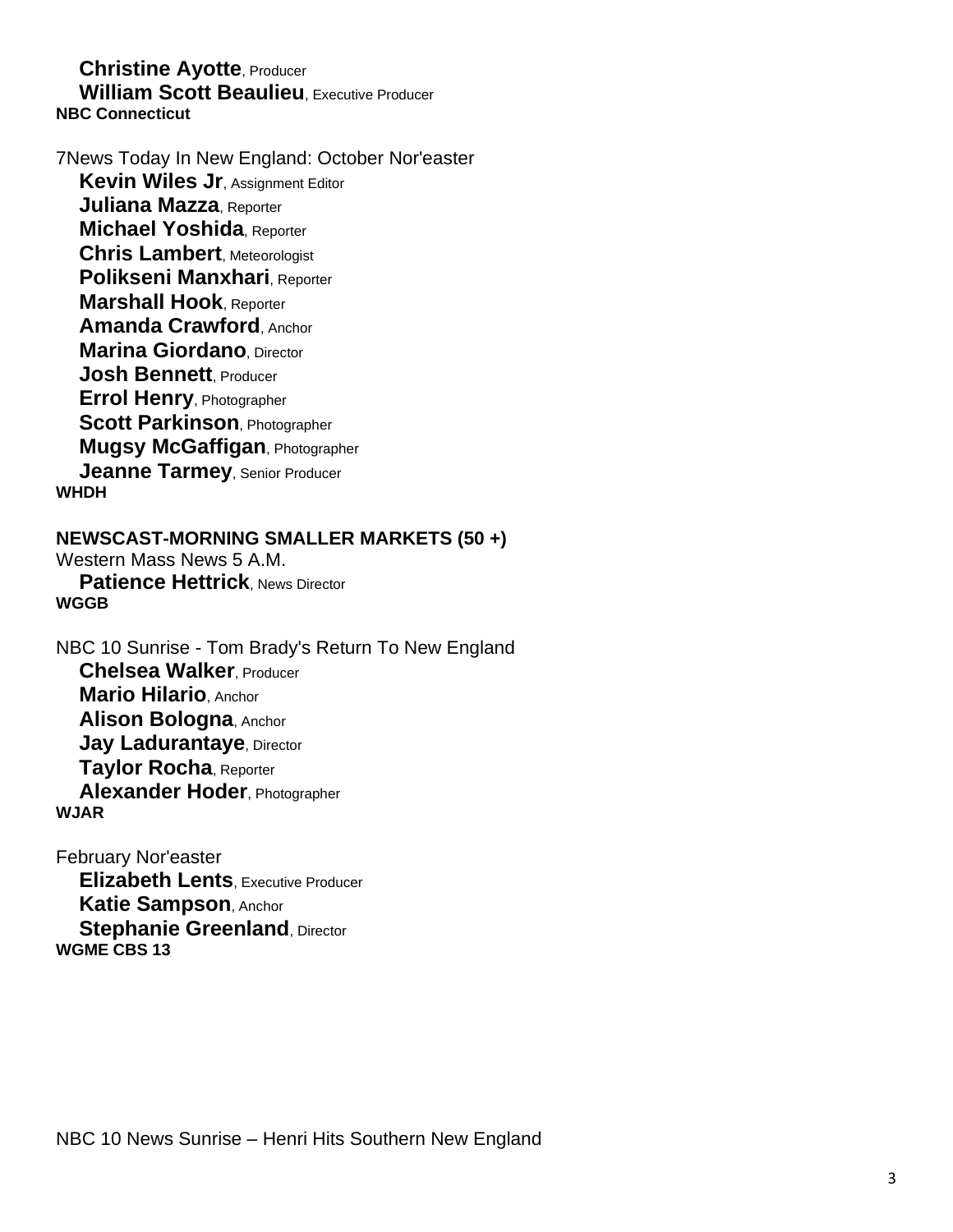**Christine Ayotte**, Producer
**William Scott Beaulieu**, Executive Producer
**NBC Connecticut**

7News Today In New England: October Nor'easter
**Kevin Wiles Jr**, Assignment Editor
**Juliana Mazza**, Reporter
**Michael Yoshida**, Reporter
**Chris Lambert**, Meteorologist
**Polikseni Manxhari**, Reporter
**Marshall Hook**, Reporter
**Amanda Crawford**, Anchor
**Marina Giordano**, Director
**Josh Bennett**, Producer
**Errol Henry**, Photographer
**Scott Parkinson**, Photographer
**Mugsy McGaffigan**, Photographer
**Jeanne Tarmey**, Senior Producer
**WHDH**

**NEWSCAST-MORNING SMALLER MARKETS (50 +)**

Western Mass News 5 A.M.
**Patience Hettrick**, News Director
**WGGB**

NBC 10 Sunrise - Tom Brady's Return To New England
**Chelsea Walker**, Producer
**Mario Hilario**, Anchor
**Alison Bologna**, Anchor
**Jay Ladurantaye**, Director
**Taylor Rocha**, Reporter
**Alexander Hoder**, Photographer
**WJAR**

February Nor'easter
**Elizabeth Lents**, Executive Producer
**Katie Sampson**, Anchor
**Stephanie Greenland**, Director
**WGME CBS 13**

NBC 10 News Sunrise – Henri Hits Southern New England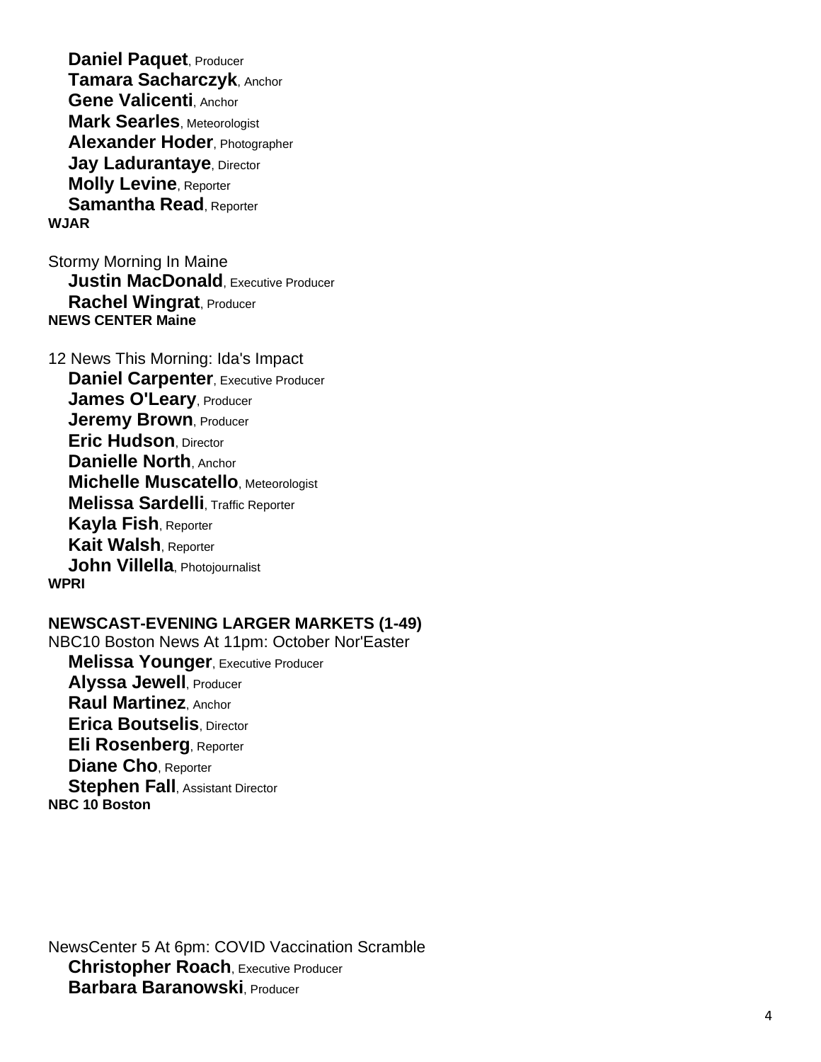**Daniel Paquet**, Producer
**Tamara Sacharczyk**, Anchor
**Gene Valicenti**, Anchor
**Mark Searles**, Meteorologist
**Alexander Hoder**, Photographer
**Jay Ladurantaye**, Director
**Molly Levine**, Reporter
**Samantha Read**, Reporter
**WJAR**

Stormy Morning In Maine
**Justin MacDonald**, Executive Producer
**Rachel Wingrat**, Producer
**NEWS CENTER Maine**

12 News This Morning: Ida's Impact
**Daniel Carpenter**, Executive Producer
**James O'Leary**, Producer
**Jeremy Brown**, Producer
**Eric Hudson**, Director
**Danielle North**, Anchor
**Michelle Muscatello**, Meteorologist
**Melissa Sardelli**, Traffic Reporter
**Kayla Fish**, Reporter
**Kait Walsh**, Reporter
**John Villella**, Photojournalist
**WPRI**

**NEWSCAST-EVENING LARGER MARKETS (1-49)**

NBC10 Boston News At 11pm: October Nor'Easter
**Melissa Younger**, Executive Producer
**Alyssa Jewell**, Producer
**Raul Martinez**, Anchor
**Erica Boutselis**, Director
**Eli Rosenberg**, Reporter
**Diane Cho**, Reporter
**Stephen Fall**, Assistant Director
**NBC 10 Boston**

NewsCenter 5 At 6pm: COVID Vaccination Scramble
**Christopher Roach**, Executive Producer
**Barbara Baranowski**, Producer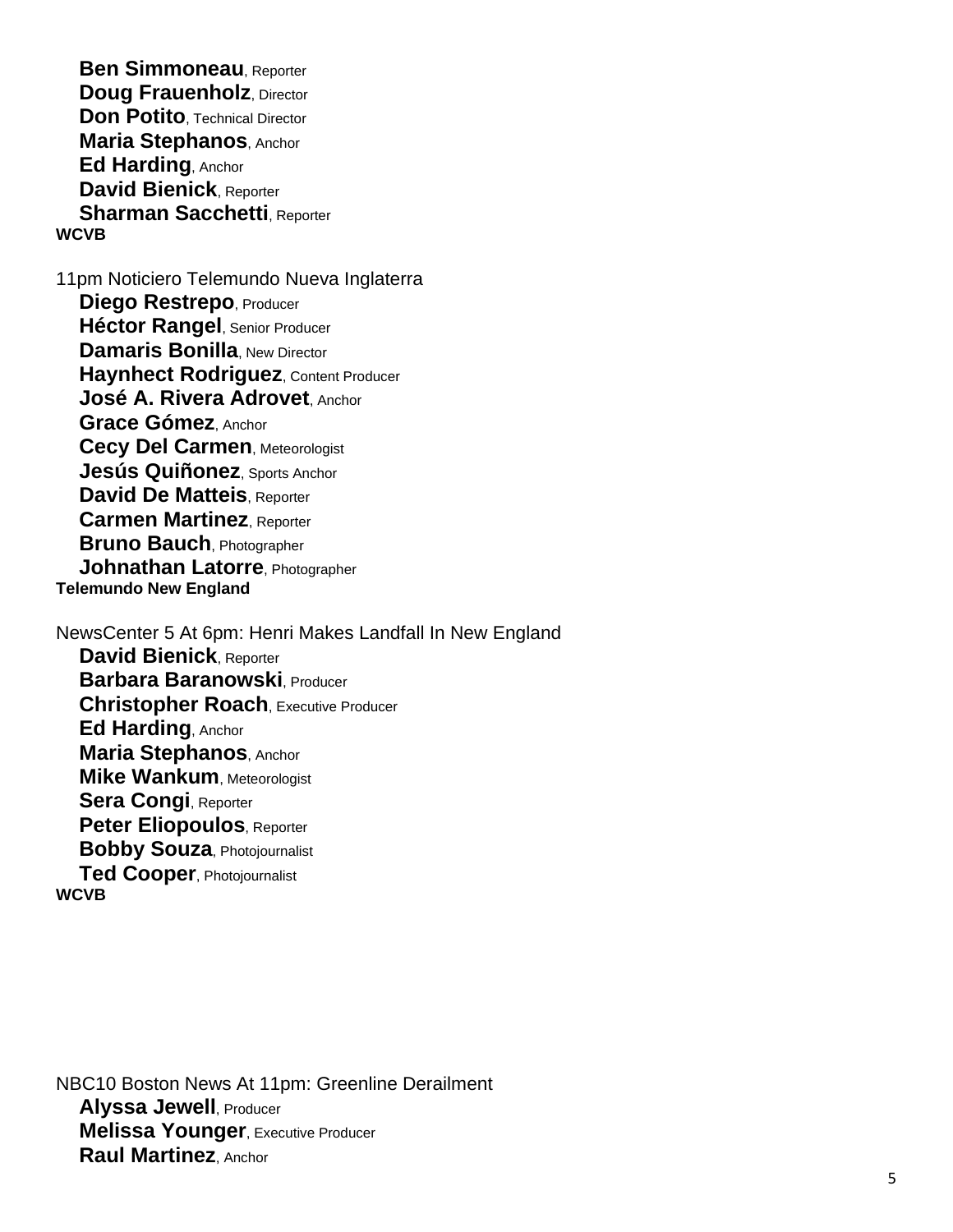**Ben Simmoneau**, Reporter
**Doug Frauenholz**, Director
**Don Potito**, Technical Director
**Maria Stephanos**, Anchor
**Ed Harding**, Anchor
**David Bienick**, Reporter
**Sharman Sacchetti**, Reporter
**WCVB**

11pm Noticiero Telemundo Nueva Inglaterra
**Diego Restrepo**, Producer
**Héctor Rangel**, Senior Producer
**Damaris Bonilla**, New Director
**Haynhect Rodriguez**, Content Producer
**José A. Rivera Adrovet**, Anchor
**Grace Gómez**, Anchor
**Cecy Del Carmen**, Meteorologist
**Jesús Quiñonez**, Sports Anchor
**David De Matteis**, Reporter
**Carmen Martinez**, Reporter
**Bruno Bauch**, Photographer
**Johnathan Latorre**, Photographer
**Telemundo New England**

NewsCenter 5 At 6pm: Henri Makes Landfall In New England
**David Bienick**, Reporter
**Barbara Baranowski**, Producer
**Christopher Roach**, Executive Producer
**Ed Harding**, Anchor
**Maria Stephanos**, Anchor
**Mike Wankum**, Meteorologist
**Sera Congi**, Reporter
**Peter Eliopoulos**, Reporter
**Bobby Souza**, Photojournalist
**Ted Cooper**, Photojournalist
**WCVB**

NBC10 Boston News At 11pm: Greenline Derailment
**Alyssa Jewell**, Producer
**Melissa Younger**, Executive Producer
**Raul Martinez**, Anchor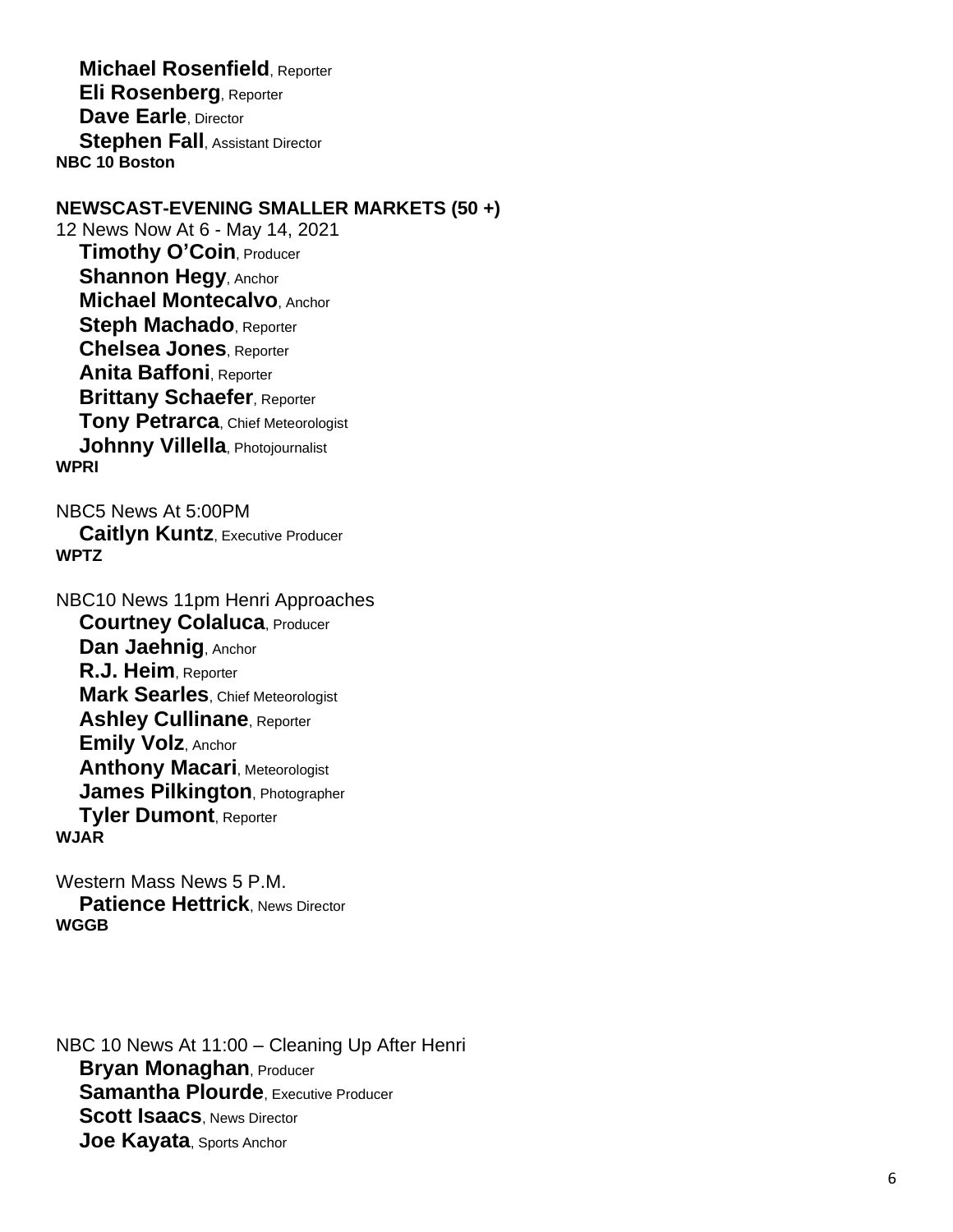**Michael Rosenfield**, Reporter
**Eli Rosenberg**, Reporter
**Dave Earle**, Director
**Stephen Fall**, Assistant Director
**NBC 10 Boston**

## NEWSCAST-EVENING SMALLER MARKETS (50 +)

12 News Now At 6 - May 14, 2021
**Timothy O'Coin**, Producer
**Shannon Hegy**, Anchor
**Michael Montecalvo**, Anchor
**Steph Machado**, Reporter
**Chelsea Jones**, Reporter
**Anita Baffoni**, Reporter
**Brittany Schaefer**, Reporter
**Tony Petrarca**, Chief Meteorologist
**Johnny Villella**, Photojournalist
**WPRI**

NBC5 News At 5:00PM
**Caitlyn Kuntz**, Executive Producer
**WPTZ**

NBC10 News 11pm Henri Approaches
**Courtney Colaluca**, Producer
**Dan Jaehnig**, Anchor
**R.J. Heim**, Reporter
**Mark Searles**, Chief Meteorologist
**Ashley Cullinane**, Reporter
**Emily Volz**, Anchor
**Anthony Macari**, Meteorologist
**James Pilkington**, Photographer
**Tyler Dumont**, Reporter
**WJAR**

Western Mass News 5 P.M.
**Patience Hettrick**, News Director
**WGGB**

NBC 10 News At 11:00 – Cleaning Up After Henri
**Bryan Monaghan**, Producer
**Samantha Plourde**, Executive Producer
**Scott Isaacs**, News Director
**Joe Kayata**, Sports Anchor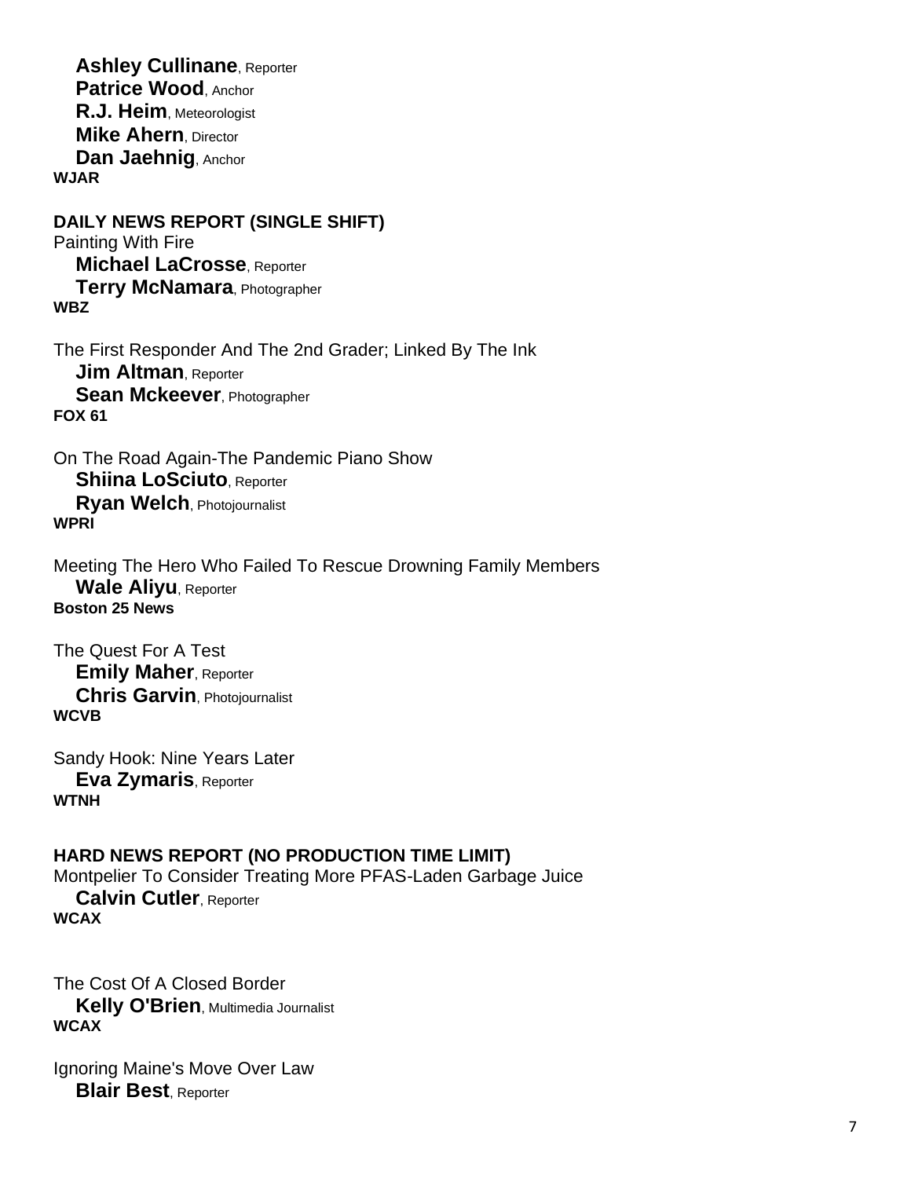**Ashley Cullinane**, Reporter
**Patrice Wood**, Anchor
**R.J. Heim**, Meteorologist
**Mike Ahern**, Director
**Dan Jaehnig**, Anchor
**WJAR**

**DAILY NEWS REPORT (SINGLE SHIFT)**

Painting With Fire
**Michael LaCrosse**, Reporter
**Terry McNamara**, Photographer
**WBZ**

The First Responder And The 2nd Grader; Linked By The Ink
**Jim Altman**, Reporter
**Sean Mckeever**, Photographer
**FOX 61**

On The Road Again-The Pandemic Piano Show
**Shiina LoSciuto**, Reporter
**Ryan Welch**, Photojournalist
**WPRI**

Meeting The Hero Who Failed To Rescue Drowning Family Members
**Wale Aliyu**, Reporter
**Boston 25 News**

The Quest For A Test
**Emily Maher**, Reporter
**Chris Garvin**, Photojournalist
**WCVB**

Sandy Hook: Nine Years Later
**Eva Zymaris**, Reporter
**WTNH**

**HARD NEWS REPORT (NO PRODUCTION TIME LIMIT)**

Montpelier To Consider Treating More PFAS-Laden Garbage Juice
**Calvin Cutler**, Reporter
**WCAX**

The Cost Of A Closed Border
**Kelly O'Brien**, Multimedia Journalist
**WCAX**

Ignoring Maine's Move Over Law
**Blair Best**, Reporter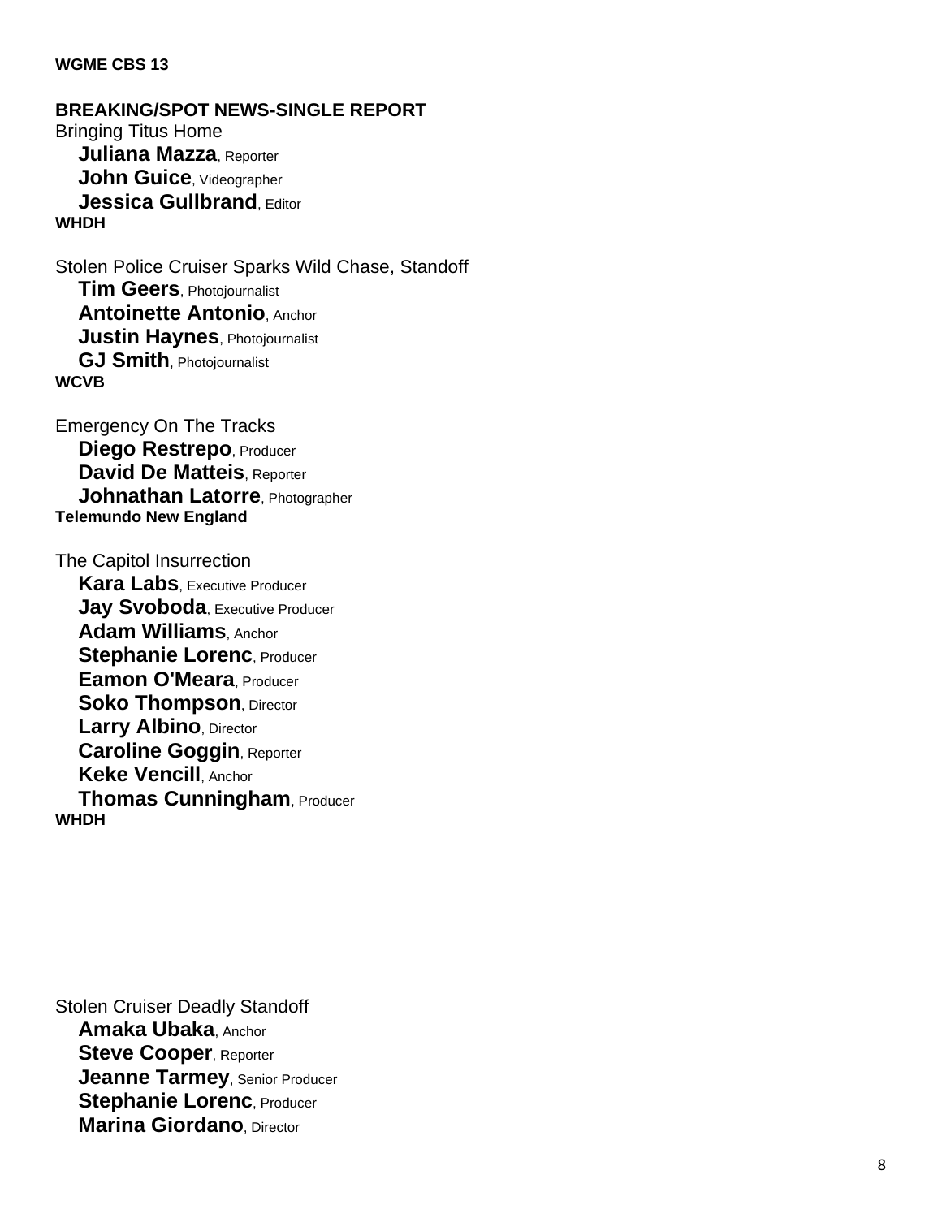**WGME CBS 13**

**BREAKING/SPOT NEWS-SINGLE REPORT**

Bringing Titus Home
**Juliana Mazza**, Reporter
**John Guice**, Videographer
**Jessica Gullbrand**, Editor
**WHDH**

Stolen Police Cruiser Sparks Wild Chase, Standoff
**Tim Geers**, Photojournalist
**Antoinette Antonio**, Anchor
**Justin Haynes**, Photojournalist
**GJ Smith**, Photojournalist
**WCVB**

Emergency On The Tracks
**Diego Restrepo**, Producer
**David De Matteis**, Reporter
**Johnathan Latorre**, Photographer
**Telemundo New England**

The Capitol Insurrection
**Kara Labs**, Executive Producer
**Jay Svoboda**, Executive Producer
**Adam Williams**, Anchor
**Stephanie Lorenc**, Producer
**Eamon O'Meara**, Producer
**Soko Thompson**, Director
**Larry Albino**, Director
**Caroline Goggin**, Reporter
**Keke Vencill**, Anchor
**Thomas Cunningham**, Producer
**WHDH**

Stolen Cruiser Deadly Standoff
**Amaka Ubaka**, Anchor
**Steve Cooper**, Reporter
**Jeanne Tarmey**, Senior Producer
**Stephanie Lorenc**, Producer
**Marina Giordano**, Director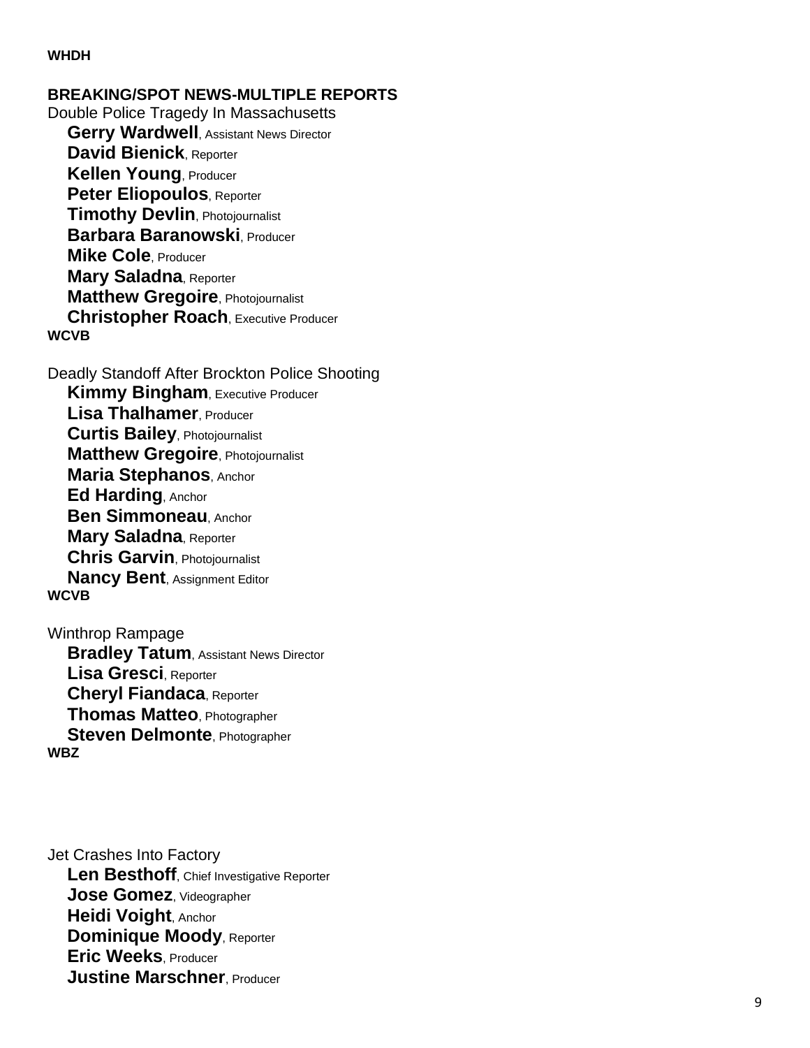**WHDH**

**BREAKING/SPOT NEWS-MULTIPLE REPORTS**

Double Police Tragedy In Massachusetts

**Gerry Wardwell**, Assistant News Director
**David Bienick**, Reporter
**Kellen Young**, Producer
**Peter Eliopoulos**, Reporter
**Timothy Devlin**, Photojournalist
**Barbara Baranowski**, Producer
**Mike Cole**, Producer
**Mary Saladna**, Reporter
**Matthew Gregoire**, Photojournalist
**Christopher Roach**, Executive Producer

**WCVB**

Deadly Standoff After Brockton Police Shooting

**Kimmy Bingham**, Executive Producer
**Lisa Thalhamer**, Producer
**Curtis Bailey**, Photojournalist
**Matthew Gregoire**, Photojournalist
**Maria Stephanos**, Anchor
**Ed Harding**, Anchor
**Ben Simmoneau**, Anchor
**Mary Saladna**, Reporter
**Chris Garvin**, Photojournalist
**Nancy Bent**, Assignment Editor

**WCVB**

Winthrop Rampage

**Bradley Tatum**, Assistant News Director
**Lisa Gresci**, Reporter
**Cheryl Fiandaca**, Reporter
**Thomas Matteo**, Photographer
**Steven Delmonte**, Photographer

**WBZ**

Jet Crashes Into Factory

**Len Besthoff**, Chief Investigative Reporter
**Jose Gomez**, Videographer
**Heidi Voight**, Anchor
**Dominique Moody**, Reporter
**Eric Weeks**, Producer
**Justine Marschner**, Producer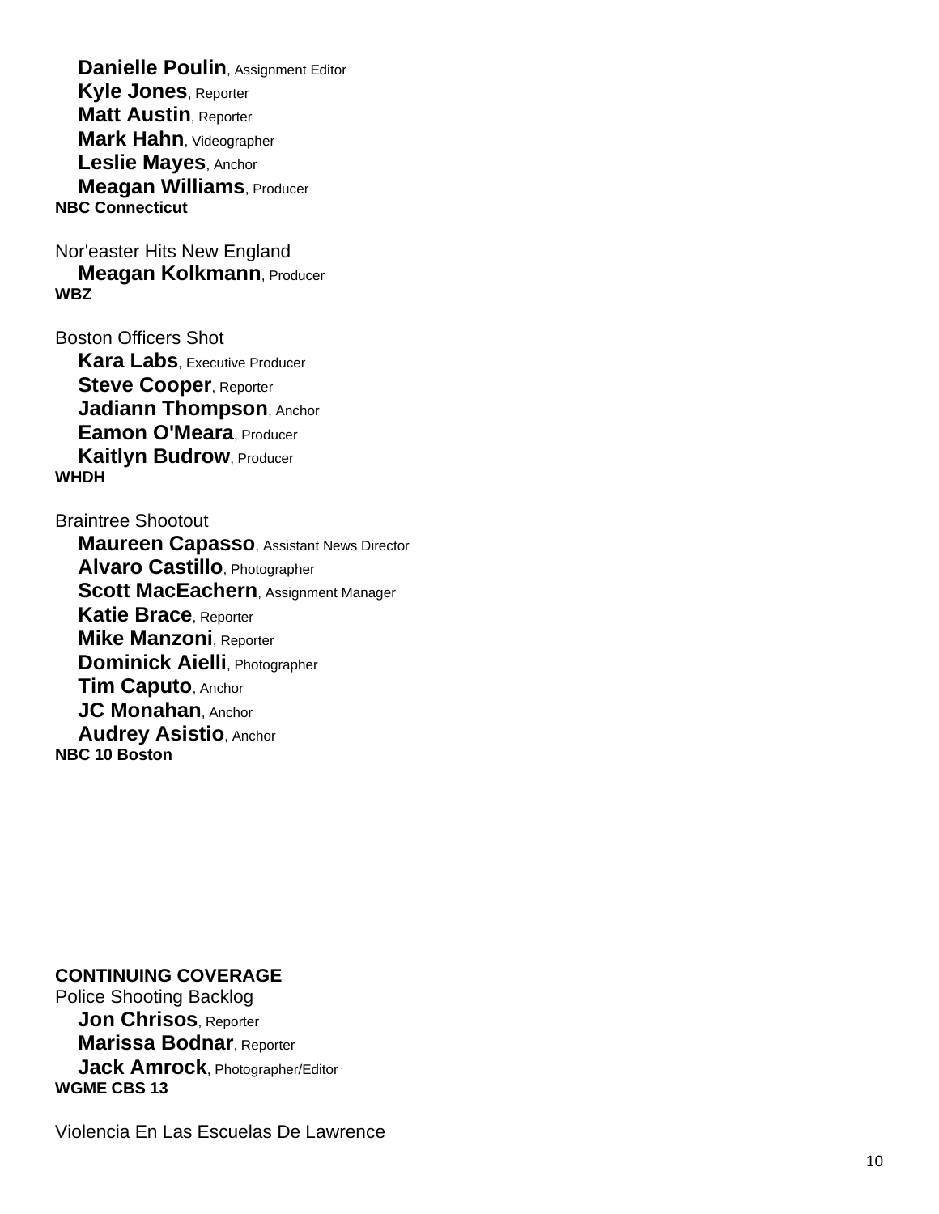**Danielle Poulin**, Assignment Editor
**Kyle Jones**, Reporter
**Matt Austin**, Reporter
**Mark Hahn**, Videographer
**Leslie Mayes**, Anchor
**Meagan Williams**, Producer
**NBC Connecticut**

Nor'easter Hits New England
**Meagan Kolkmann**, Producer
**WBZ**

Boston Officers Shot
**Kara Labs**, Executive Producer
**Steve Cooper**, Reporter
**Jadiann Thompson**, Anchor
**Eamon O'Meara**, Producer
**Kaitlyn Budrow**, Producer
**WHDH**

Braintree Shootout
**Maureen Capasso**, Assistant News Director
**Alvaro Castillo**, Photographer
**Scott MacEachern**, Assignment Manager
**Katie Brace**, Reporter
**Mike Manzoni**, Reporter
**Dominick Aielli**, Photographer
**Tim Caputo**, Anchor
**JC Monahan**, Anchor
**Audrey Asistio**, Anchor
**NBC 10 Boston**

**CONTINUING COVERAGE**

Police Shooting Backlog
**Jon Chrisos**, Reporter
**Marissa Bodnar**, Reporter
**Jack Amrock**, Photographer/Editor
**WGME CBS 13**

Violencia En Las Escuelas De Lawrence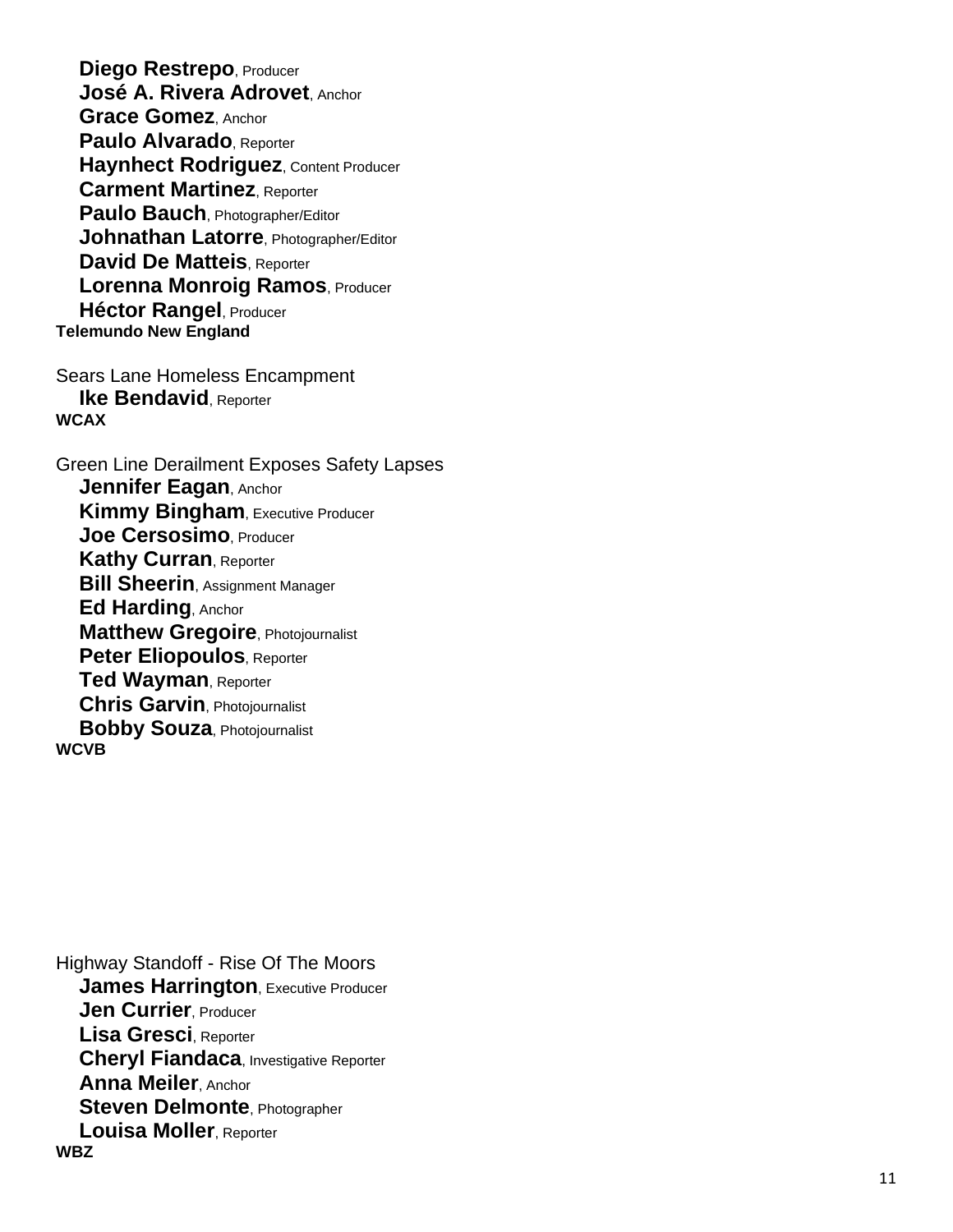**Diego Restrepo**, Producer
**José A. Rivera Adrovet**, Anchor
**Grace Gomez**, Anchor
**Paulo Alvarado**, Reporter
**Haynhect Rodriguez**, Content Producer
**Carment Martinez**, Reporter
**Paulo Bauch**, Photographer/Editor
**Johnathan Latorre**, Photographer/Editor
**David De Matteis**, Reporter
**Lorenna Monroig Ramos**, Producer
**Héctor Rangel**, Producer
**Telemundo New England**

Sears Lane Homeless Encampment
**Ike Bendavid**, Reporter
**WCAX**

Green Line Derailment Exposes Safety Lapses
**Jennifer Eagan**, Anchor
**Kimmy Bingham**, Executive Producer
**Joe Cersosimo**, Producer
**Kathy Curran**, Reporter
**Bill Sheerin**, Assignment Manager
**Ed Harding**, Anchor
**Matthew Gregoire**, Photojournalist
**Peter Eliopoulos**, Reporter
**Ted Wayman**, Reporter
**Chris Garvin**, Photojournalist
**Bobby Souza**, Photojournalist
**WCVB**

Highway Standoff - Rise Of The Moors
**James Harrington**, Executive Producer
**Jen Currier**, Producer
**Lisa Gresci**, Reporter
**Cheryl Fiandaca**, Investigative Reporter
**Anna Meiler**, Anchor
**Steven Delmonte**, Photographer
**Louisa Moller**, Reporter
**WBZ**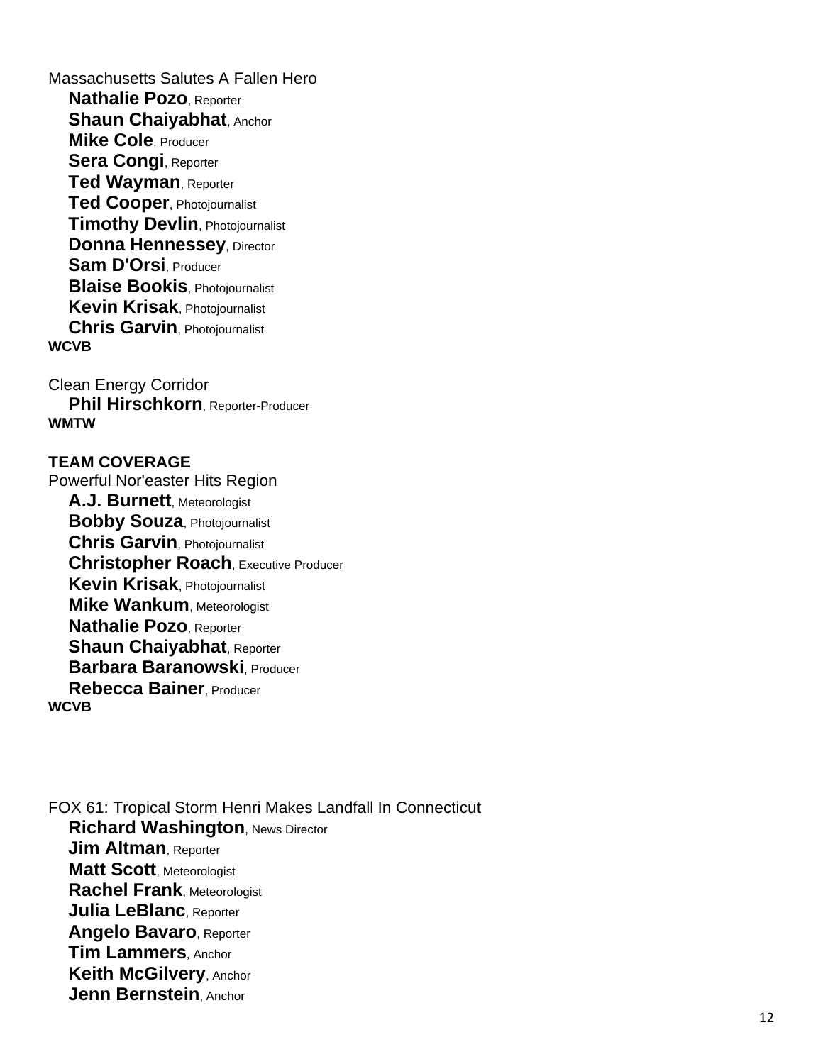Massachusetts Salutes A Fallen Hero

**Nathalie Pozo**, Reporter
**Shaun Chaiyabhat**, Anchor
**Mike Cole**, Producer
**Sera Congi**, Reporter
**Ted Wayman**, Reporter
**Ted Cooper**, Photojournalist
**Timothy Devlin**, Photojournalist
**Donna Hennessey**, Director
**Sam D'Orsi**, Producer
**Blaise Bookis**, Photojournalist
**Kevin Krisak**, Photojournalist
**Chris Garvin**, Photojournalist

**WCVB**

Clean Energy Corridor

**Phil Hirschkorn**, Reporter-Producer

**WMTW**

**TEAM COVERAGE**

Powerful Nor'easter Hits Region

**A.J. Burnett**, Meteorologist
**Bobby Souza**, Photojournalist
**Chris Garvin**, Photojournalist
**Christopher Roach**, Executive Producer
**Kevin Krisak**, Photojournalist
**Mike Wankum**, Meteorologist
**Nathalie Pozo**, Reporter
**Shaun Chaiyabhat**, Reporter
**Barbara Baranowski**, Producer
**Rebecca Bainer**, Producer

**WCVB**

FOX 61: Tropical Storm Henri Makes Landfall In Connecticut

**Richard Washington**, News Director
**Jim Altman**, Reporter
**Matt Scott**, Meteorologist
**Rachel Frank**, Meteorologist
**Julia LeBlanc**, Reporter
**Angelo Bavaro**, Reporter
**Tim Lammers**, Anchor
**Keith McGilvery**, Anchor
**Jenn Bernstein**, Anchor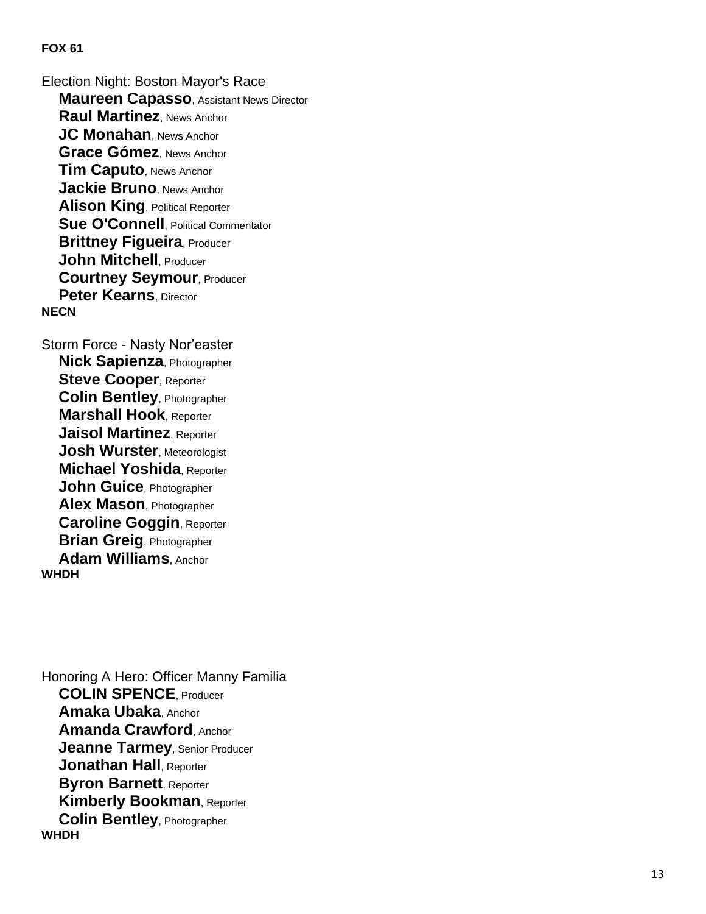**FOX 61**

Election Night: Boston Mayor's Race

**Maureen Capasso**, Assistant News Director
**Raul Martinez**, News Anchor
**JC Monahan**, News Anchor
**Grace Gómez**, News Anchor
**Tim Caputo**, News Anchor
**Jackie Bruno**, News Anchor
**Alison King**, Political Reporter
**Sue O'Connell**, Political Commentator
**Brittney Figueira**, Producer
**John Mitchell**, Producer
**Courtney Seymour**, Producer
**Peter Kearns**, Director

**NECN**

Storm Force - Nasty Nor'easter

**Nick Sapienza**, Photographer
**Steve Cooper**, Reporter
**Colin Bentley**, Photographer
**Marshall Hook**, Reporter
**Jaisol Martinez**, Reporter
**Josh Wurster**, Meteorologist
**Michael Yoshida**, Reporter
**John Guice**, Photographer
**Alex Mason**, Photographer
**Caroline Goggin**, Reporter
**Brian Greig**, Photographer
**Adam Williams**, Anchor

**WHDH**

Honoring A Hero: Officer Manny Familia

**COLIN SPENCE**, Producer
**Amaka Ubaka**, Anchor
**Amanda Crawford**, Anchor
**Jeanne Tarmey**, Senior Producer
**Jonathan Hall**, Reporter
**Byron Barnett**, Reporter
**Kimberly Bookman**, Reporter
**Colin Bentley**, Photographer

**WHDH**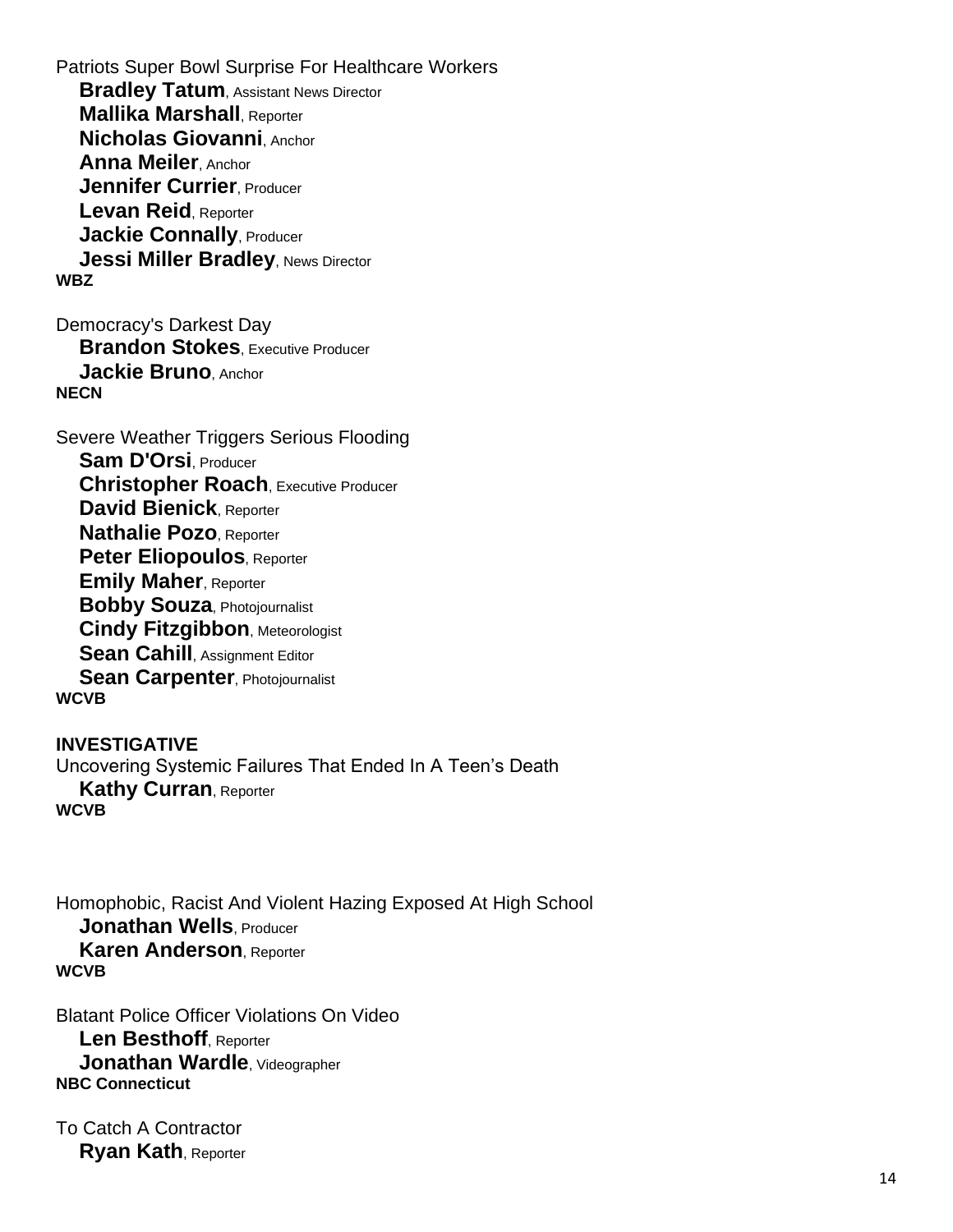Patriots Super Bowl Surprise For Healthcare Workers

**Bradley Tatum**, Assistant News Director
**Mallika Marshall**, Reporter
**Nicholas Giovanni**, Anchor
**Anna Meiler**, Anchor
**Jennifer Currier**, Producer
**Levan Reid**, Reporter
**Jackie Connally**, Producer
**Jessi Miller Bradley**, News Director

**WBZ**

Democracy's Darkest Day

**Brandon Stokes**, Executive Producer
**Jackie Bruno**, Anchor

**NECN**

Severe Weather Triggers Serious Flooding

**Sam D'Orsi**, Producer
**Christopher Roach**, Executive Producer
**David Bienick**, Reporter
**Nathalie Pozo**, Reporter
**Peter Eliopoulos**, Reporter
**Emily Maher**, Reporter
**Bobby Souza**, Photojournalist
**Cindy Fitzgibbon**, Meteorologist
**Sean Cahill**, Assignment Editor
**Sean Carpenter**, Photojournalist

**WCVB**

**INVESTIGATIVE**

Uncovering Systemic Failures That Ended In A Teen's Death

**Kathy Curran**, Reporter

**WCVB**

Homophobic, Racist And Violent Hazing Exposed At High School

**Jonathan Wells**, Producer
**Karen Anderson**, Reporter

**WCVB**

Blatant Police Officer Violations On Video

**Len Besthoff**, Reporter
**Jonathan Wardle**, Videographer

**NBC Connecticut**

To Catch A Contractor

**Ryan Kath**, Reporter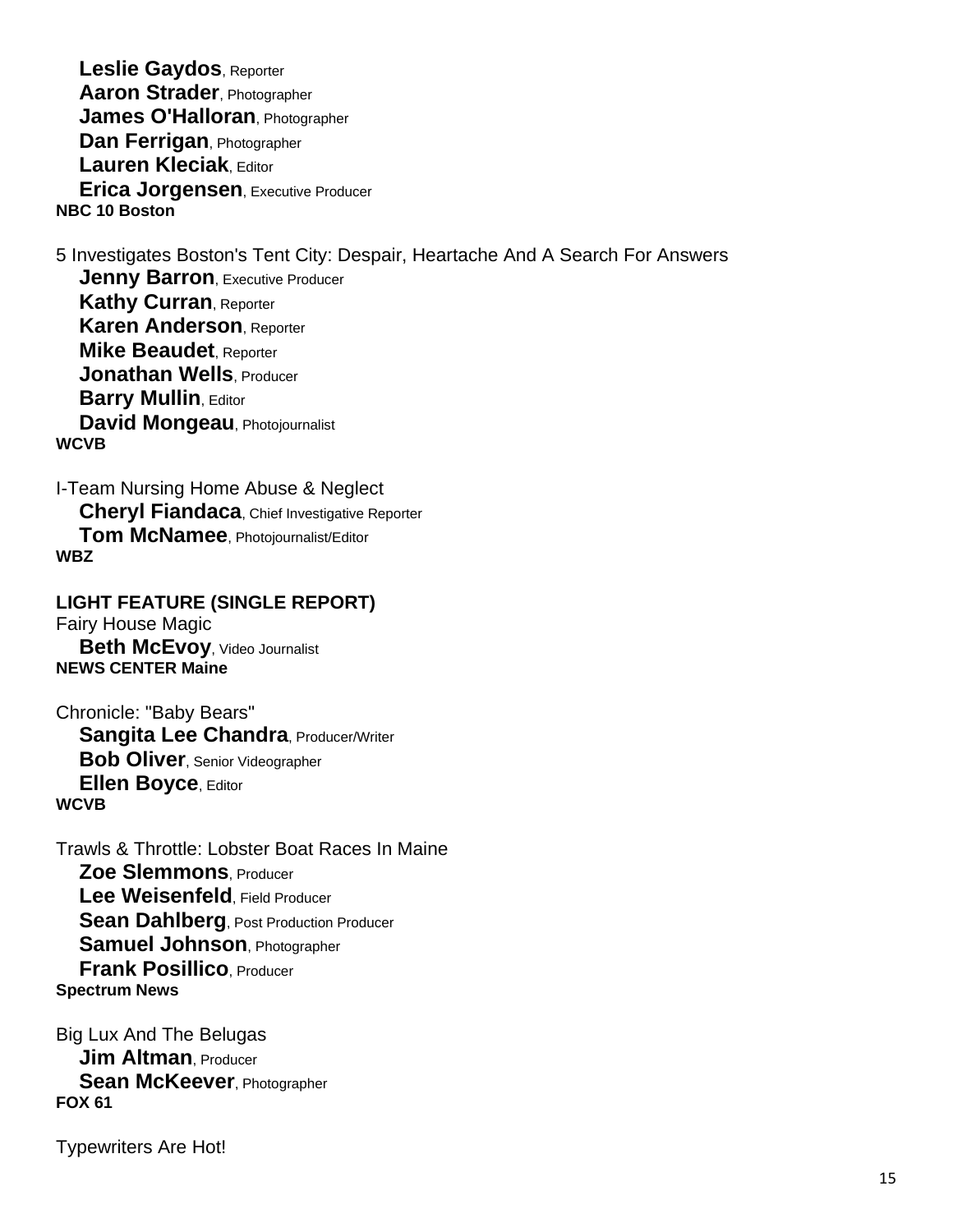**Leslie Gaydos**, Reporter
**Aaron Strader**, Photographer
**James O'Halloran**, Photographer
**Dan Ferrigan**, Photographer
**Lauren Kleciak**, Editor
**Erica Jorgensen**, Executive Producer
**NBC 10 Boston**

5 Investigates Boston's Tent City: Despair, Heartache And A Search For Answers
**Jenny Barron**, Executive Producer
**Kathy Curran**, Reporter
**Karen Anderson**, Reporter
**Mike Beaudet**, Reporter
**Jonathan Wells**, Producer
**Barry Mullin**, Editor
**David Mongeau**, Photojournalist
**WCVB**

I-Team Nursing Home Abuse & Neglect
**Cheryl Fiandaca**, Chief Investigative Reporter
**Tom McNamee**, Photojournalist/Editor
**WBZ**

**LIGHT FEATURE (SINGLE REPORT)**

Fairy House Magic
**Beth McEvoy**, Video Journalist
**NEWS CENTER Maine**

Chronicle: "Baby Bears"
**Sangita Lee Chandra**, Producer/Writer
**Bob Oliver**, Senior Videographer
**Ellen Boyce**, Editor
**WCVB**

Trawls & Throttle: Lobster Boat Races In Maine
**Zoe Slemmons**, Producer
**Lee Weisenfeld**, Field Producer
**Sean Dahlberg**, Post Production Producer
**Samuel Johnson**, Photographer
**Frank Posillico**, Producer
**Spectrum News**

Big Lux And The Belugas
**Jim Altman**, Producer
**Sean McKeever**, Photographer
**FOX 61**

Typewriters Are Hot!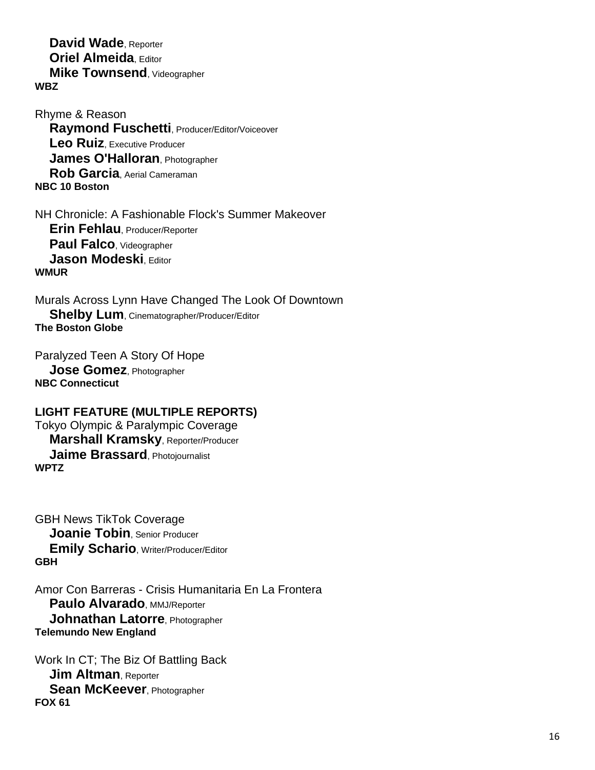**David Wade**, Reporter
**Oriel Almeida**, Editor
**Mike Townsend**, Videographer
**WBZ**

Rhyme & Reason
**Raymond Fuschetti**, Producer/Editor/Voiceover
**Leo Ruiz**, Executive Producer
**James O'Halloran**, Photographer
**Rob Garcia**, Aerial Cameraman
**NBC 10 Boston**

NH Chronicle: A Fashionable Flock's Summer Makeover
**Erin Fehlau**, Producer/Reporter
**Paul Falco**, Videographer
**Jason Modeski**, Editor
**WMUR**

Murals Across Lynn Have Changed The Look Of Downtown
**Shelby Lum**, Cinematographer/Producer/Editor
**The Boston Globe**

Paralyzed Teen A Story Of Hope
**Jose Gomez**, Photographer
**NBC Connecticut**

**LIGHT FEATURE (MULTIPLE REPORTS)**

Tokyo Olympic & Paralympic Coverage
**Marshall Kramsky**, Reporter/Producer
**Jaime Brassard**, Photojournalist
**WPTZ**

GBH News TikTok Coverage
**Joanie Tobin**, Senior Producer
**Emily Schario**, Writer/Producer/Editor
**GBH**

Amor Con Barreras - Crisis Humanitaria En La Frontera
**Paulo Alvarado**, MMJ/Reporter
**Johnathan Latorre**, Photographer
**Telemundo New England**

Work In CT; The Biz Of Battling Back
**Jim Altman**, Reporter
**Sean McKeever**, Photographer
**FOX 61**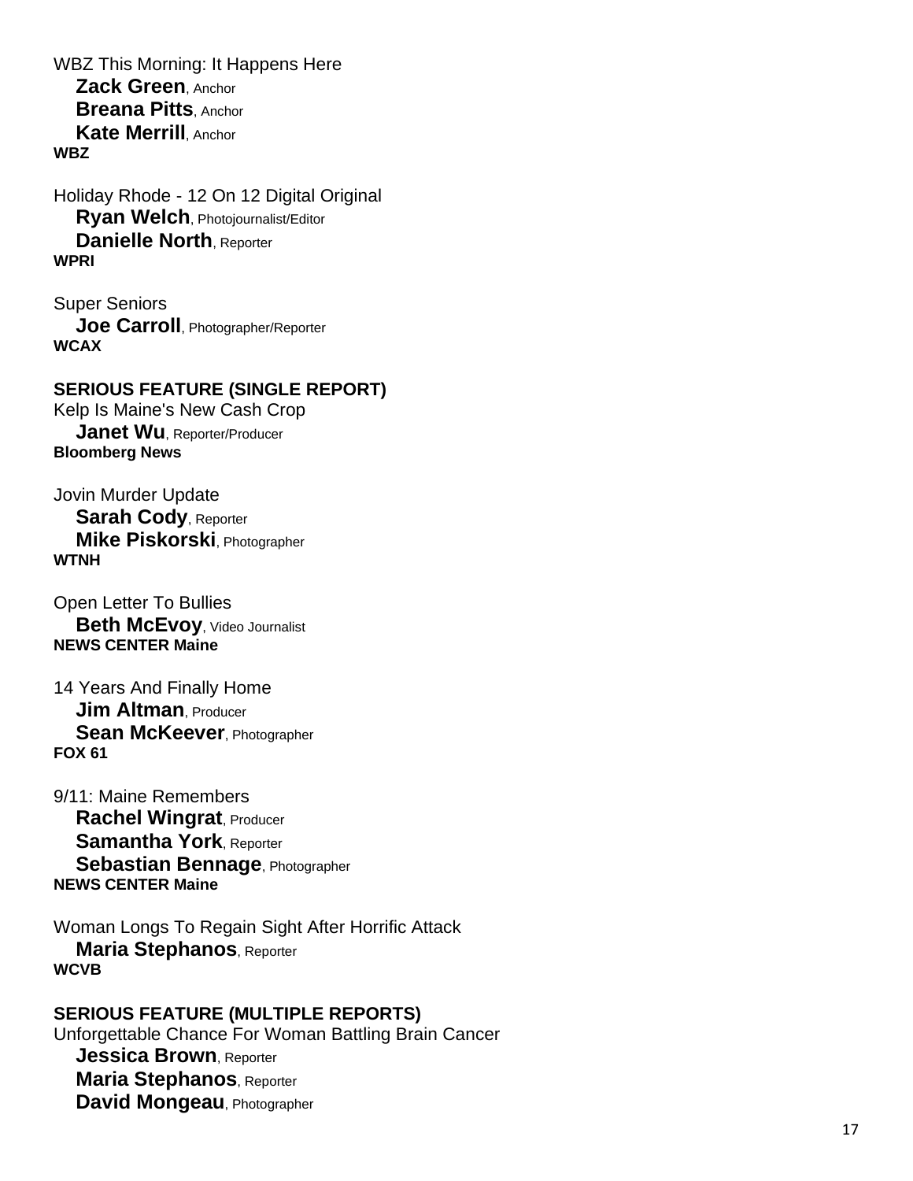WBZ This Morning: It Happens Here
**Zack Green**, Anchor
**Breana Pitts**, Anchor
**Kate Merrill**, Anchor
**WBZ**

Holiday Rhode - 12 On 12 Digital Original
**Ryan Welch**, Photojournalist/Editor
**Danielle North**, Reporter
**WPRI**

Super Seniors
**Joe Carroll**, Photographer/Reporter
**WCAX**

## SERIOUS FEATURE (SINGLE REPORT)

Kelp Is Maine's New Cash Crop
**Janet Wu**, Reporter/Producer
**Bloomberg News**

Jovin Murder Update
**Sarah Cody**, Reporter
**Mike Piskorski**, Photographer
**WTNH**

Open Letter To Bullies
**Beth McEvoy**, Video Journalist
**NEWS CENTER Maine**

14 Years And Finally Home
**Jim Altman**, Producer
**Sean McKeever**, Photographer
**FOX 61**

9/11: Maine Remembers
**Rachel Wingrat**, Producer
**Samantha York**, Reporter
**Sebastian Bennage**, Photographer
**NEWS CENTER Maine**

Woman Longs To Regain Sight After Horrific Attack
**Maria Stephanos**, Reporter
**WCVB**

## SERIOUS FEATURE (MULTIPLE REPORTS)

Unforgettable Chance For Woman Battling Brain Cancer
**Jessica Brown**, Reporter
**Maria Stephanos**, Reporter
**David Mongeau**, Photographer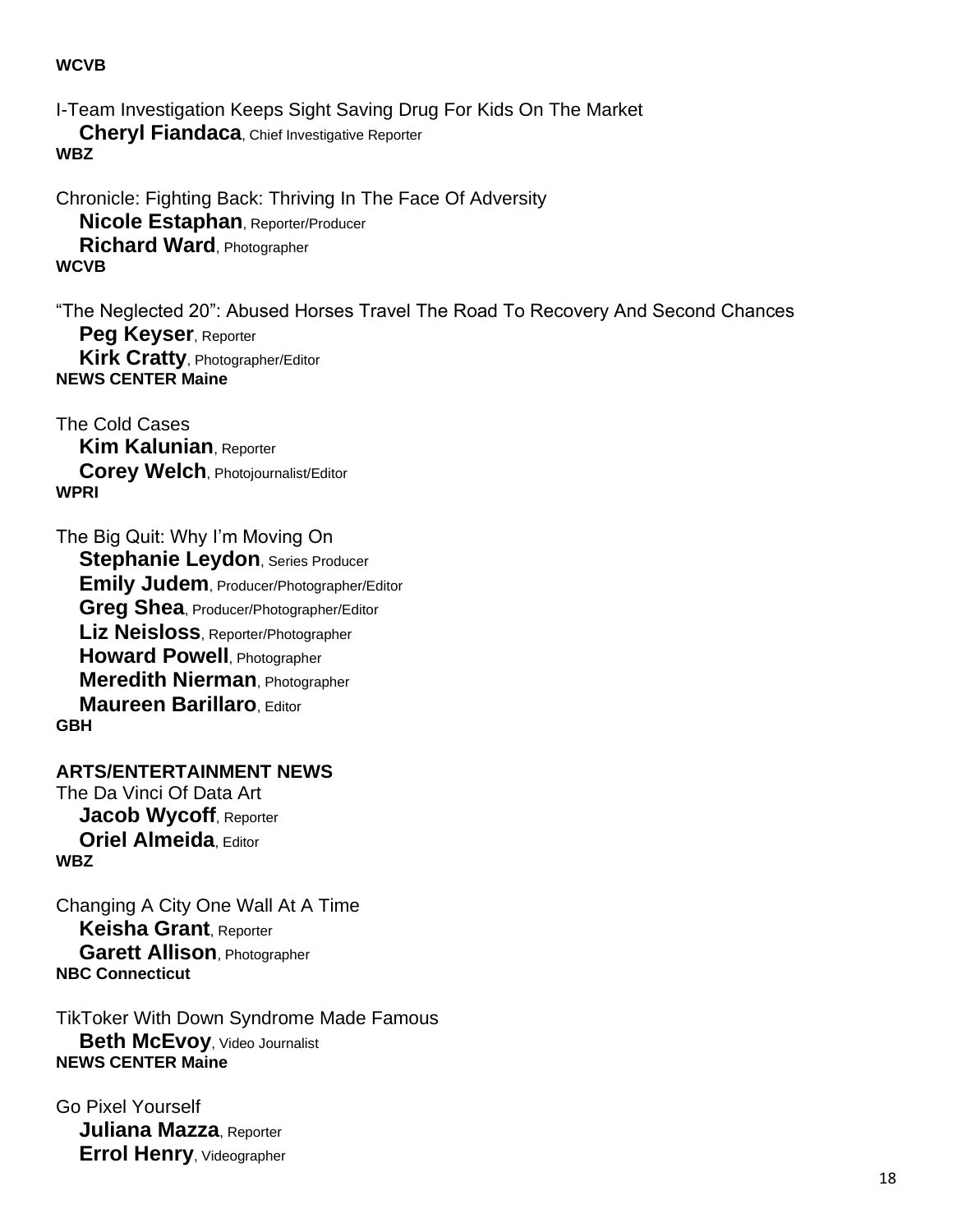**WCVB**

I-Team Investigation Keeps Sight Saving Drug For Kids On The Market
  **Cheryl Fiandaca**, Chief Investigative Reporter
**WBZ**

Chronicle: Fighting Back: Thriving In The Face Of Adversity
  **Nicole Estaphan**, Reporter/Producer
  **Richard Ward**, Photographer
**WCVB**

“The Neglected 20”: Abused Horses Travel The Road To Recovery And Second Chances
  **Peg Keyser**, Reporter
  **Kirk Cratty**, Photographer/Editor
**NEWS CENTER Maine**

The Cold Cases
  **Kim Kalunian**, Reporter
  **Corey Welch**, Photojournalist/Editor
**WPRI**

The Big Quit: Why I’m Moving On
  **Stephanie Leydon**, Series Producer
  **Emily Judem**, Producer/Photographer/Editor
  **Greg Shea**, Producer/Photographer/Editor
  **Liz Neisloss**, Reporter/Photographer
  **Howard Powell**, Photographer
  **Meredith Nierman**, Photographer
  **Maureen Barillaro**, Editor
**GBH**

**ARTS/ENTERTAINMENT NEWS**

The Da Vinci Of Data Art
  **Jacob Wycoff**, Reporter
  **Oriel Almeida**, Editor
**WBZ**

Changing A City One Wall At A Time
  **Keisha Grant**, Reporter
  **Garett Allison**, Photographer
**NBC Connecticut**

TikToker With Down Syndrome Made Famous
  **Beth McEvoy**, Video Journalist
**NEWS CENTER Maine**

Go Pixel Yourself
  **Juliana Mazza**, Reporter
  **Errol Henry**, Videographer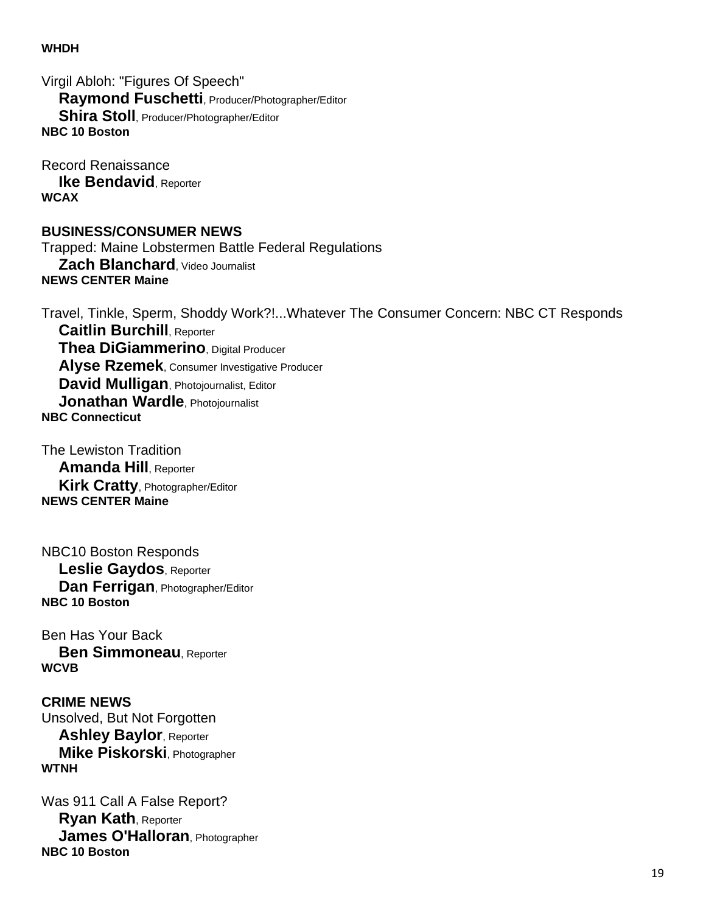**WHDH**

Virgil Abloh: "Figures Of Speech"
**Raymond Fuschetti**, Producer/Photographer/Editor
**Shira Stoll**, Producer/Photographer/Editor
**NBC 10 Boston**

Record Renaissance
**Ike Bendavid**, Reporter
**WCAX**

**BUSINESS/CONSUMER NEWS**

Trapped: Maine Lobstermen Battle Federal Regulations
**Zach Blanchard**, Video Journalist
**NEWS CENTER Maine**

Travel, Tinkle, Sperm, Shoddy Work?!...Whatever The Consumer Concern: NBC CT Responds
**Caitlin Burchill**, Reporter
**Thea DiGiammerino**, Digital Producer
**Alyse Rzemek**, Consumer Investigative Producer
**David Mulligan**, Photojournalist, Editor
**Jonathan Wardle**, Photojournalist
**NBC Connecticut**

The Lewiston Tradition
**Amanda Hill**, Reporter
**Kirk Cratty**, Photographer/Editor
**NEWS CENTER Maine**

NBC10 Boston Responds
**Leslie Gaydos**, Reporter
**Dan Ferrigan**, Photographer/Editor
**NBC 10 Boston**

Ben Has Your Back
**Ben Simmoneau**, Reporter
**WCVB**

**CRIME NEWS**

Unsolved, But Not Forgotten
**Ashley Baylor**, Reporter
**Mike Piskorski**, Photographer
**WTNH**

Was 911 Call A False Report?
**Ryan Kath**, Reporter
**James O'Halloran**, Photographer
**NBC 10 Boston**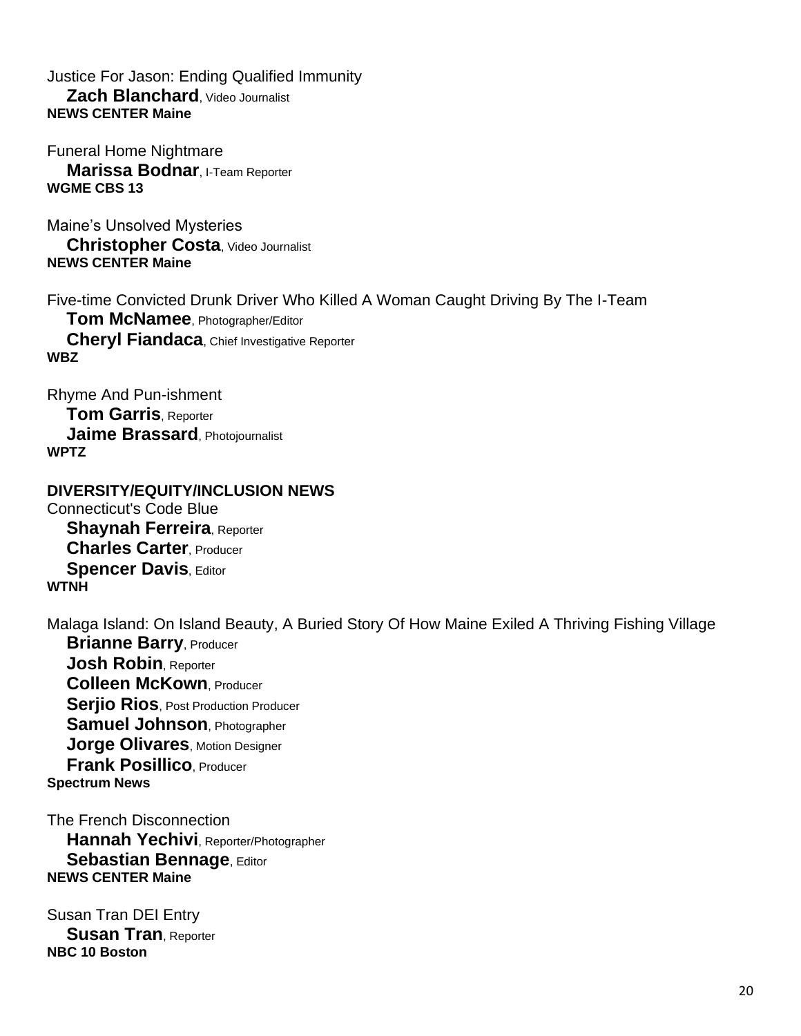Justice For Jason: Ending Qualified Immunity
**Zach Blanchard**, Video Journalist
**NEWS CENTER Maine**

Funeral Home Nightmare
**Marissa Bodnar**, I-Team Reporter
**WGME CBS 13**

Maine's Unsolved Mysteries
**Christopher Costa**, Video Journalist
**NEWS CENTER Maine**

Five-time Convicted Drunk Driver Who Killed A Woman Caught Driving By The I-Team
**Tom McNamee**, Photographer/Editor
**Cheryl Fiandaca**, Chief Investigative Reporter
**WBZ**

Rhyme And Pun-ishment
**Tom Garris**, Reporter
**Jaime Brassard**, Photojournalist
**WPTZ**

**DIVERSITY/EQUITY/INCLUSION NEWS**

Connecticut's Code Blue
**Shaynah Ferreira**, Reporter
**Charles Carter**, Producer
**Spencer Davis**, Editor
**WTNH**

Malaga Island: On Island Beauty, A Buried Story Of How Maine Exiled A Thriving Fishing Village
**Brianne Barry**, Producer
**Josh Robin**, Reporter
**Colleen McKown**, Producer
**Serjio Rios**, Post Production Producer
**Samuel Johnson**, Photographer
**Jorge Olivares**, Motion Designer
**Frank Posillico**, Producer
**Spectrum News**

The French Disconnection
**Hannah Yechivi**, Reporter/Photographer
**Sebastian Bennage**, Editor
**NEWS CENTER Maine**

Susan Tran DEI Entry
**Susan Tran**, Reporter
**NBC 10 Boston**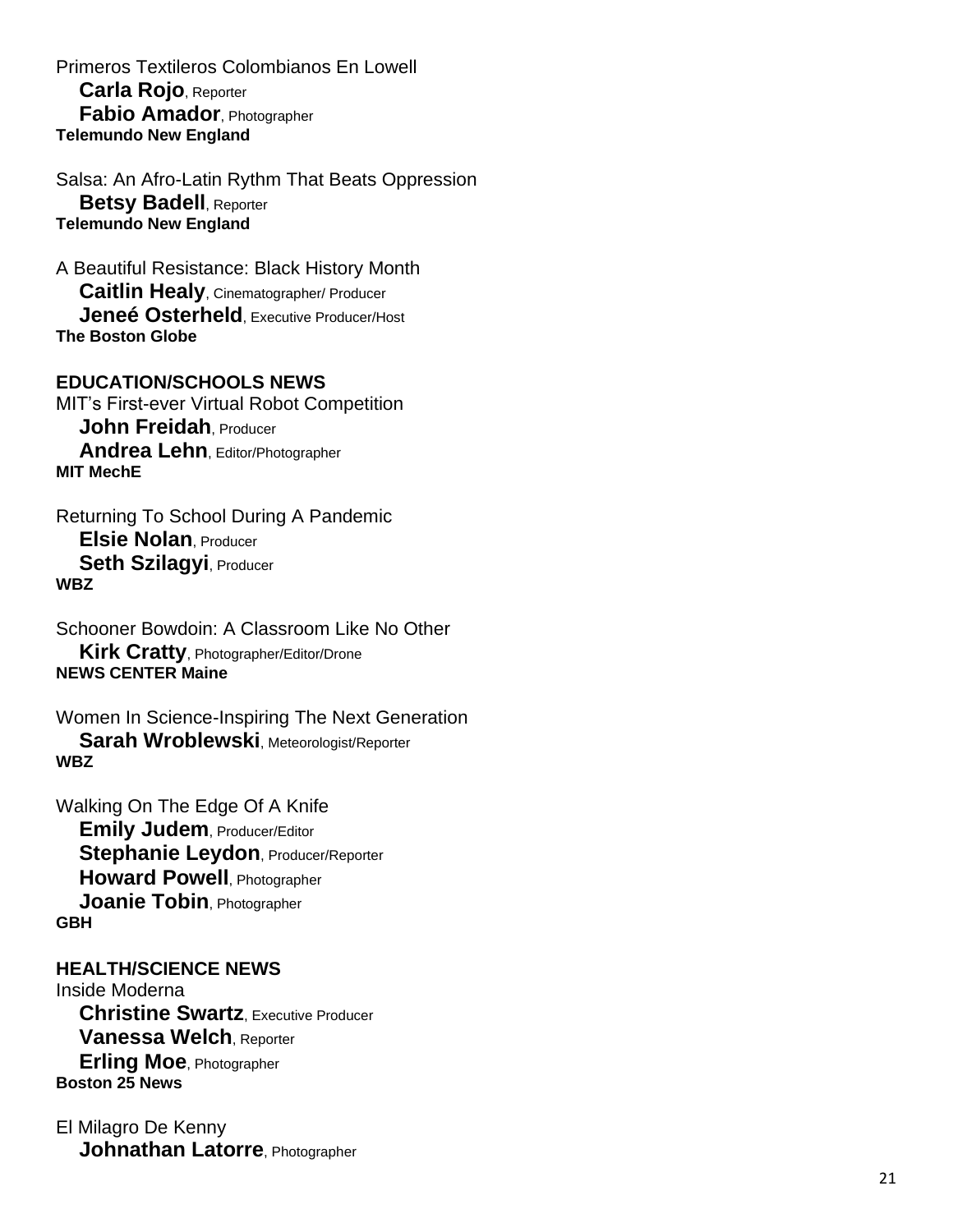Primeros Textileros Colombianos En Lowell
**Carla Rojo**, Reporter
**Fabio Amador**, Photographer
**Telemundo New England**

Salsa: An Afro-Latin Rythm That Beats Oppression
**Betsy Badell**, Reporter
**Telemundo New England**

A Beautiful Resistance: Black History Month
**Caitlin Healy**, Cinematographer/ Producer
**Jeneé Osterheld**, Executive Producer/Host
**The Boston Globe**

**EDUCATION/SCHOOLS NEWS**

MIT's First-ever Virtual Robot Competition
**John Freidah**, Producer
**Andrea Lehn**, Editor/Photographer
**MIT MechE**

Returning To School During A Pandemic
**Elsie Nolan**, Producer
**Seth Szilagyi**, Producer
**WBZ**

Schooner Bowdoin: A Classroom Like No Other
**Kirk Cratty**, Photographer/Editor/Drone
**NEWS CENTER Maine**

Women In Science-Inspiring The Next Generation
**Sarah Wroblewski**, Meteorologist/Reporter
**WBZ**

Walking On The Edge Of A Knife
**Emily Judem**, Producer/Editor
**Stephanie Leydon**, Producer/Reporter
**Howard Powell**, Photographer
**Joanie Tobin**, Photographer
**GBH**

**HEALTH/SCIENCE NEWS**

Inside Moderna
**Christine Swartz**, Executive Producer
**Vanessa Welch**, Reporter
**Erling Moe**, Photographer
**Boston 25 News**

El Milagro De Kenny
**Johnathan Latorre**, Photographer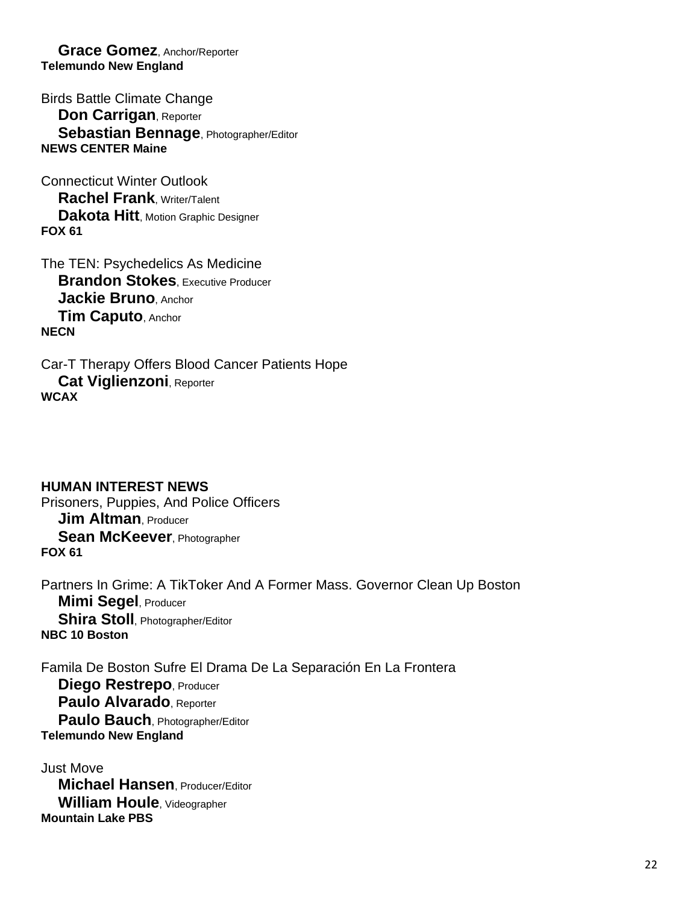**Grace Gomez**, Anchor/Reporter
**Telemundo New England**

Birds Battle Climate Change
**Don Carrigan**, Reporter
**Sebastian Bennage**, Photographer/Editor
**NEWS CENTER Maine**

Connecticut Winter Outlook
**Rachel Frank**, Writer/Talent
**Dakota Hitt**, Motion Graphic Designer
**FOX 61**

The TEN: Psychedelics As Medicine
**Brandon Stokes**, Executive Producer
**Jackie Bruno**, Anchor
**Tim Caputo**, Anchor
**NECN**

Car-T Therapy Offers Blood Cancer Patients Hope
**Cat Viglienzoni**, Reporter
**WCAX**

**HUMAN INTEREST NEWS**

Prisoners, Puppies, And Police Officers
**Jim Altman**, Producer
**Sean McKeever**, Photographer
**FOX 61**

Partners In Grime: A TikToker And A Former Mass. Governor Clean Up Boston
**Mimi Segel**, Producer
**Shira Stoll**, Photographer/Editor
**NBC 10 Boston**

Famila De Boston Sufre El Drama De La Separación En La Frontera
**Diego Restrepo**, Producer
**Paulo Alvarado**, Reporter
**Paulo Bauch**, Photographer/Editor
**Telemundo New England**

Just Move
**Michael Hansen**, Producer/Editor
**William Houle**, Videographer
**Mountain Lake PBS**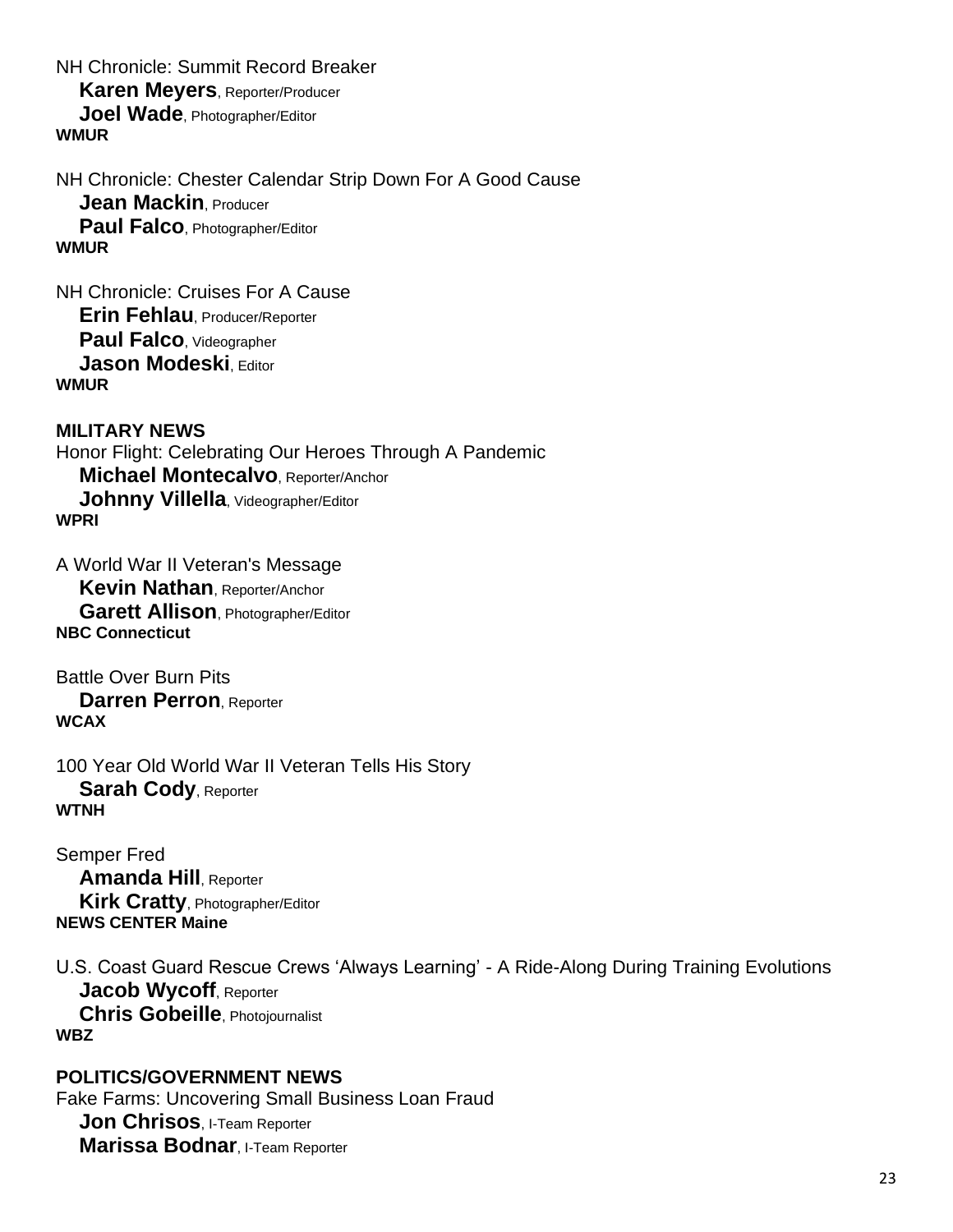NH Chronicle: Summit Record Breaker
**Karen Meyers**, Reporter/Producer
**Joel Wade**, Photographer/Editor
**WMUR**

NH Chronicle: Chester Calendar Strip Down For A Good Cause
**Jean Mackin**, Producer
**Paul Falco**, Photographer/Editor
**WMUR**

NH Chronicle: Cruises For A Cause
**Erin Fehlau**, Producer/Reporter
**Paul Falco**, Videographer
**Jason Modeski**, Editor
**WMUR**

**MILITARY NEWS**

Honor Flight: Celebrating Our Heroes Through A Pandemic
**Michael Montecalvo**, Reporter/Anchor
**Johnny Villella**, Videographer/Editor
**WPRI**

A World War II Veteran's Message
**Kevin Nathan**, Reporter/Anchor
**Garett Allison**, Photographer/Editor
**NBC Connecticut**

Battle Over Burn Pits
**Darren Perron**, Reporter
**WCAX**

100 Year Old World War II Veteran Tells His Story
**Sarah Cody**, Reporter
**WTNH**

Semper Fred
**Amanda Hill**, Reporter
**Kirk Cratty**, Photographer/Editor
**NEWS CENTER Maine**

U.S. Coast Guard Rescue Crews 'Always Learning' - A Ride-Along During Training Evolutions
**Jacob Wycoff**, Reporter
**Chris Gobeille**, Photojournalist
**WBZ**

**POLITICS/GOVERNMENT NEWS**

Fake Farms: Uncovering Small Business Loan Fraud
**Jon Chrisos**, I-Team Reporter
**Marissa Bodnar**, I-Team Reporter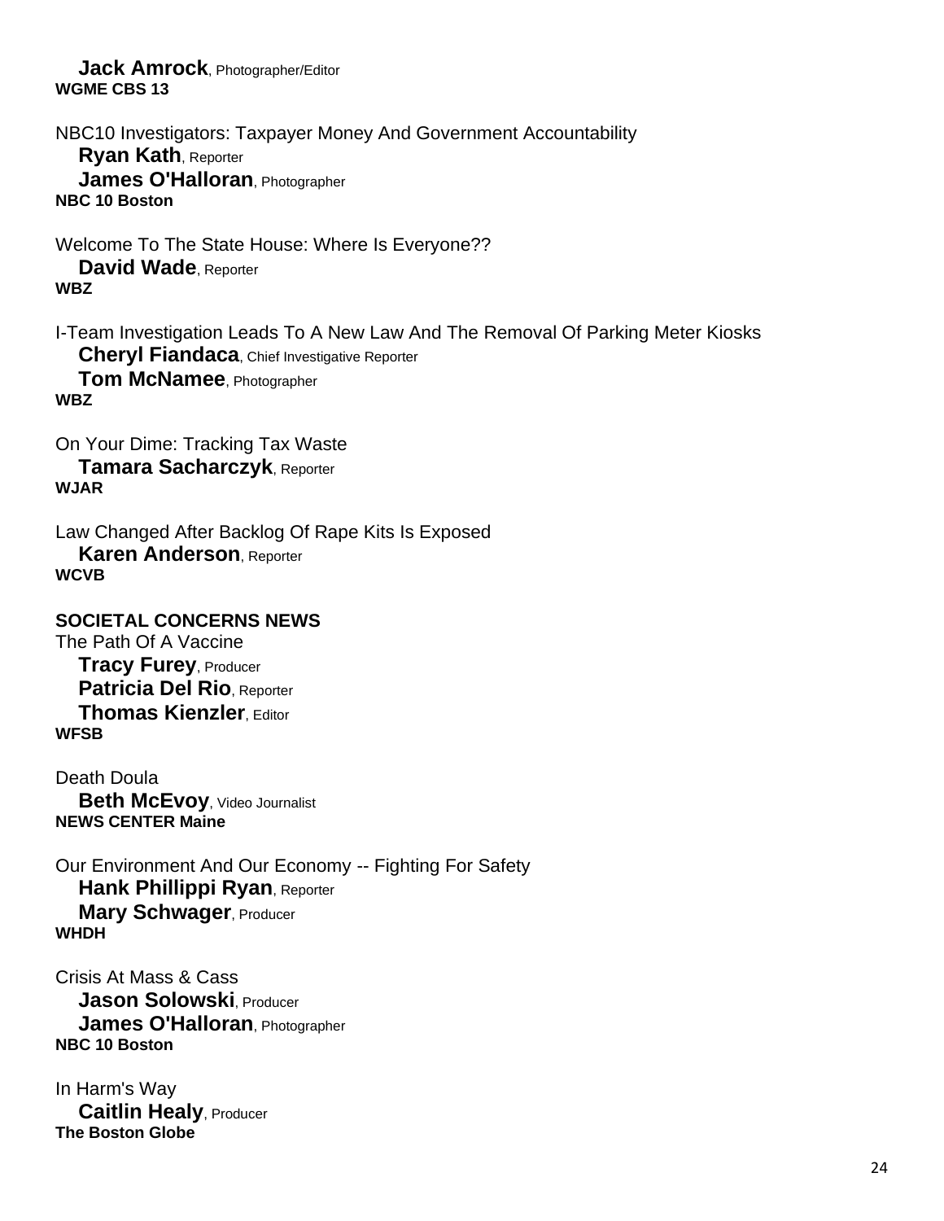**Jack Amrock**, Photographer/Editor
**WGME CBS 13**

NBC10 Investigators: Taxpayer Money And Government Accountability
**Ryan Kath**, Reporter
**James O'Halloran**, Photographer
**NBC 10 Boston**

Welcome To The State House: Where Is Everyone??
**David Wade**, Reporter
**WBZ**

I-Team Investigation Leads To A New Law And The Removal Of Parking Meter Kiosks
**Cheryl Fiandaca**, Chief Investigative Reporter
**Tom McNamee**, Photographer
**WBZ**

On Your Dime: Tracking Tax Waste
**Tamara Sacharczyk**, Reporter
**WJAR**

Law Changed After Backlog Of Rape Kits Is Exposed
**Karen Anderson**, Reporter
**WCVB**

**SOCIETAL CONCERNS NEWS**

The Path Of A Vaccine
**Tracy Furey**, Producer
**Patricia Del Rio**, Reporter
**Thomas Kienzler**, Editor
**WFSB**

Death Doula
**Beth McEvoy**, Video Journalist
**NEWS CENTER Maine**

Our Environment And Our Economy -- Fighting For Safety
**Hank Phillippi Ryan**, Reporter
**Mary Schwager**, Producer
**WHDH**

Crisis At Mass & Cass
**Jason Solowski**, Producer
**James O'Halloran**, Photographer
**NBC 10 Boston**

In Harm's Way
**Caitlin Healy**, Producer
**The Boston Globe**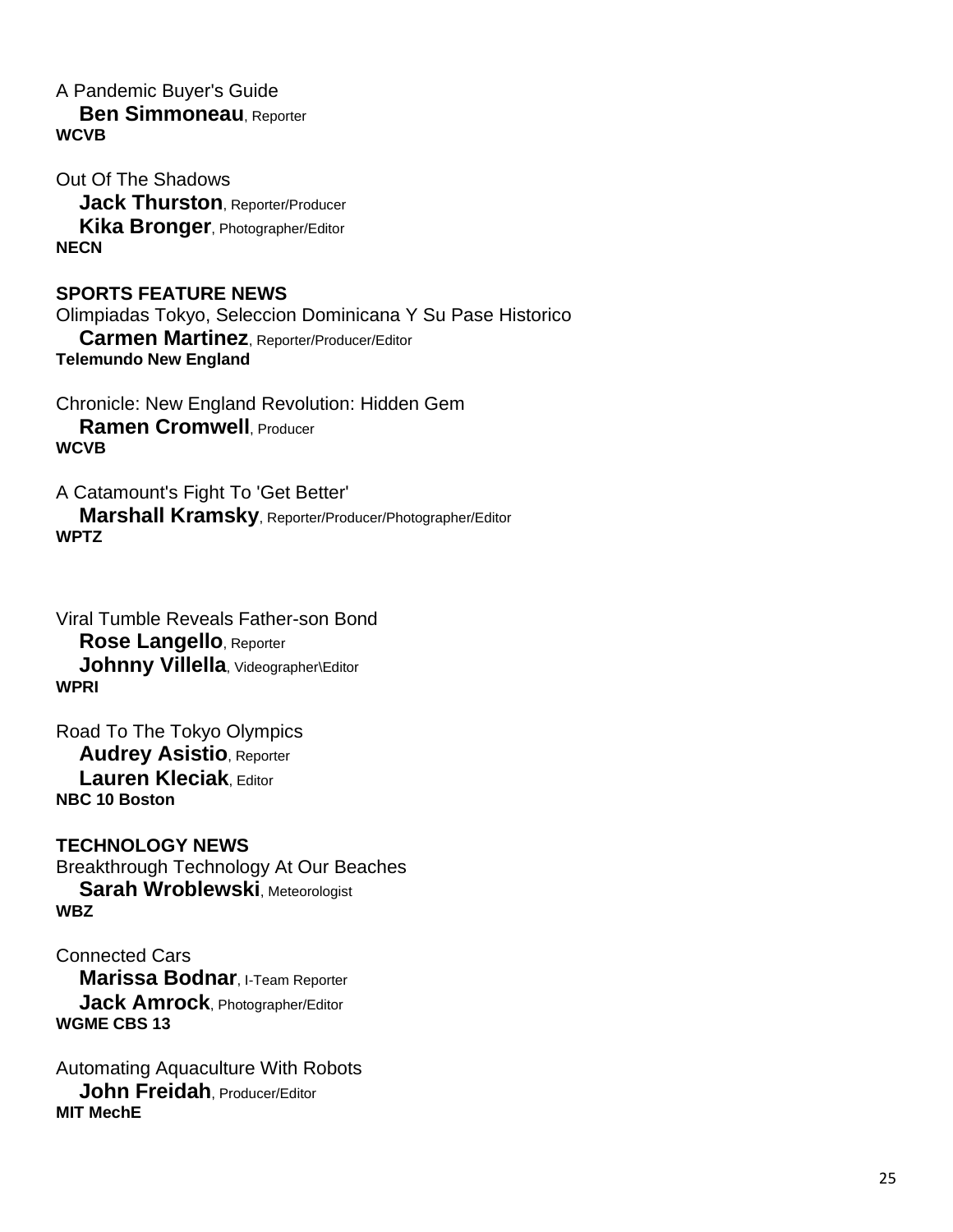A Pandemic Buyer's Guide
**Ben Simmoneau**, Reporter
**WCVB**

Out Of The Shadows
**Jack Thurston**, Reporter/Producer
**Kika Bronger**, Photographer/Editor
**NECN**

**SPORTS FEATURE NEWS**

Olimpiadas Tokyo, Seleccion Dominicana Y Su Pase Historico
**Carmen Martinez**, Reporter/Producer/Editor
**Telemundo New England**

Chronicle: New England Revolution: Hidden Gem
**Ramen Cromwell**, Producer
**WCVB**

A Catamount's Fight To 'Get Better'
**Marshall Kramsky**, Reporter/Producer/Photographer/Editor
**WPTZ**

Viral Tumble Reveals Father-son Bond
**Rose Langello**, Reporter
**Johnny Villella**, Videographer\Editor
**WPRI**

Road To The Tokyo Olympics
**Audrey Asistio**, Reporter
**Lauren Kleciak**, Editor
**NBC 10 Boston**

**TECHNOLOGY NEWS**

Breakthrough Technology At Our Beaches
**Sarah Wroblewski**, Meteorologist
**WBZ**

Connected Cars
**Marissa Bodnar**, I-Team Reporter
**Jack Amrock**, Photographer/Editor
**WGME CBS 13**

Automating Aquaculture With Robots
**John Freidah**, Producer/Editor
**MIT MechE**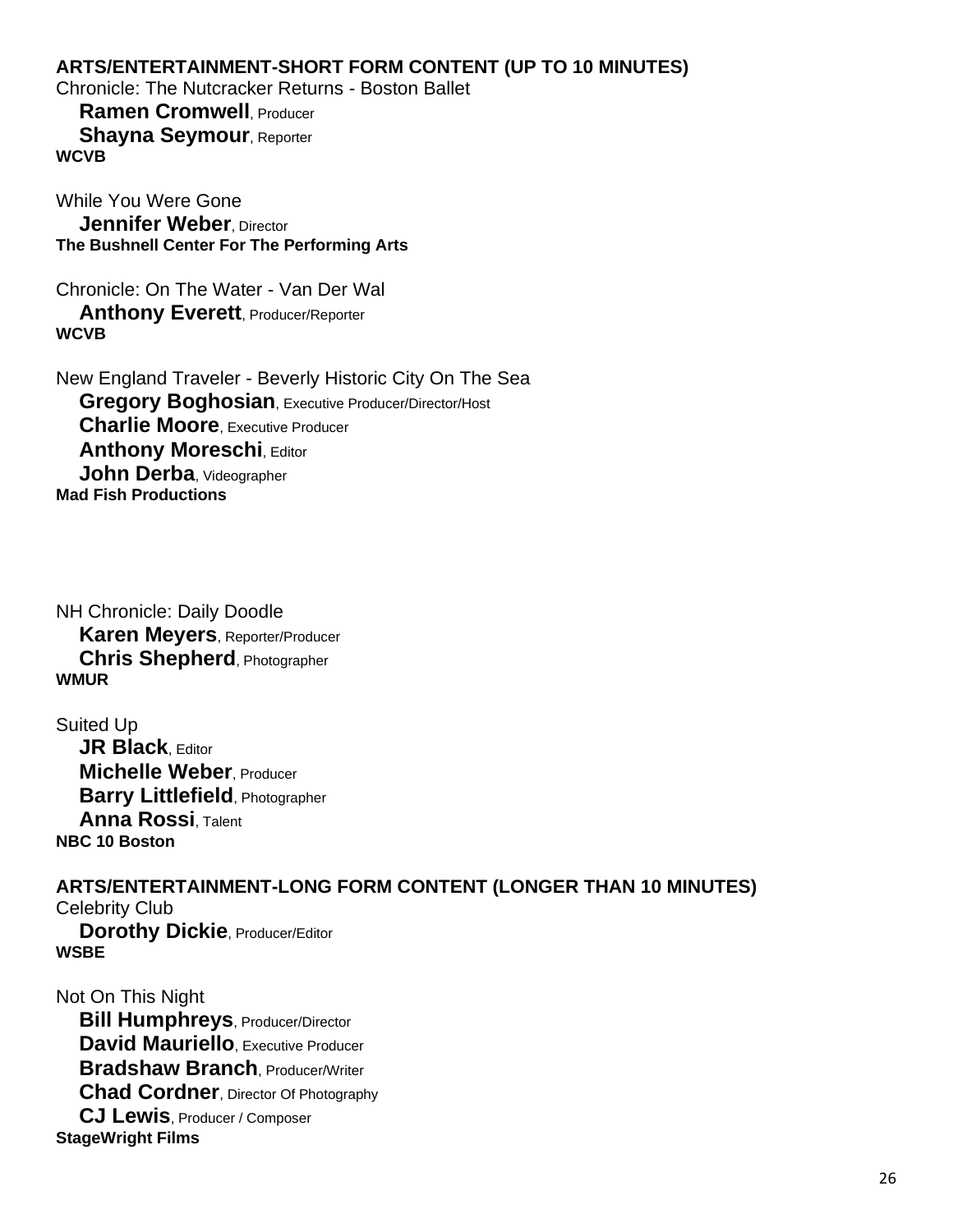## ARTS/ENTERTAINMENT-SHORT FORM CONTENT (UP TO 10 MINUTES)

Chronicle: The Nutcracker Returns - Boston Ballet
**Ramen Cromwell**, Producer
**Shayna Seymour**, Reporter
**WCVB**

While You Were Gone
**Jennifer Weber**, Director
**The Bushnell Center For The Performing Arts**

Chronicle: On The Water - Van Der Wal
**Anthony Everett**, Producer/Reporter
**WCVB**

New England Traveler - Beverly Historic City On The Sea
**Gregory Boghosian**, Executive Producer/Director/Host
**Charlie Moore**, Executive Producer
**Anthony Moreschi**, Editor
**John Derba**, Videographer
**Mad Fish Productions**

NH Chronicle: Daily Doodle
**Karen Meyers**, Reporter/Producer
**Chris Shepherd**, Photographer
**WMUR**

Suited Up
**JR Black**, Editor
**Michelle Weber**, Producer
**Barry Littlefield**, Photographer
**Anna Rossi**, Talent
**NBC 10 Boston**

## ARTS/ENTERTAINMENT-LONG FORM CONTENT (LONGER THAN 10 MINUTES)

Celebrity Club
**Dorothy Dickie**, Producer/Editor
**WSBE**

Not On This Night
**Bill Humphreys**, Producer/Director
**David Mauriello**, Executive Producer
**Bradshaw Branch**, Producer/Writer
**Chad Cordner**, Director Of Photography
**CJ Lewis**, Producer / Composer
**StageWright Films**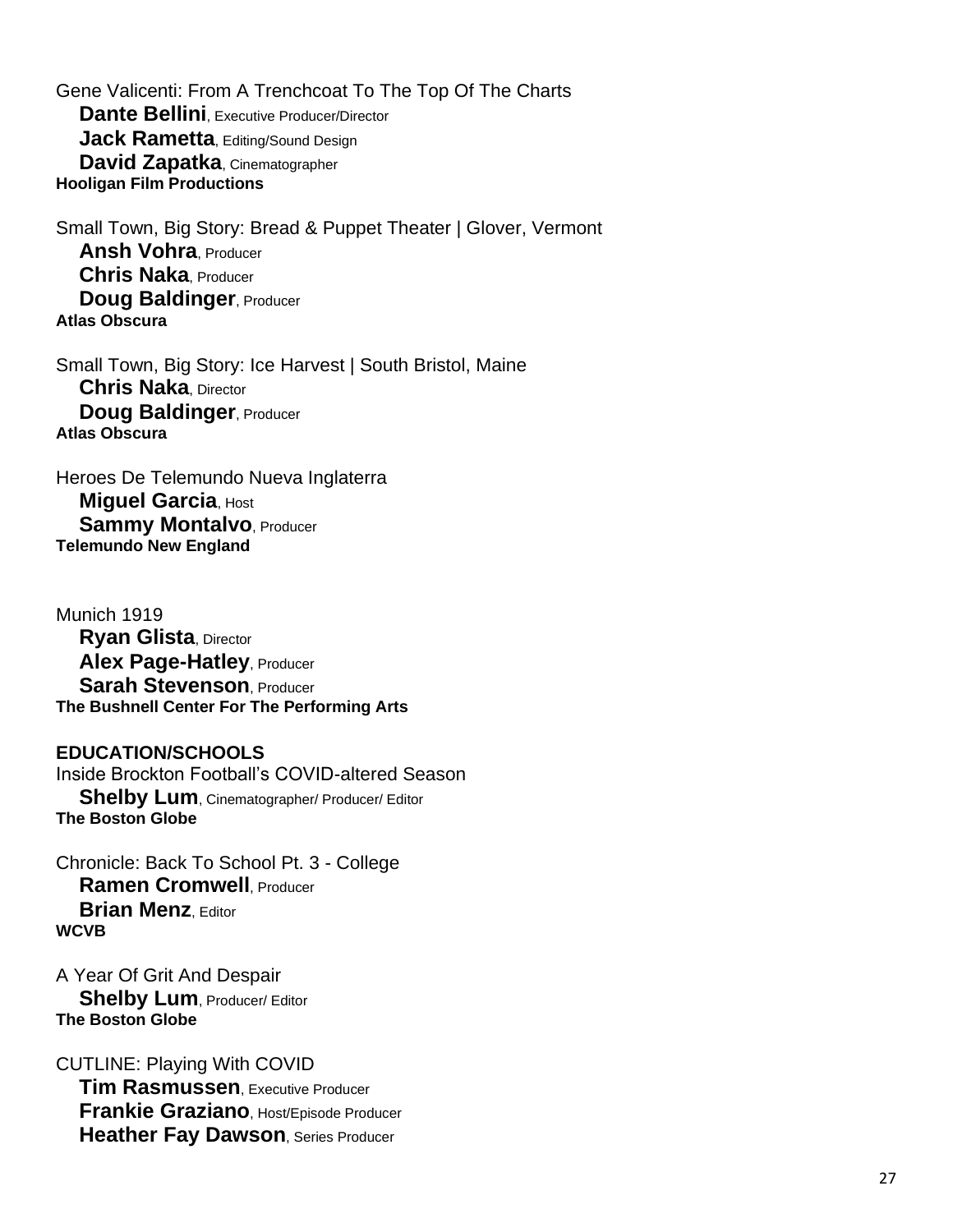Gene Valicenti: From A Trenchcoat To The Top Of The Charts
**Dante Bellini**, Executive Producer/Director
**Jack Rametta**, Editing/Sound Design
**David Zapatka**, Cinematographer
**Hooligan Film Productions**

Small Town, Big Story: Bread & Puppet Theater | Glover, Vermont
**Ansh Vohra**, Producer
**Chris Naka**, Producer
**Doug Baldinger**, Producer
**Atlas Obscura**

Small Town, Big Story: Ice Harvest | South Bristol, Maine
**Chris Naka**, Director
**Doug Baldinger**, Producer
**Atlas Obscura**

Heroes De Telemundo Nueva Inglaterra
**Miguel Garcia**, Host
**Sammy Montalvo**, Producer
**Telemundo New England**

Munich 1919
**Ryan Glista**, Director
**Alex Page-Hatley**, Producer
**Sarah Stevenson**, Producer
**The Bushnell Center For The Performing Arts**

**EDUCATION/SCHOOLS**

Inside Brockton Football's COVID-altered Season
**Shelby Lum**, Cinematographer/ Producer/ Editor
**The Boston Globe**

Chronicle: Back To School Pt. 3 - College
**Ramen Cromwell**, Producer
**Brian Menz**, Editor
**WCVB**

A Year Of Grit And Despair
**Shelby Lum**, Producer/ Editor
**The Boston Globe**

CUTLINE: Playing With COVID
**Tim Rasmussen**, Executive Producer
**Frankie Graziano**, Host/Episode Producer
**Heather Fay Dawson**, Series Producer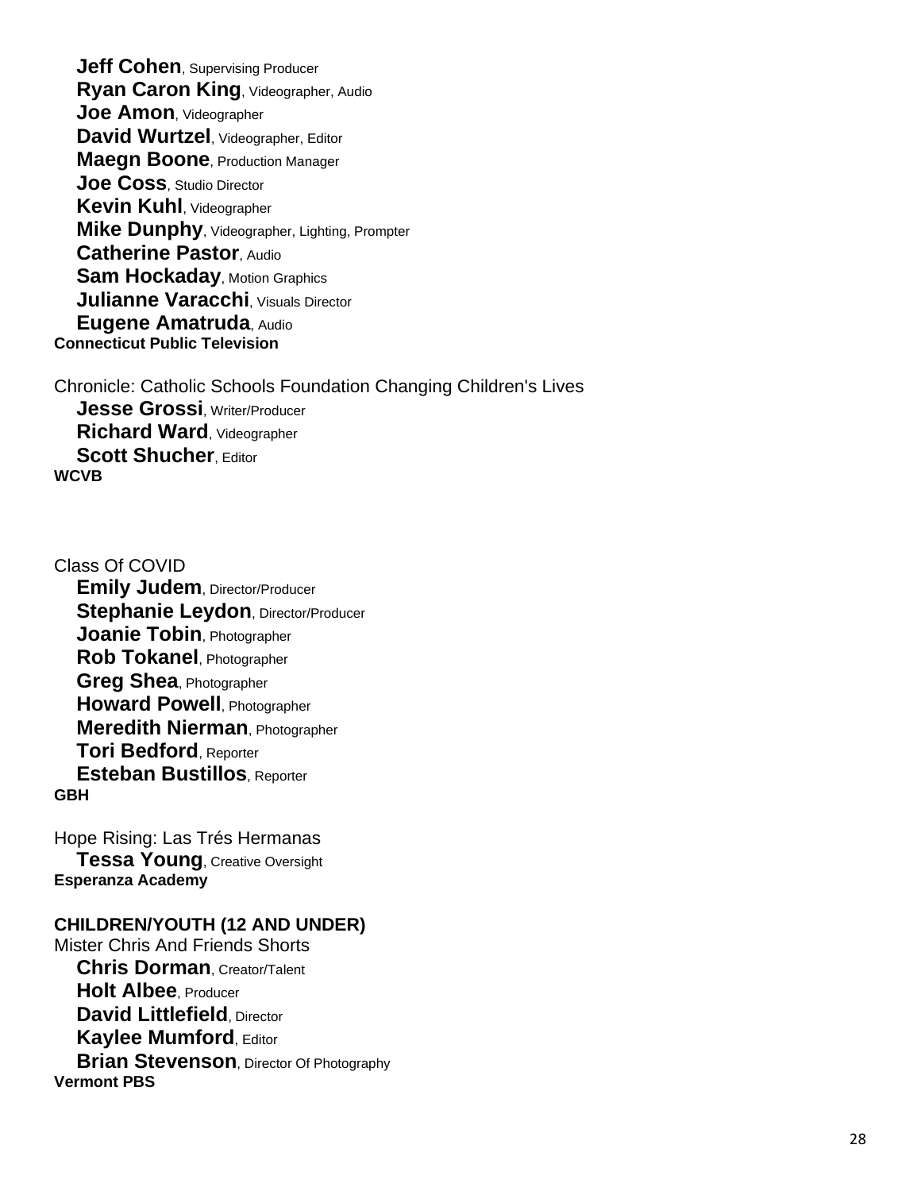**Jeff Cohen**, Supervising Producer
**Ryan Caron King**, Videographer, Audio
**Joe Amon**, Videographer
**David Wurtzel**, Videographer, Editor
**Maegn Boone**, Production Manager
**Joe Coss**, Studio Director
**Kevin Kuhl**, Videographer
**Mike Dunphy**, Videographer, Lighting, Prompter
**Catherine Pastor**, Audio
**Sam Hockaday**, Motion Graphics
**Julianne Varacchi**, Visuals Director
**Eugene Amatruda**, Audio
**Connecticut Public Television**

Chronicle: Catholic Schools Foundation Changing Children's Lives
**Jesse Grossi**, Writer/Producer
**Richard Ward**, Videographer
**Scott Shucher**, Editor
**WCVB**

Class Of COVID
**Emily Judem**, Director/Producer
**Stephanie Leydon**, Director/Producer
**Joanie Tobin**, Photographer
**Rob Tokanel**, Photographer
**Greg Shea**, Photographer
**Howard Powell**, Photographer
**Meredith Nierman**, Photographer
**Tori Bedford**, Reporter
**Esteban Bustillos**, Reporter
**GBH**

Hope Rising: Las Trés Hermanas
**Tessa Young**, Creative Oversight
**Esperanza Academy**

**CHILDREN/YOUTH (12 AND UNDER)**

Mister Chris And Friends Shorts
**Chris Dorman**, Creator/Talent
**Holt Albee**, Producer
**David Littlefield**, Director
**Kaylee Mumford**, Editor
**Brian Stevenson**, Director Of Photography
**Vermont PBS**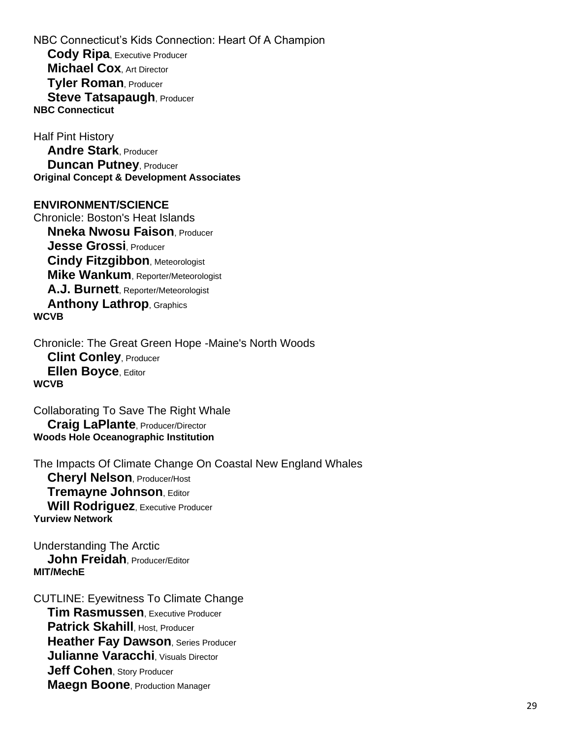NBC Connecticut's Kids Connection: Heart Of A Champion
**Cody Ripa**, Executive Producer
**Michael Cox**, Art Director
**Tyler Roman**, Producer
**Steve Tatsapaugh**, Producer
**NBC Connecticut**

Half Pint History
**Andre Stark**, Producer
**Duncan Putney**, Producer
**Original Concept & Development Associates**

**ENVIRONMENT/SCIENCE**

Chronicle: Boston's Heat Islands
**Nneka Nwosu Faison**, Producer
**Jesse Grossi**, Producer
**Cindy Fitzgibbon**, Meteorologist
**Mike Wankum**, Reporter/Meteorologist
**A.J. Burnett**, Reporter/Meteorologist
**Anthony Lathrop**, Graphics
**WCVB**

Chronicle: The Great Green Hope -Maine's North Woods
**Clint Conley**, Producer
**Ellen Boyce**, Editor
**WCVB**

Collaborating To Save The Right Whale
**Craig LaPlante**, Producer/Director
**Woods Hole Oceanographic Institution**

The Impacts Of Climate Change On Coastal New England Whales
**Cheryl Nelson**, Producer/Host
**Tremayne Johnson**, Editor
**Will Rodriguez**, Executive Producer
**Yurview Network**

Understanding The Arctic
**John Freidah**, Producer/Editor
**MIT/MechE**

CUTLINE: Eyewitness To Climate Change
**Tim Rasmussen**, Executive Producer
**Patrick Skahill**, Host, Producer
**Heather Fay Dawson**, Series Producer
**Julianne Varacchi**, Visuals Director
**Jeff Cohen**, Story Producer
**Maegn Boone**, Production Manager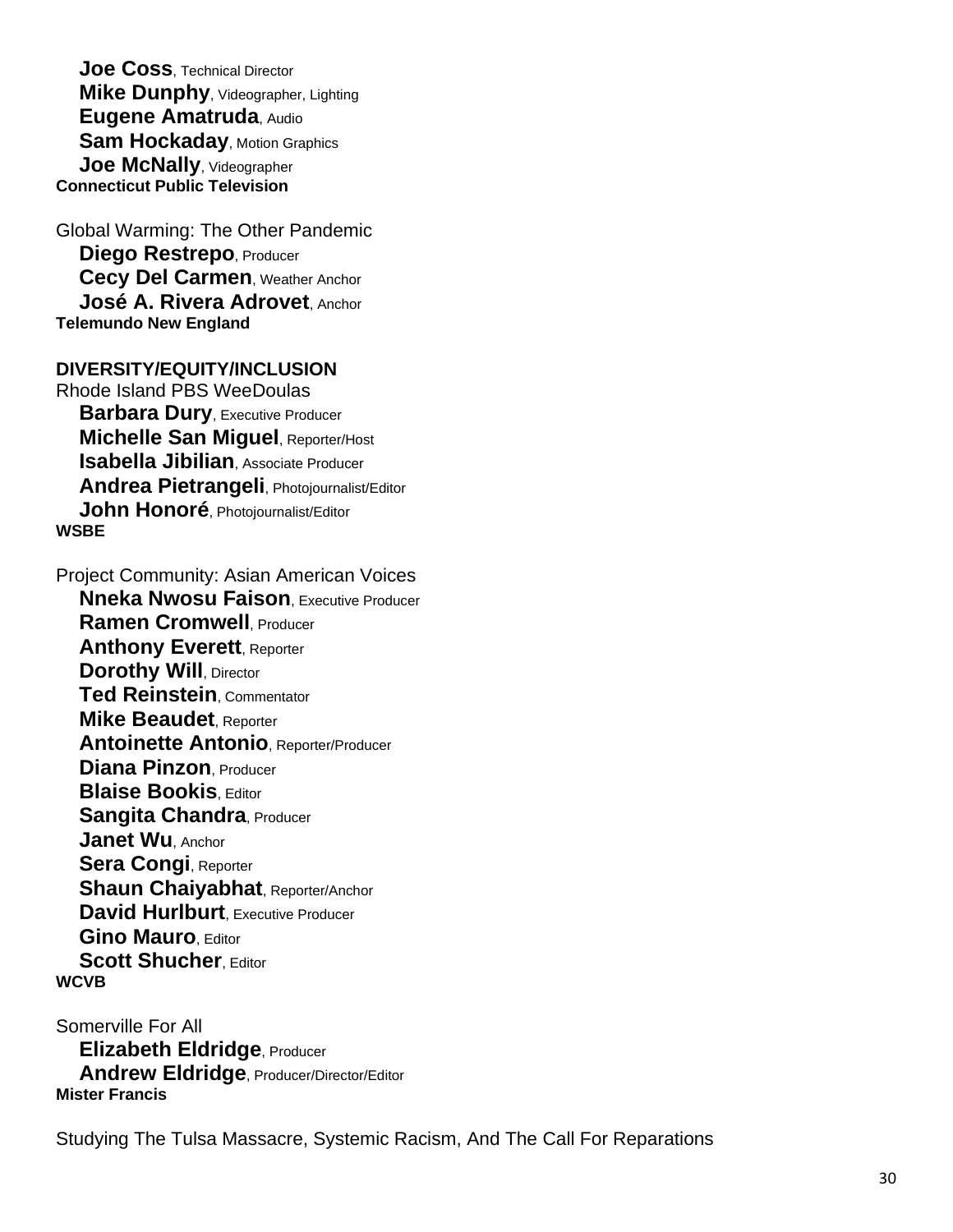**Joe Coss**, Technical Director
**Mike Dunphy**, Videographer, Lighting
**Eugene Amatruda**, Audio
**Sam Hockaday**, Motion Graphics
**Joe McNally**, Videographer
**Connecticut Public Television**

Global Warming: The Other Pandemic
**Diego Restrepo**, Producer
**Cecy Del Carmen**, Weather Anchor
**José A. Rivera Adrovet**, Anchor
**Telemundo New England**

**DIVERSITY/EQUITY/INCLUSION**

Rhode Island PBS WeeDoulas
**Barbara Dury**, Executive Producer
**Michelle San Miguel**, Reporter/Host
**Isabella Jibilian**, Associate Producer
**Andrea Pietrangeli**, Photojournalist/Editor
**John Honoré**, Photojournalist/Editor
**WSBE**

Project Community: Asian American Voices
**Nneka Nwosu Faison**, Executive Producer
**Ramen Cromwell**, Producer
**Anthony Everett**, Reporter
**Dorothy Will**, Director
**Ted Reinstein**, Commentator
**Mike Beaudet**, Reporter
**Antoinette Antonio**, Reporter/Producer
**Diana Pinzon**, Producer
**Blaise Bookis**, Editor
**Sangita Chandra**, Producer
**Janet Wu**, Anchor
**Sera Congi**, Reporter
**Shaun Chaiyabhat**, Reporter/Anchor
**David Hurlburt**, Executive Producer
**Gino Mauro**, Editor
**Scott Shucher**, Editor
**WCVB**

Somerville For All
**Elizabeth Eldridge**, Producer
**Andrew Eldridge**, Producer/Director/Editor
**Mister Francis**

Studying The Tulsa Massacre, Systemic Racism, And The Call For Reparations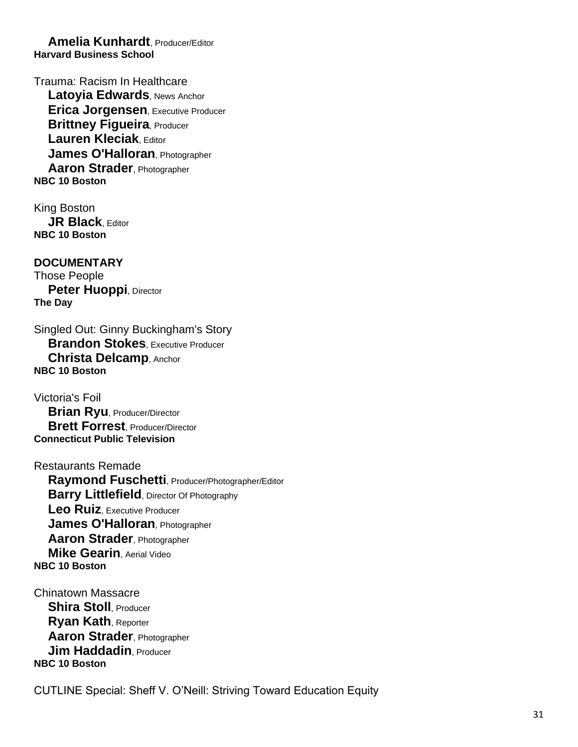**Amelia Kunhardt**, Producer/Editor
**Harvard Business School**

Trauma: Racism In Healthcare
**Latoyia Edwards**, News Anchor
**Erica Jorgensen**, Executive Producer
**Brittney Figueira**, Producer
**Lauren Kleciak**, Editor
**James O'Halloran**, Photographer
**Aaron Strader**, Photographer
**NBC 10 Boston**

King Boston
**JR Black**, Editor
**NBC 10 Boston**

**DOCUMENTARY**

Those People
**Peter Huoppi**, Director
**The Day**

Singled Out: Ginny Buckingham's Story
**Brandon Stokes**, Executive Producer
**Christa Delcamp**, Anchor
**NBC 10 Boston**

Victoria's Foil
**Brian Ryu**, Producer/Director
**Brett Forrest**, Producer/Director
**Connecticut Public Television**

Restaurants Remade
**Raymond Fuschetti**, Producer/Photographer/Editor
**Barry Littlefield**, Director Of Photography
**Leo Ruiz**, Executive Producer
**James O'Halloran**, Photographer
**Aaron Strader**, Photographer
**Mike Gearin**, Aerial Video
**NBC 10 Boston**

Chinatown Massacre
**Shira Stoll**, Producer
**Ryan Kath**, Reporter
**Aaron Strader**, Photographer
**Jim Haddadin**, Producer
**NBC 10 Boston**

CUTLINE Special: Sheff V. O'Neill: Striving Toward Education Equity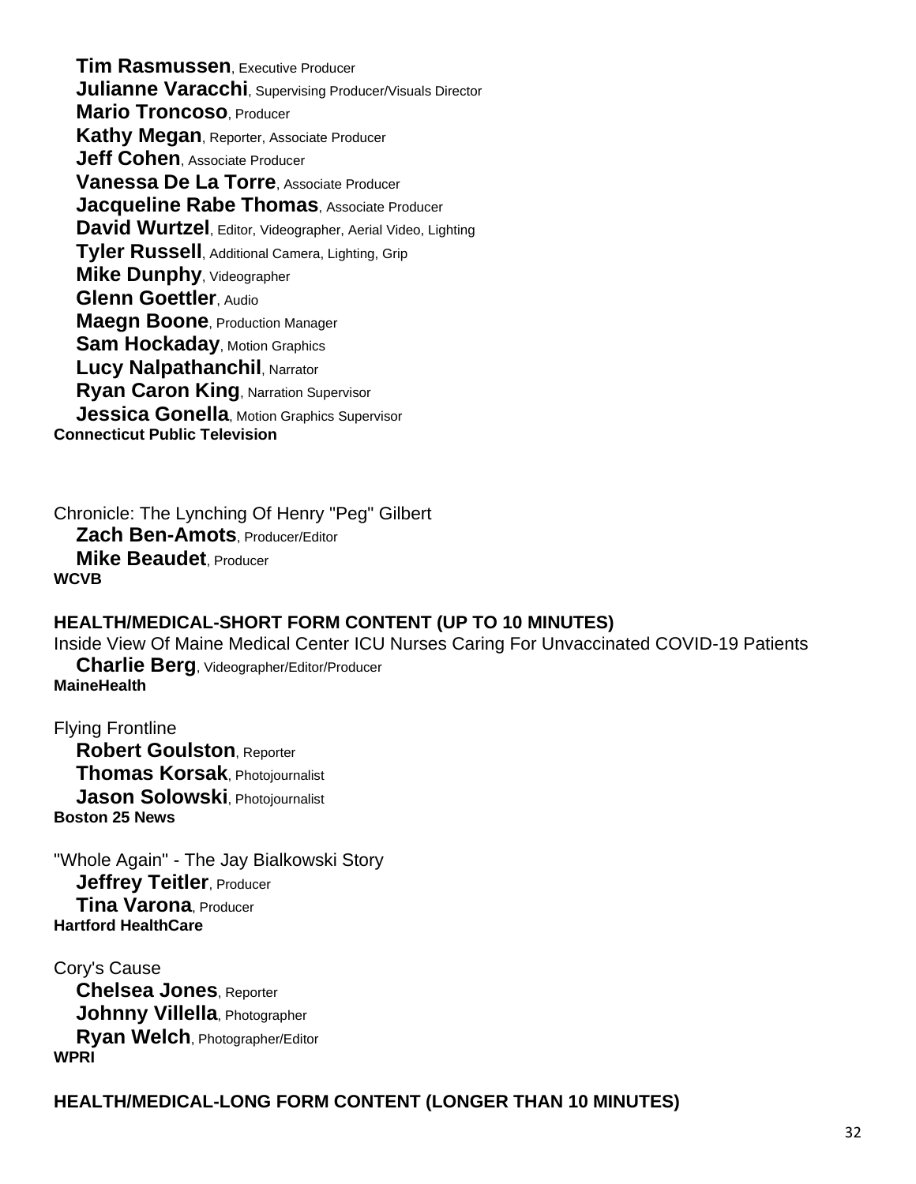**Tim Rasmussen**, Executive Producer
**Julianne Varacchi**, Supervising Producer/Visuals Director
**Mario Troncoso**, Producer
**Kathy Megan**, Reporter, Associate Producer
**Jeff Cohen**, Associate Producer
**Vanessa De La Torre**, Associate Producer
**Jacqueline Rabe Thomas**, Associate Producer
**David Wurtzel**, Editor, Videographer, Aerial Video, Lighting
**Tyler Russell**, Additional Camera, Lighting, Grip
**Mike Dunphy**, Videographer
**Glenn Goettler**, Audio
**Maegn Boone**, Production Manager
**Sam Hockaday**, Motion Graphics
**Lucy Nalpathanchil**, Narrator
**Ryan Caron King**, Narration Supervisor
**Jessica Gonella**, Motion Graphics Supervisor
**Connecticut Public Television**

Chronicle: The Lynching Of Henry "Peg" Gilbert
**Zach Ben-Amots**, Producer/Editor
**Mike Beaudet**, Producer
**WCVB**

**HEALTH/MEDICAL-SHORT FORM CONTENT (UP TO 10 MINUTES)**

Inside View Of Maine Medical Center ICU Nurses Caring For Unvaccinated COVID-19 Patients
**Charlie Berg**, Videographer/Editor/Producer
**MaineHealth**

Flying Frontline
**Robert Goulston**, Reporter
**Thomas Korsak**, Photojournalist
**Jason Solowski**, Photojournalist
**Boston 25 News**

"Whole Again" - The Jay Bialkowski Story
**Jeffrey Teitler**, Producer
**Tina Varona**, Producer
**Hartford HealthCare**

Cory's Cause
**Chelsea Jones**, Reporter
**Johnny Villella**, Photographer
**Ryan Welch**, Photographer/Editor
**WPRI**

**HEALTH/MEDICAL-LONG FORM CONTENT (LONGER THAN 10 MINUTES)**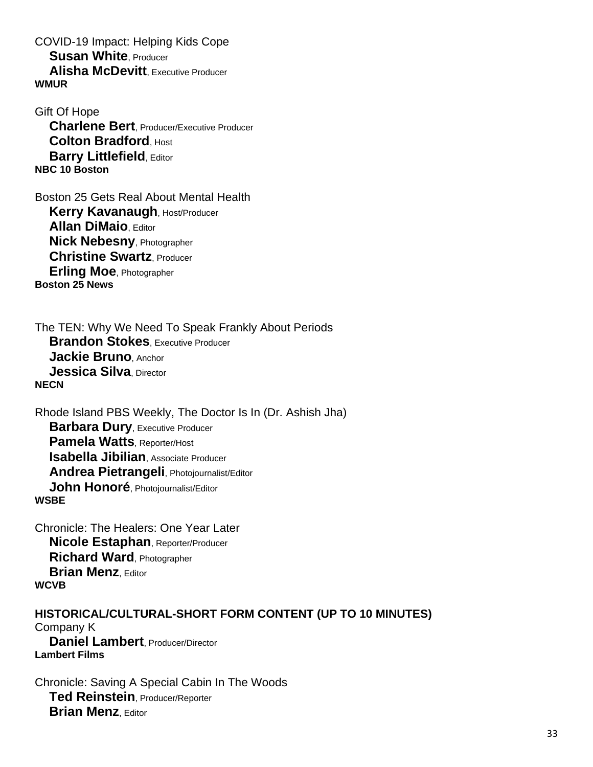COVID-19 Impact: Helping Kids Cope
**Susan White**, Producer
**Alisha McDevitt**, Executive Producer
**WMUR**

Gift Of Hope
**Charlene Bert**, Producer/Executive Producer
**Colton Bradford**, Host
**Barry Littlefield**, Editor
**NBC 10 Boston**

Boston 25 Gets Real About Mental Health
**Kerry Kavanaugh**, Host/Producer
**Allan DiMaio**, Editor
**Nick Nebesny**, Photographer
**Christine Swartz**, Producer
**Erling Moe**, Photographer
**Boston 25 News**

The TEN: Why We Need To Speak Frankly About Periods
**Brandon Stokes**, Executive Producer
**Jackie Bruno**, Anchor
**Jessica Silva**, Director
**NECN**

Rhode Island PBS Weekly, The Doctor Is In (Dr. Ashish Jha)
**Barbara Dury**, Executive Producer
**Pamela Watts**, Reporter/Host
**Isabella Jibilian**, Associate Producer
**Andrea Pietrangeli**, Photojournalist/Editor
**John Honoré**, Photojournalist/Editor
**WSBE**

Chronicle: The Healers: One Year Later
**Nicole Estaphan**, Reporter/Producer
**Richard Ward**, Photographer
**Brian Menz**, Editor
**WCVB**

**HISTORICAL/CULTURAL-SHORT FORM CONTENT (UP TO 10 MINUTES)**

Company K
**Daniel Lambert**, Producer/Director
**Lambert Films**

Chronicle: Saving A Special Cabin In The Woods
**Ted Reinstein**, Producer/Reporter
**Brian Menz**, Editor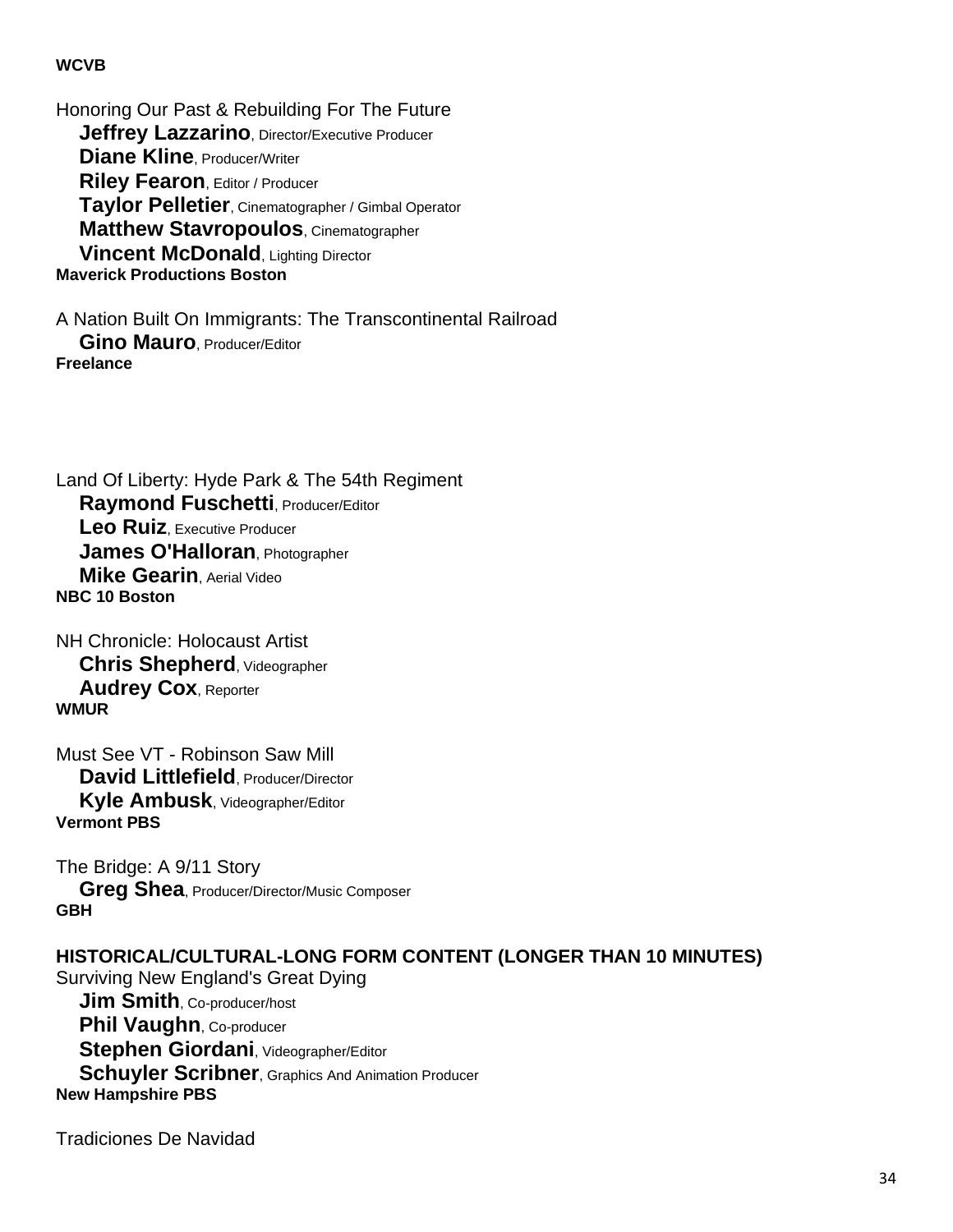**WCVB**

Honoring Our Past & Rebuilding For The Future
**Jeffrey Lazzarino**, Director/Executive Producer
**Diane Kline**, Producer/Writer
**Riley Fearon**, Editor / Producer
**Taylor Pelletier**, Cinematographer / Gimbal Operator
**Matthew Stavropoulos**, Cinematographer
**Vincent McDonald**, Lighting Director
**Maverick Productions Boston**

A Nation Built On Immigrants: The Transcontinental Railroad
**Gino Mauro**, Producer/Editor
**Freelance**

Land Of Liberty: Hyde Park & The 54th Regiment
**Raymond Fuschetti**, Producer/Editor
**Leo Ruiz**, Executive Producer
**James O'Halloran**, Photographer
**Mike Gearin**, Aerial Video
**NBC 10 Boston**

NH Chronicle: Holocaust Artist
**Chris Shepherd**, Videographer
**Audrey Cox**, Reporter
**WMUR**

Must See VT - Robinson Saw Mill
**David Littlefield**, Producer/Director
**Kyle Ambusk**, Videographer/Editor
**Vermont PBS**

The Bridge: A 9/11 Story
**Greg Shea**, Producer/Director/Music Composer
**GBH**

**HISTORICAL/CULTURAL-LONG FORM CONTENT (LONGER THAN 10 MINUTES)**

Surviving New England's Great Dying
**Jim Smith**, Co-producer/host
**Phil Vaughn**, Co-producer
**Stephen Giordani**, Videographer/Editor
**Schuyler Scribner**, Graphics And Animation Producer
**New Hampshire PBS**

Tradiciones De Navidad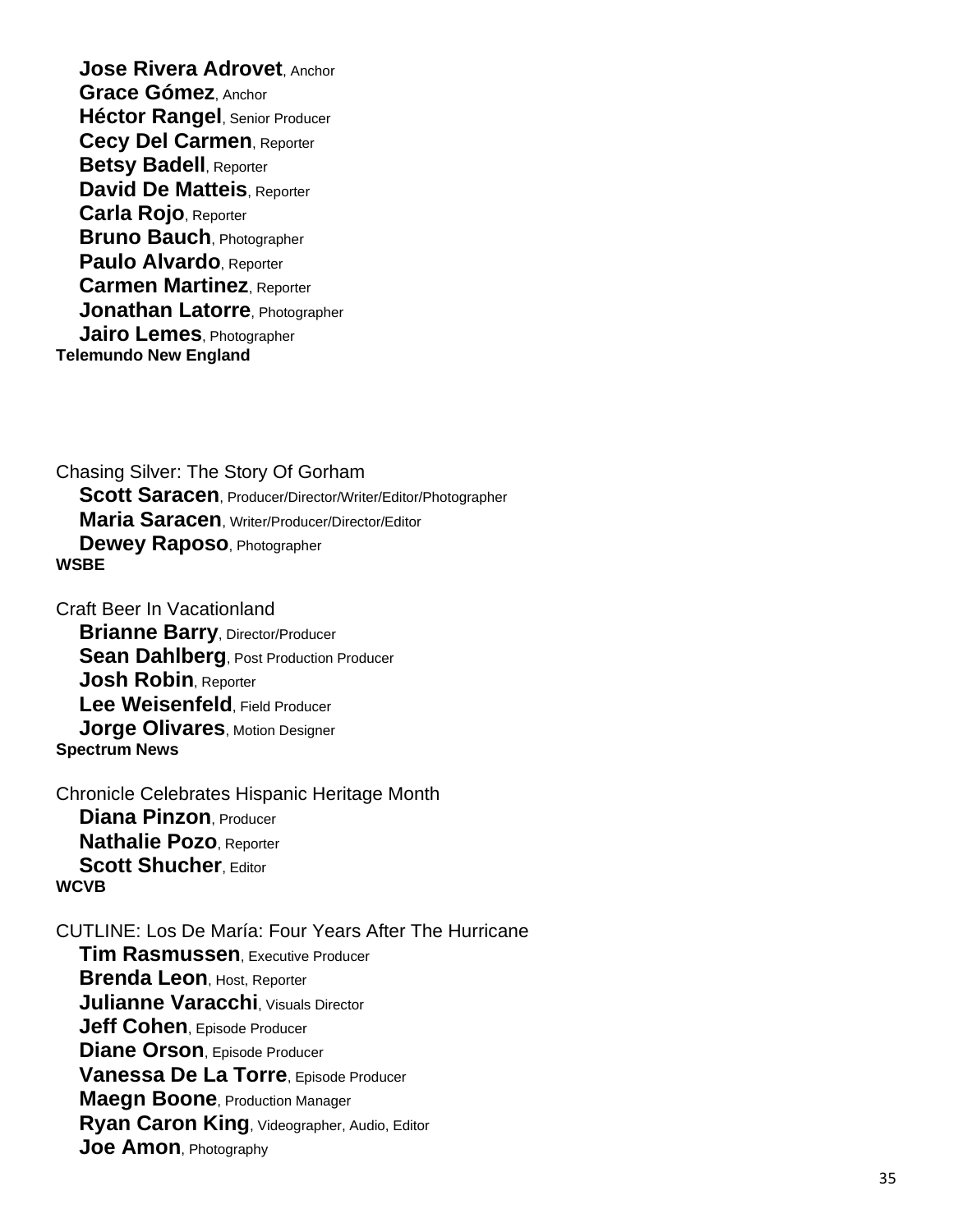**Jose Rivera Adrovet**, Anchor
**Grace Gómez**, Anchor
**Héctor Rangel**, Senior Producer
**Cecy Del Carmen**, Reporter
**Betsy Badell**, Reporter
**David De Matteis**, Reporter
**Carla Rojo**, Reporter
**Bruno Bauch**, Photographer
**Paulo Alvardo**, Reporter
**Carmen Martinez**, Reporter
**Jonathan Latorre**, Photographer
**Jairo Lemes**, Photographer
**Telemundo New England**

Chasing Silver: The Story Of Gorham
**Scott Saracen**, Producer/Director/Writer/Editor/Photographer
**Maria Saracen**, Writer/Producer/Director/Editor
**Dewey Raposo**, Photographer
**WSBE**

Craft Beer In Vacationland
**Brianne Barry**, Director/Producer
**Sean Dahlberg**, Post Production Producer
**Josh Robin**, Reporter
**Lee Weisenfeld**, Field Producer
**Jorge Olivares**, Motion Designer
**Spectrum News**

Chronicle Celebrates Hispanic Heritage Month
**Diana Pinzon**, Producer
**Nathalie Pozo**, Reporter
**Scott Shucher**, Editor
**WCVB**

CUTLINE: Los De María: Four Years After The Hurricane
**Tim Rasmussen**, Executive Producer
**Brenda Leon**, Host, Reporter
**Julianne Varacchi**, Visuals Director
**Jeff Cohen**, Episode Producer
**Diane Orson**, Episode Producer
**Vanessa De La Torre**, Episode Producer
**Maegn Boone**, Production Manager
**Ryan Caron King**, Videographer, Audio, Editor
**Joe Amon**, Photography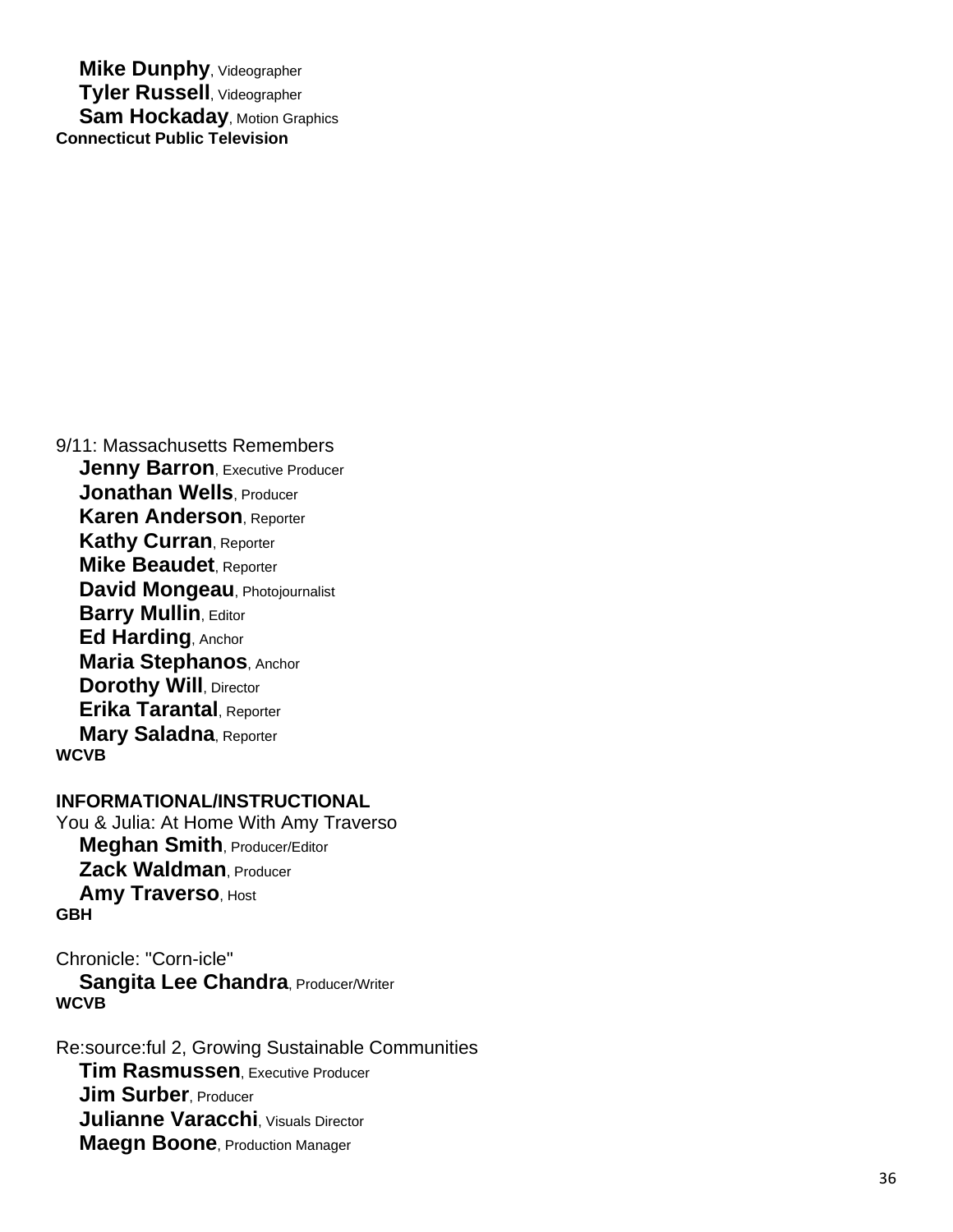**Mike Dunphy**, Videographer
**Tyler Russell**, Videographer
**Sam Hockaday**, Motion Graphics
**Connecticut Public Television**

9/11: Massachusetts Remembers
**Jenny Barron**, Executive Producer
**Jonathan Wells**, Producer
**Karen Anderson**, Reporter
**Kathy Curran**, Reporter
**Mike Beaudet**, Reporter
**David Mongeau**, Photojournalist
**Barry Mullin**, Editor
**Ed Harding**, Anchor
**Maria Stephanos**, Anchor
**Dorothy Will**, Director
**Erika Tarantal**, Reporter
**Mary Saladna**, Reporter
**WCVB**

**INFORMATIONAL/INSTRUCTIONAL**

You & Julia: At Home With Amy Traverso
**Meghan Smith**, Producer/Editor
**Zack Waldman**, Producer
**Amy Traverso**, Host
**GBH**

Chronicle: "Corn-icle"
**Sangita Lee Chandra**, Producer/Writer
**WCVB**

Re:source:ful 2, Growing Sustainable Communities
**Tim Rasmussen**, Executive Producer
**Jim Surber**, Producer
**Julianne Varacchi**, Visuals Director
**Maegn Boone**, Production Manager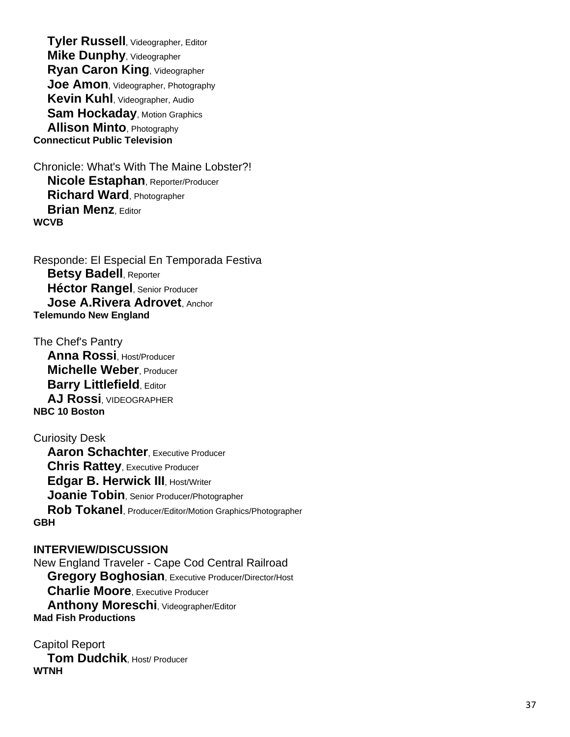**Tyler Russell**, Videographer, Editor
**Mike Dunphy**, Videographer
**Ryan Caron King**, Videographer
**Joe Amon**, Videographer, Photography
**Kevin Kuhl**, Videographer, Audio
**Sam Hockaday**, Motion Graphics
**Allison Minto**, Photography
**Connecticut Public Television**

Chronicle: What's With The Maine Lobster?!
**Nicole Estaphan**, Reporter/Producer
**Richard Ward**, Photographer
**Brian Menz**, Editor
**WCVB**

Responde: El Especial En Temporada Festiva
**Betsy Badell**, Reporter
**Héctor Rangel**, Senior Producer
**Jose A.Rivera Adrovet**, Anchor
**Telemundo New England**

The Chef's Pantry
**Anna Rossi**, Host/Producer
**Michelle Weber**, Producer
**Barry Littlefield**, Editor
**AJ Rossi**, VIDEOGRAPHER
**NBC 10 Boston**

Curiosity Desk
**Aaron Schachter**, Executive Producer
**Chris Rattey**, Executive Producer
**Edgar B. Herwick III**, Host/Writer
**Joanie Tobin**, Senior Producer/Photographer
**Rob Tokanel**, Producer/Editor/Motion Graphics/Photographer
**GBH**

**INTERVIEW/DISCUSSION**
New England Traveler - Cape Cod Central Railroad
**Gregory Boghosian**, Executive Producer/Director/Host
**Charlie Moore**, Executive Producer
**Anthony Moreschi**, Videographer/Editor
**Mad Fish Productions**

Capitol Report
**Tom Dudchik**, Host/ Producer
**WTNH**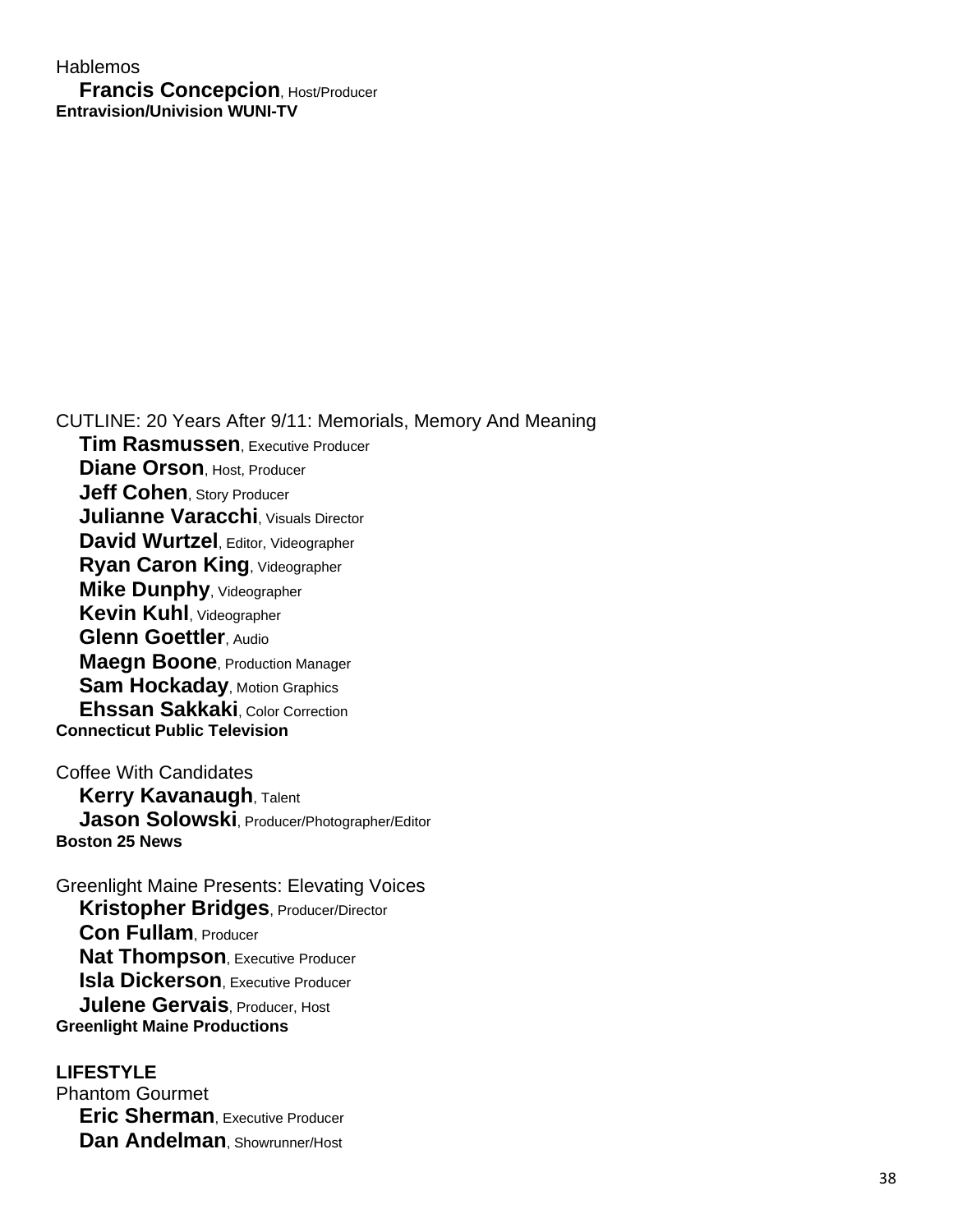Hablemos
**Francis Concepcion**, Host/Producer
**Entravision/Univision WUNI-TV**

CUTLINE: 20 Years After 9/11: Memorials, Memory And Meaning
**Tim Rasmussen**, Executive Producer
**Diane Orson**, Host, Producer
**Jeff Cohen**, Story Producer
**Julianne Varacchi**, Visuals Director
**David Wurtzel**, Editor, Videographer
**Ryan Caron King**, Videographer
**Mike Dunphy**, Videographer
**Kevin Kuhl**, Videographer
**Glenn Goettler**, Audio
**Maegn Boone**, Production Manager
**Sam Hockaday**, Motion Graphics
**Ehssan Sakkaki**, Color Correction
**Connecticut Public Television**

Coffee With Candidates
**Kerry Kavanaugh**, Talent
**Jason Solowski**, Producer/Photographer/Editor
**Boston 25 News**

Greenlight Maine Presents: Elevating Voices
**Kristopher Bridges**, Producer/Director
**Con Fullam**, Producer
**Nat Thompson**, Executive Producer
**Isla Dickerson**, Executive Producer
**Julene Gervais**, Producer, Host
**Greenlight Maine Productions**

**LIFESTYLE**

Phantom Gourmet
**Eric Sherman**, Executive Producer
**Dan Andelman**, Showrunner/Host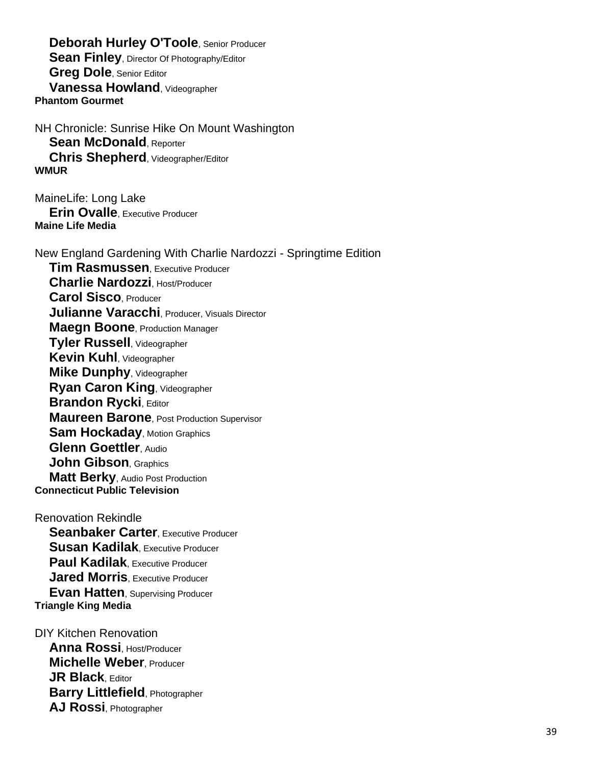**Deborah Hurley O'Toole**, Senior Producer
**Sean Finley**, Director Of Photography/Editor
**Greg Dole**, Senior Editor
**Vanessa Howland**, Videographer
**Phantom Gourmet**

NH Chronicle: Sunrise Hike On Mount Washington
**Sean McDonald**, Reporter
**Chris Shepherd**, Videographer/Editor
**WMUR**

MaineLife: Long Lake
**Erin Ovalle**, Executive Producer
**Maine Life Media**

New England Gardening With Charlie Nardozzi - Springtime Edition
**Tim Rasmussen**, Executive Producer
**Charlie Nardozzi**, Host/Producer
**Carol Sisco**, Producer
**Julianne Varacchi**, Producer, Visuals Director
**Maegn Boone**, Production Manager
**Tyler Russell**, Videographer
**Kevin Kuhl**, Videographer
**Mike Dunphy**, Videographer
**Ryan Caron King**, Videographer
**Brandon Rycki**, Editor
**Maureen Barone**, Post Production Supervisor
**Sam Hockaday**, Motion Graphics
**Glenn Goettler**, Audio
**John Gibson**, Graphics
**Matt Berky**, Audio Post Production
**Connecticut Public Television**

Renovation Rekindle
**Seanbaker Carter**, Executive Producer
**Susan Kadilak**, Executive Producer
**Paul Kadilak**, Executive Producer
**Jared Morris**, Executive Producer
**Evan Hatten**, Supervising Producer
**Triangle King Media**

DIY Kitchen Renovation
**Anna Rossi**, Host/Producer
**Michelle Weber**, Producer
**JR Black**, Editor
**Barry Littlefield**, Photographer
**AJ Rossi**, Photographer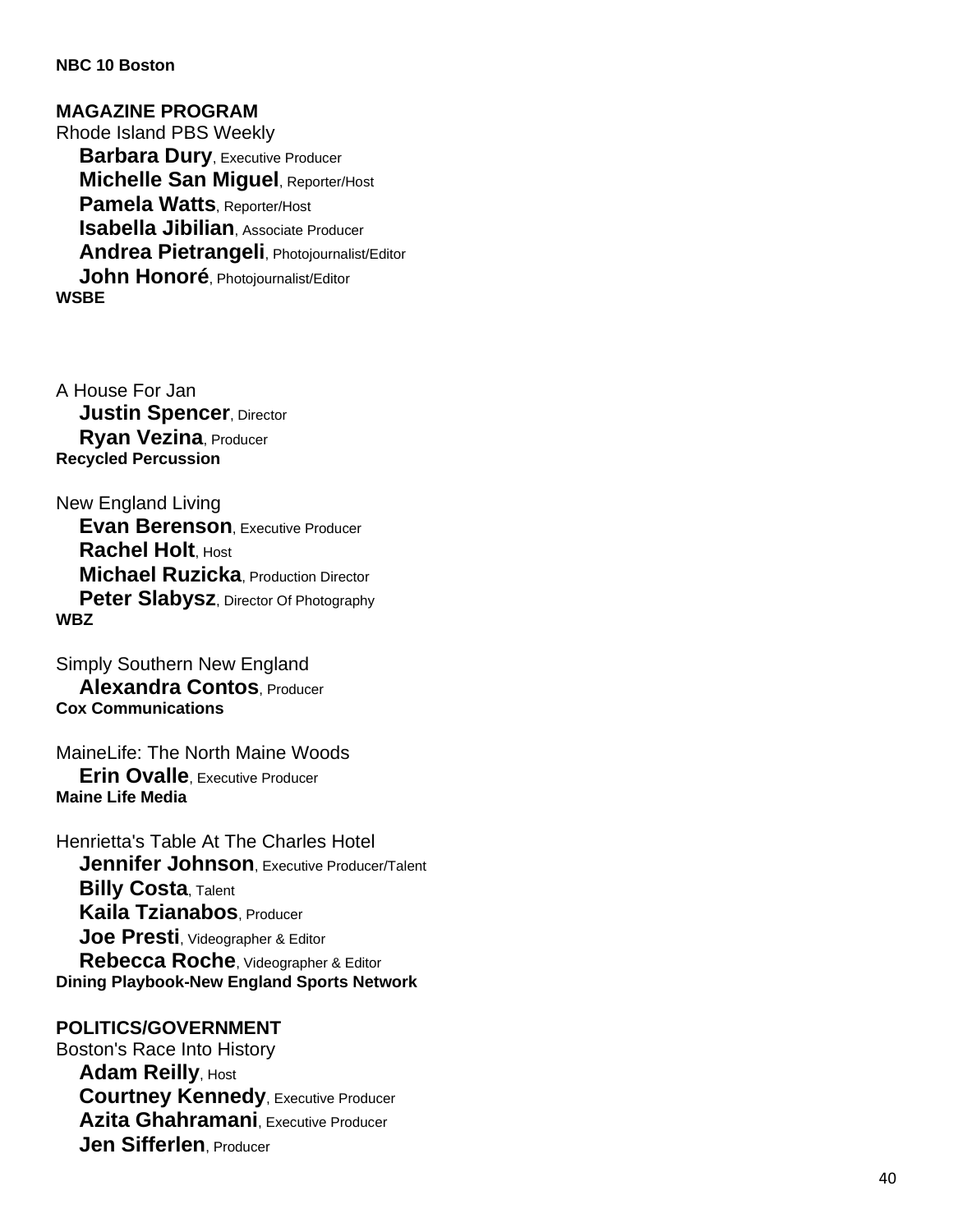**NBC 10 Boston**

**MAGAZINE PROGRAM**

Rhode Island PBS Weekly
**Barbara Dury**, Executive Producer
**Michelle San Miguel**, Reporter/Host
**Pamela Watts**, Reporter/Host
**Isabella Jibilian**, Associate Producer
**Andrea Pietrangeli**, Photojournalist/Editor
**John Honoré**, Photojournalist/Editor
**WSBE**

A House For Jan
**Justin Spencer**, Director
**Ryan Vezina**, Producer
**Recycled Percussion**

New England Living
**Evan Berenson**, Executive Producer
**Rachel Holt**, Host
**Michael Ruzicka**, Production Director
**Peter Slabysz**, Director Of Photography
**WBZ**

Simply Southern New England
**Alexandra Contos**, Producer
**Cox Communications**

MaineLife: The North Maine Woods
**Erin Ovalle**, Executive Producer
**Maine Life Media**

Henrietta's Table At The Charles Hotel
**Jennifer Johnson**, Executive Producer/Talent
**Billy Costa**, Talent
**Kaila Tzianabos**, Producer
**Joe Presti**, Videographer & Editor
**Rebecca Roche**, Videographer & Editor
**Dining Playbook-New England Sports Network**

**POLITICS/GOVERNMENT**

Boston's Race Into History
**Adam Reilly**, Host
**Courtney Kennedy**, Executive Producer
**Azita Ghahramani**, Executive Producer
**Jen Sifferlen**, Producer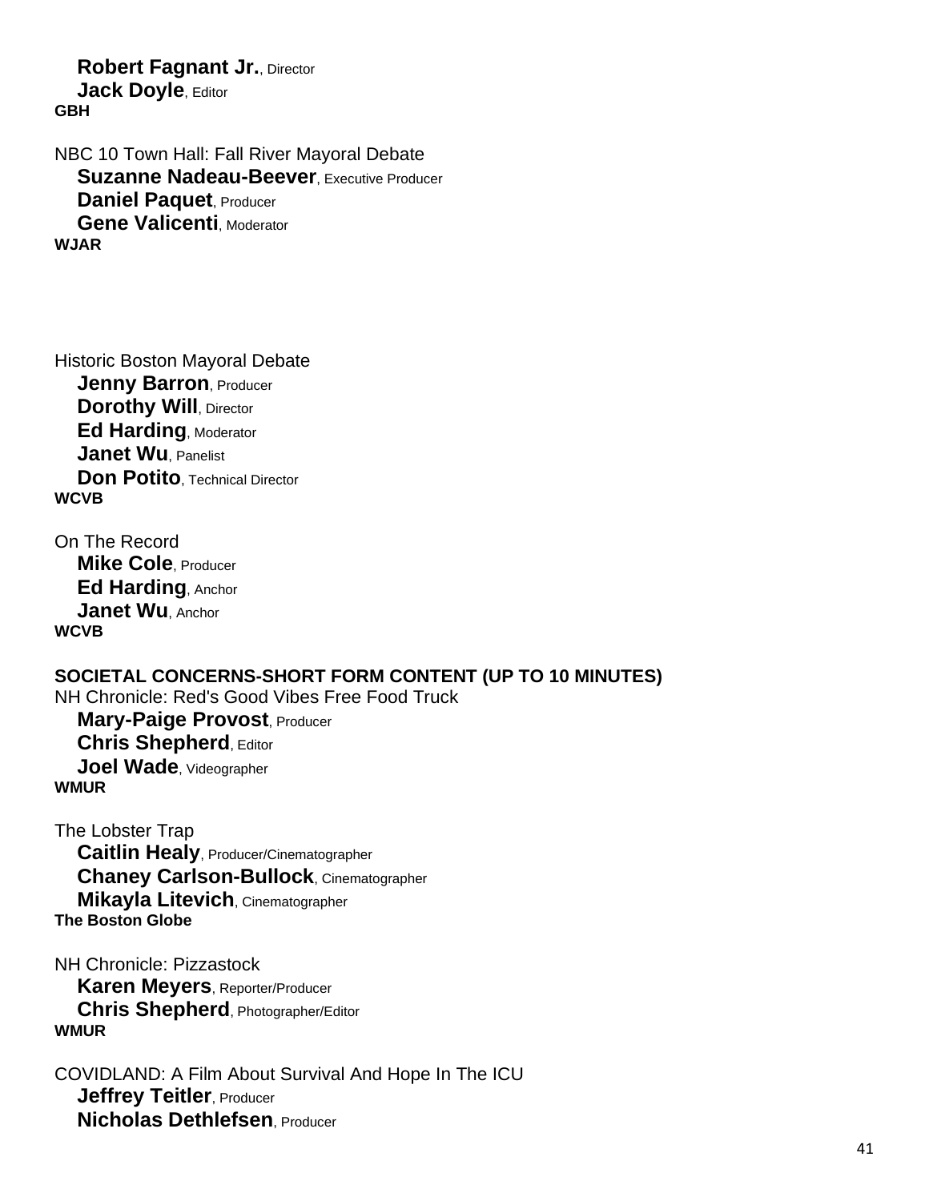**Robert Fagnant Jr.**, Director
**Jack Doyle**, Editor
**GBH**

NBC 10 Town Hall: Fall River Mayoral Debate
**Suzanne Nadeau-Beever**, Executive Producer
**Daniel Paquet**, Producer
**Gene Valicenti**, Moderator
**WJAR**

Historic Boston Mayoral Debate
**Jenny Barron**, Producer
**Dorothy Will**, Director
**Ed Harding**, Moderator
**Janet Wu**, Panelist
**Don Potito**, Technical Director
**WCVB**

On The Record
**Mike Cole**, Producer
**Ed Harding**, Anchor
**Janet Wu**, Anchor
**WCVB**

**SOCIETAL CONCERNS-SHORT FORM CONTENT (UP TO 10 MINUTES)**

NH Chronicle: Red's Good Vibes Free Food Truck
**Mary-Paige Provost**, Producer
**Chris Shepherd**, Editor
**Joel Wade**, Videographer
**WMUR**

The Lobster Trap
**Caitlin Healy**, Producer/Cinematographer
**Chaney Carlson-Bullock**, Cinematographer
**Mikayla Litevich**, Cinematographer
**The Boston Globe**

NH Chronicle: Pizzastock
**Karen Meyers**, Reporter/Producer
**Chris Shepherd**, Photographer/Editor
**WMUR**

COVIDLAND: A Film About Survival And Hope In The ICU
**Jeffrey Teitler**, Producer
**Nicholas Dethlefsen**, Producer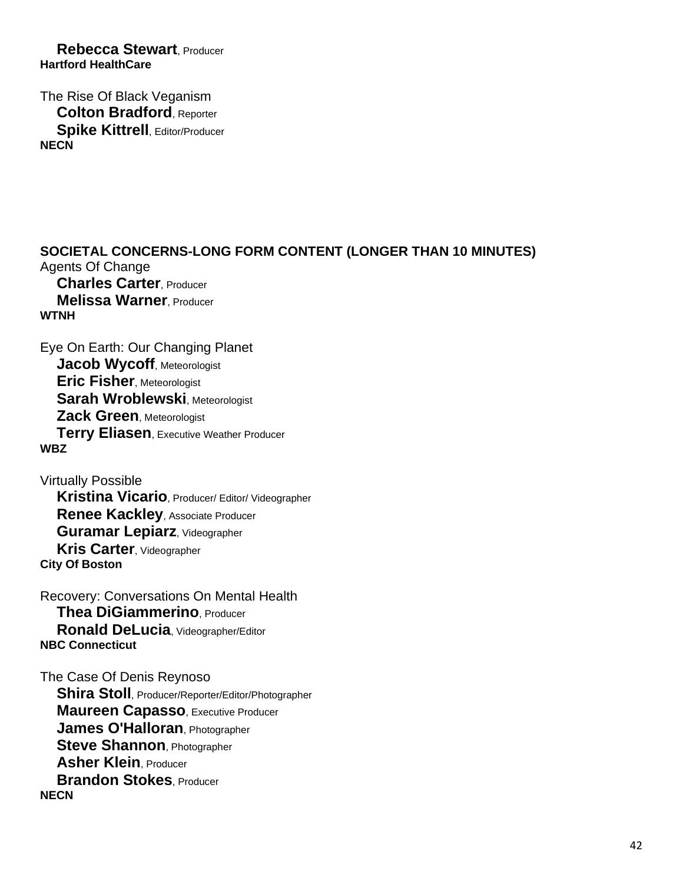**Rebecca Stewart**, Producer
**Hartford HealthCare**

The Rise Of Black Veganism
**Colton Bradford**, Reporter
**Spike Kittrell**, Editor/Producer
**NECN**

**SOCIETAL CONCERNS-LONG FORM CONTENT (LONGER THAN 10 MINUTES)**

Agents Of Change
**Charles Carter**, Producer
**Melissa Warner**, Producer
**WTNH**

Eye On Earth: Our Changing Planet
**Jacob Wycoff**, Meteorologist
**Eric Fisher**, Meteorologist
**Sarah Wroblewski**, Meteorologist
**Zack Green**, Meteorologist
**Terry Eliasen**, Executive Weather Producer
**WBZ**

Virtually Possible
**Kristina Vicario**, Producer/ Editor/ Videographer
**Renee Kackley**, Associate Producer
**Guramar Lepiarz**, Videographer
**Kris Carter**, Videographer
**City Of Boston**

Recovery: Conversations On Mental Health
**Thea DiGiammerino**, Producer
**Ronald DeLucia**, Videographer/Editor
**NBC Connecticut**

The Case Of Denis Reynoso
**Shira Stoll**, Producer/Reporter/Editor/Photographer
**Maureen Capasso**, Executive Producer
**James O'Halloran**, Photographer
**Steve Shannon**, Photographer
**Asher Klein**, Producer
**Brandon Stokes**, Producer
**NECN**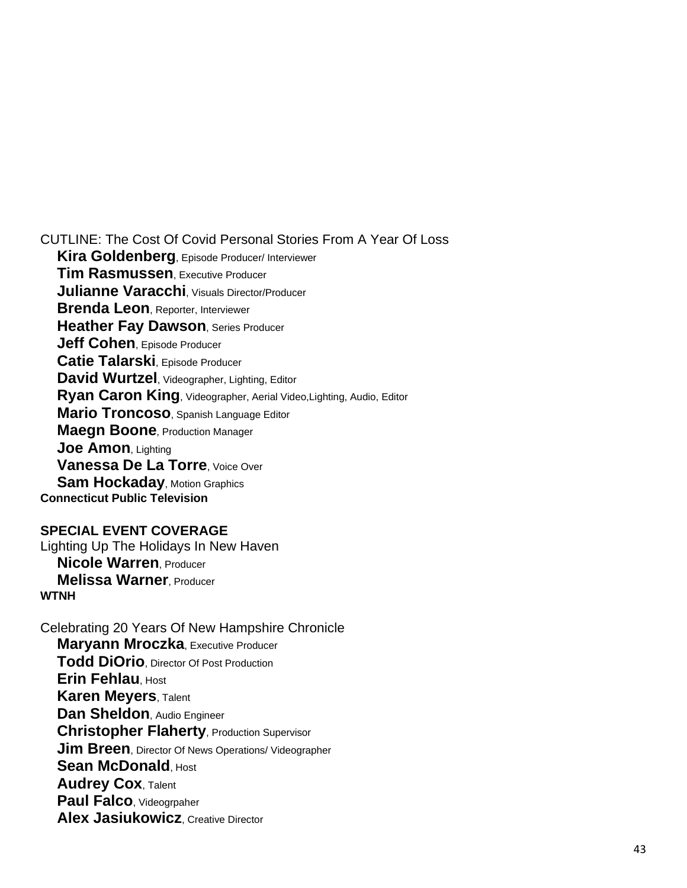CUTLINE: The Cost Of Covid Personal Stories From A Year Of Loss

**Kira Goldenberg**, Episode Producer/ Interviewer
**Tim Rasmussen**, Executive Producer
**Julianne Varacchi**, Visuals Director/Producer
**Brenda Leon**, Reporter, Interviewer
**Heather Fay Dawson**, Series Producer
**Jeff Cohen**, Episode Producer
**Catie Talarski**, Episode Producer
**David Wurtzel**, Videographer, Lighting, Editor
**Ryan Caron King**, Videographer, Aerial Video,Lighting, Audio, Editor
**Mario Troncoso**, Spanish Language Editor
**Maegn Boone**, Production Manager
**Joe Amon**, Lighting
**Vanessa De La Torre**, Voice Over
**Sam Hockaday**, Motion Graphics

**Connecticut Public Television**

## SPECIAL EVENT COVERAGE

Lighting Up The Holidays In New Haven

**Nicole Warren**, Producer
**Melissa Warner**, Producer

**WTNH**

Celebrating 20 Years Of New Hampshire Chronicle

**Maryann Mroczka**, Executive Producer
**Todd DiOrio**, Director Of Post Production
**Erin Fehlau**, Host
**Karen Meyers**, Talent
**Dan Sheldon**, Audio Engineer
**Christopher Flaherty**, Production Supervisor
**Jim Breen**, Director Of News Operations/ Videographer
**Sean McDonald**, Host
**Audrey Cox**, Talent
**Paul Falco**, Videogrpaher
**Alex Jasiukowicz**, Creative Director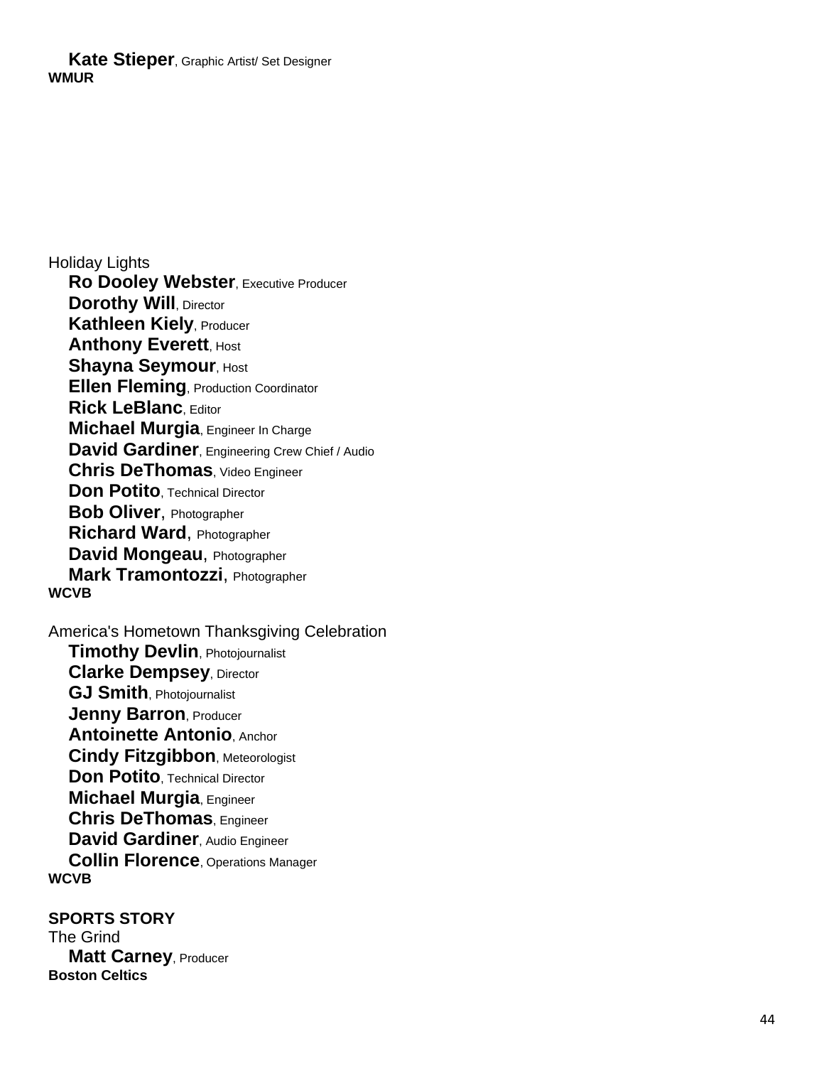**Kate Stieper**, Graphic Artist/ Set Designer
**WMUR**

Holiday Lights
**Ro Dooley Webster**, Executive Producer
**Dorothy Will**, Director
**Kathleen Kiely**, Producer
**Anthony Everett**, Host
**Shayna Seymour**, Host
**Ellen Fleming**, Production Coordinator
**Rick LeBlanc**, Editor
**Michael Murgia**, Engineer In Charge
**David Gardiner**, Engineering Crew Chief / Audio
**Chris DeThomas**, Video Engineer
**Don Potito**, Technical Director
**Bob Oliver**, Photographer
**Richard Ward**, Photographer
**David Mongeau**, Photographer
**Mark Tramontozzi**, Photographer
**WCVB**

America's Hometown Thanksgiving Celebration
**Timothy Devlin**, Photojournalist
**Clarke Dempsey**, Director
**GJ Smith**, Photojournalist
**Jenny Barron**, Producer
**Antoinette Antonio**, Anchor
**Cindy Fitzgibbon**, Meteorologist
**Don Potito**, Technical Director
**Michael Murgia**, Engineer
**Chris DeThomas**, Engineer
**David Gardiner**, Audio Engineer
**Collin Florence**, Operations Manager
**WCVB**

**SPORTS STORY**
The Grind
**Matt Carney**, Producer
**Boston Celtics**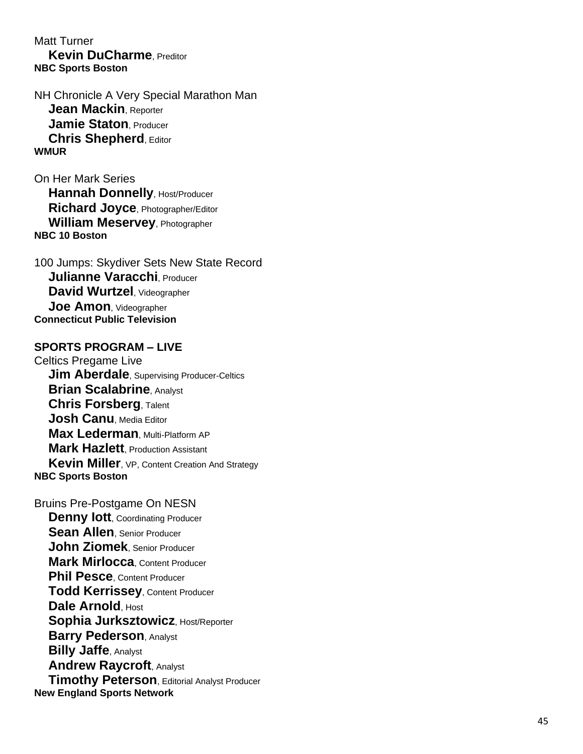Matt Turner

**Kevin DuCharme**, Preditor

**NBC Sports Boston**

NH Chronicle A Very Special Marathon Man

**Jean Mackin**, Reporter
**Jamie Staton**, Producer
**Chris Shepherd**, Editor

**WMUR**

On Her Mark Series

**Hannah Donnelly**, Host/Producer
**Richard Joyce**, Photographer/Editor
**William Meservey**, Photographer

**NBC 10 Boston**

100 Jumps: Skydiver Sets New State Record

**Julianne Varacchi**, Producer
**David Wurtzel**, Videographer
**Joe Amon**, Videographer

**Connecticut Public Television**

**SPORTS PROGRAM – LIVE**

Celtics Pregame Live

**Jim Aberdale**, Supervising Producer-Celtics
**Brian Scalabrine**, Analyst
**Chris Forsberg**, Talent
**Josh Canu**, Media Editor
**Max Lederman**, Multi-Platform AP
**Mark Hazlett**, Production Assistant
**Kevin Miller**, VP, Content Creation And Strategy

**NBC Sports Boston**

Bruins Pre-Postgame On NESN

**Denny Iott**, Coordinating Producer
**Sean Allen**, Senior Producer
**John Ziomek**, Senior Producer
**Mark Mirlocca**, Content Producer
**Phil Pesce**, Content Producer
**Todd Kerrissey**, Content Producer
**Dale Arnold**, Host
**Sophia Jurksztowicz**, Host/Reporter
**Barry Pederson**, Analyst
**Billy Jaffe**, Analyst
**Andrew Raycroft**, Analyst
**Timothy Peterson**, Editorial Analyst Producer

**New England Sports Network**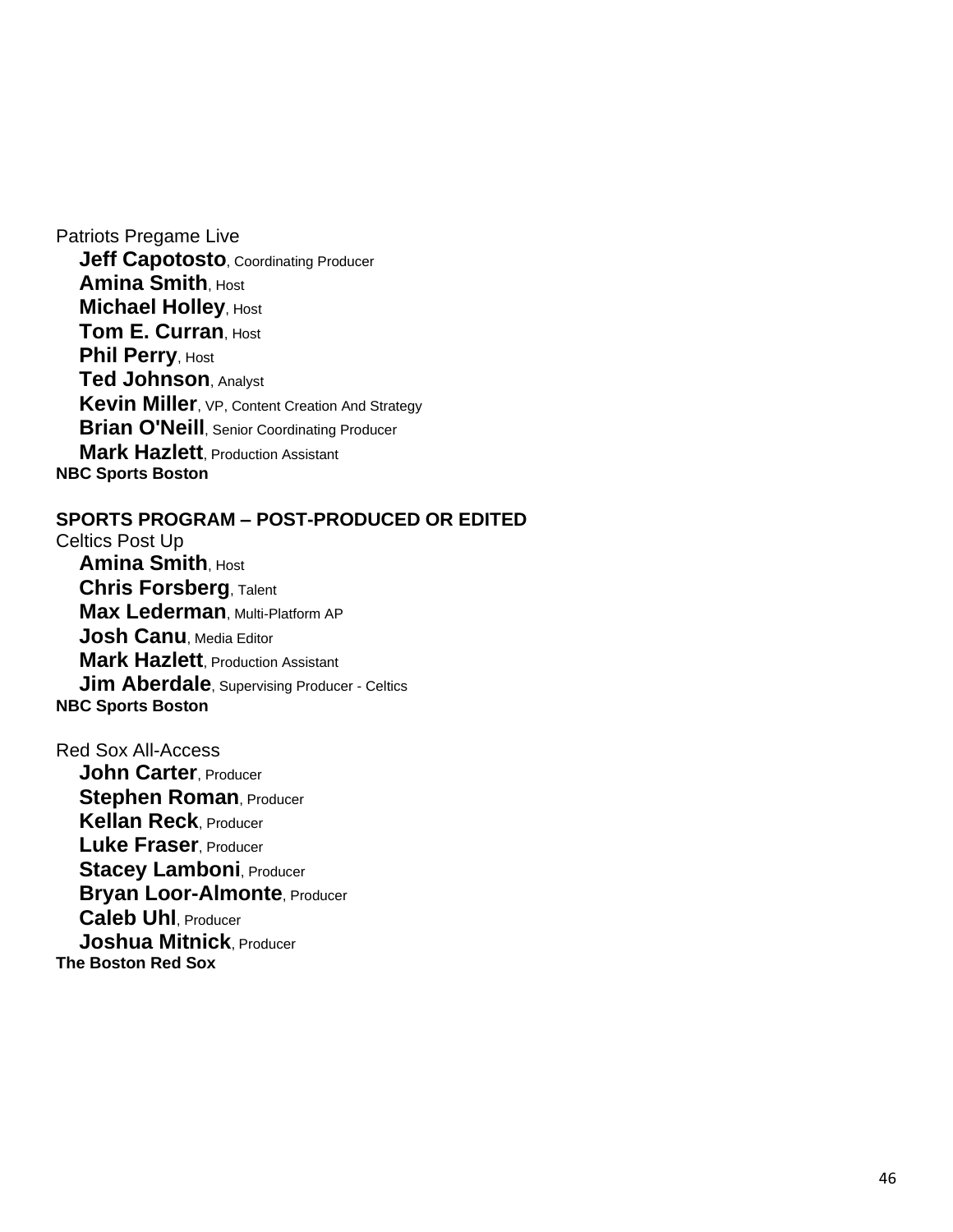Patriots Pregame Live

- **Jeff Capotosto**, Coordinating Producer
- **Amina Smith**, Host
- **Michael Holley**, Host
- **Tom E. Curran**, Host
- **Phil Perry**, Host
- **Ted Johnson**, Analyst
- **Kevin Miller**, VP, Content Creation And Strategy
- **Brian O'Neill**, Senior Coordinating Producer
- **Mark Hazlett**, Production Assistant

**NBC Sports Boston**

## SPORTS PROGRAM – POST-PRODUCED OR EDITED

Celtics Post Up

- **Amina Smith**, Host
- **Chris Forsberg**, Talent
- **Max Lederman**, Multi-Platform AP
- **Josh Canu**, Media Editor
- **Mark Hazlett**, Production Assistant
- **Jim Aberdale**, Supervising Producer - Celtics

**NBC Sports Boston**

Red Sox All-Access

- **John Carter**, Producer
- **Stephen Roman**, Producer
- **Kellan Reck**, Producer
- **Luke Fraser**, Producer
- **Stacey Lamboni**, Producer
- **Bryan Loor-Almonte**, Producer
- **Caleb Uhl**, Producer
- **Joshua Mitnick**, Producer

**The Boston Red Sox**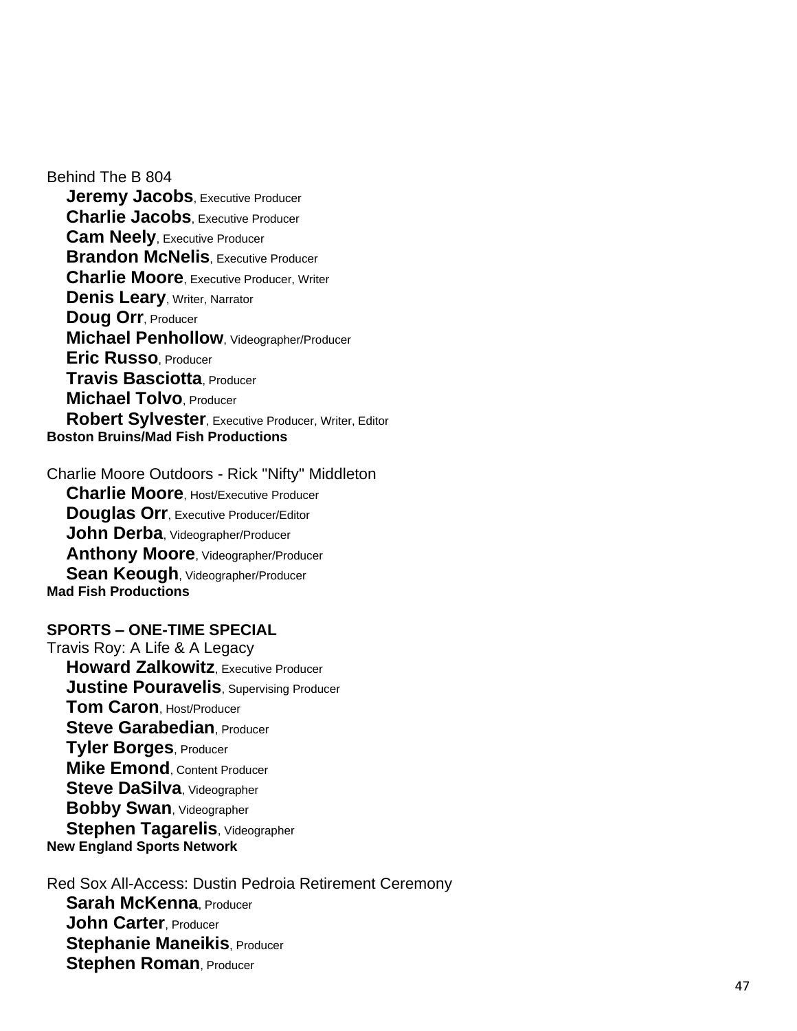Behind The B 804

**Jeremy Jacobs**, Executive Producer
**Charlie Jacobs**, Executive Producer
**Cam Neely**, Executive Producer
**Brandon McNelis**, Executive Producer
**Charlie Moore**, Executive Producer, Writer
**Denis Leary**, Writer, Narrator
**Doug Orr**, Producer
**Michael Penhollow**, Videographer/Producer
**Eric Russo**, Producer
**Travis Basciotta**, Producer
**Michael Tolvo**, Producer
**Robert Sylvester**, Executive Producer, Writer, Editor

**Boston Bruins/Mad Fish Productions**

Charlie Moore Outdoors - Rick "Nifty" Middleton

**Charlie Moore**, Host/Executive Producer
**Douglas Orr**, Executive Producer/Editor
**John Derba**, Videographer/Producer
**Anthony Moore**, Videographer/Producer
**Sean Keough**, Videographer/Producer

**Mad Fish Productions**

**SPORTS – ONE-TIME SPECIAL**

Travis Roy: A Life & A Legacy

**Howard Zalkowitz**, Executive Producer
**Justine Pouravelis**, Supervising Producer
**Tom Caron**, Host/Producer
**Steve Garabedian**, Producer
**Tyler Borges**, Producer
**Mike Emond**, Content Producer
**Steve DaSilva**, Videographer
**Bobby Swan**, Videographer
**Stephen Tagarelis**, Videographer

**New England Sports Network**

Red Sox All-Access: Dustin Pedroia Retirement Ceremony

**Sarah McKenna**, Producer
**John Carter**, Producer
**Stephanie Maneikis**, Producer
**Stephen Roman**, Producer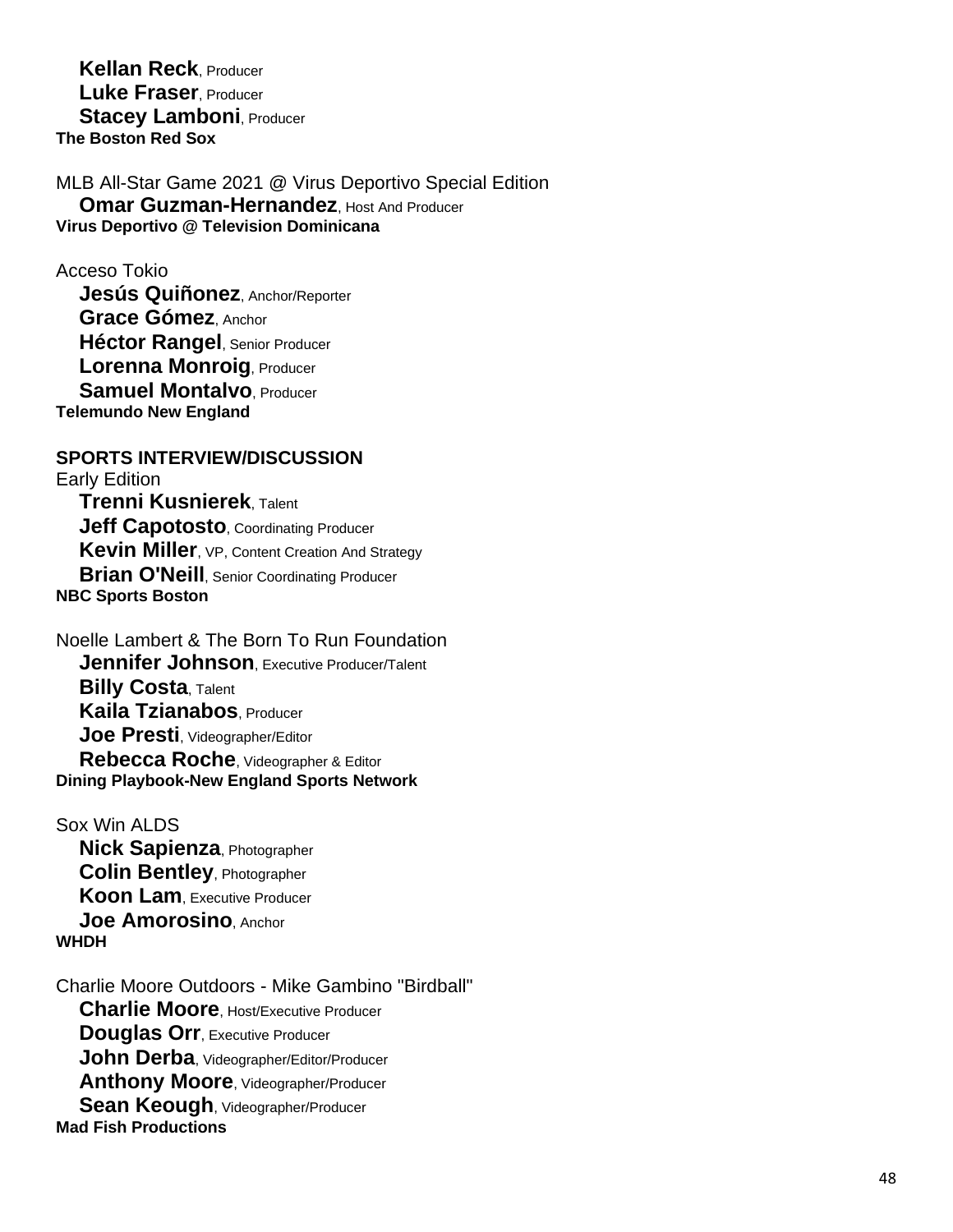**Kellan Reck**, Producer
**Luke Fraser**, Producer
**Stacey Lamboni**, Producer
**The Boston Red Sox**

MLB All-Star Game 2021 @ Virus Deportivo Special Edition
**Omar Guzman-Hernandez**, Host And Producer
**Virus Deportivo @ Television Dominicana**

Acceso Tokio
**Jesús Quiñonez**, Anchor/Reporter
**Grace Gómez**, Anchor
**Héctor Rangel**, Senior Producer
**Lorenna Monroig**, Producer
**Samuel Montalvo**, Producer
**Telemundo New England**

**SPORTS INTERVIEW/DISCUSSION**

Early Edition
**Trenni Kusnierek**, Talent
**Jeff Capotosto**, Coordinating Producer
**Kevin Miller**, VP, Content Creation And Strategy
**Brian O'Neill**, Senior Coordinating Producer
**NBC Sports Boston**

Noelle Lambert & The Born To Run Foundation
**Jennifer Johnson**, Executive Producer/Talent
**Billy Costa**, Talent
**Kaila Tzianabos**, Producer
**Joe Presti**, Videographer/Editor
**Rebecca Roche**, Videographer & Editor
**Dining Playbook-New England Sports Network**

Sox Win ALDS
**Nick Sapienza**, Photographer
**Colin Bentley**, Photographer
**Koon Lam**, Executive Producer
**Joe Amorosino**, Anchor
**WHDH**

Charlie Moore Outdoors - Mike Gambino "Birdball"
**Charlie Moore**, Host/Executive Producer
**Douglas Orr**, Executive Producer
**John Derba**, Videographer/Editor/Producer
**Anthony Moore**, Videographer/Producer
**Sean Keough**, Videographer/Producer
**Mad Fish Productions**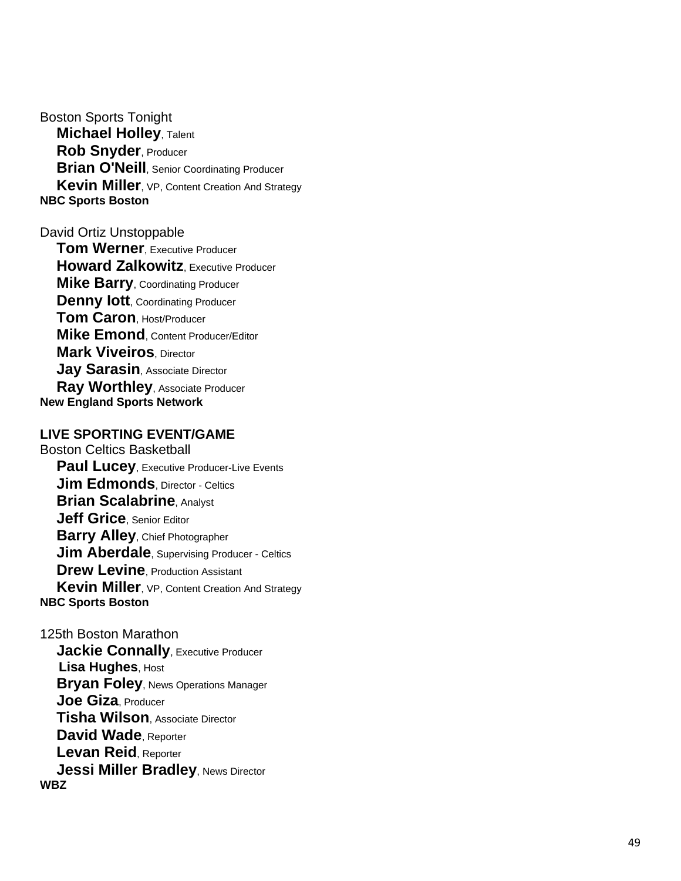Boston Sports Tonight

**Michael Holley**, Talent
**Rob Snyder**, Producer
**Brian O'Neill**, Senior Coordinating Producer
**Kevin Miller**, VP, Content Creation And Strategy

**NBC Sports Boston**

David Ortiz Unstoppable

**Tom Werner**, Executive Producer
**Howard Zalkowitz**, Executive Producer
**Mike Barry**, Coordinating Producer
**Denny Iott**, Coordinating Producer
**Tom Caron**, Host/Producer
**Mike Emond**, Content Producer/Editor
**Mark Viveiros**, Director
**Jay Sarasin**, Associate Director
**Ray Worthley**, Associate Producer

**New England Sports Network**

**LIVE SPORTING EVENT/GAME**

Boston Celtics Basketball

**Paul Lucey**, Executive Producer-Live Events
**Jim Edmonds**, Director - Celtics
**Brian Scalabrine**, Analyst
**Jeff Grice**, Senior Editor
**Barry Alley**, Chief Photographer
**Jim Aberdale**, Supervising Producer - Celtics
**Drew Levine**, Production Assistant
**Kevin Miller**, VP, Content Creation And Strategy

**NBC Sports Boston**

125th Boston Marathon

**Jackie Connally**, Executive Producer
**Lisa Hughes**, Host
**Bryan Foley**, News Operations Manager
**Joe Giza**, Producer
**Tisha Wilson**, Associate Director
**David Wade**, Reporter
**Levan Reid**, Reporter
**Jessi Miller Bradley**, News Director

**WBZ**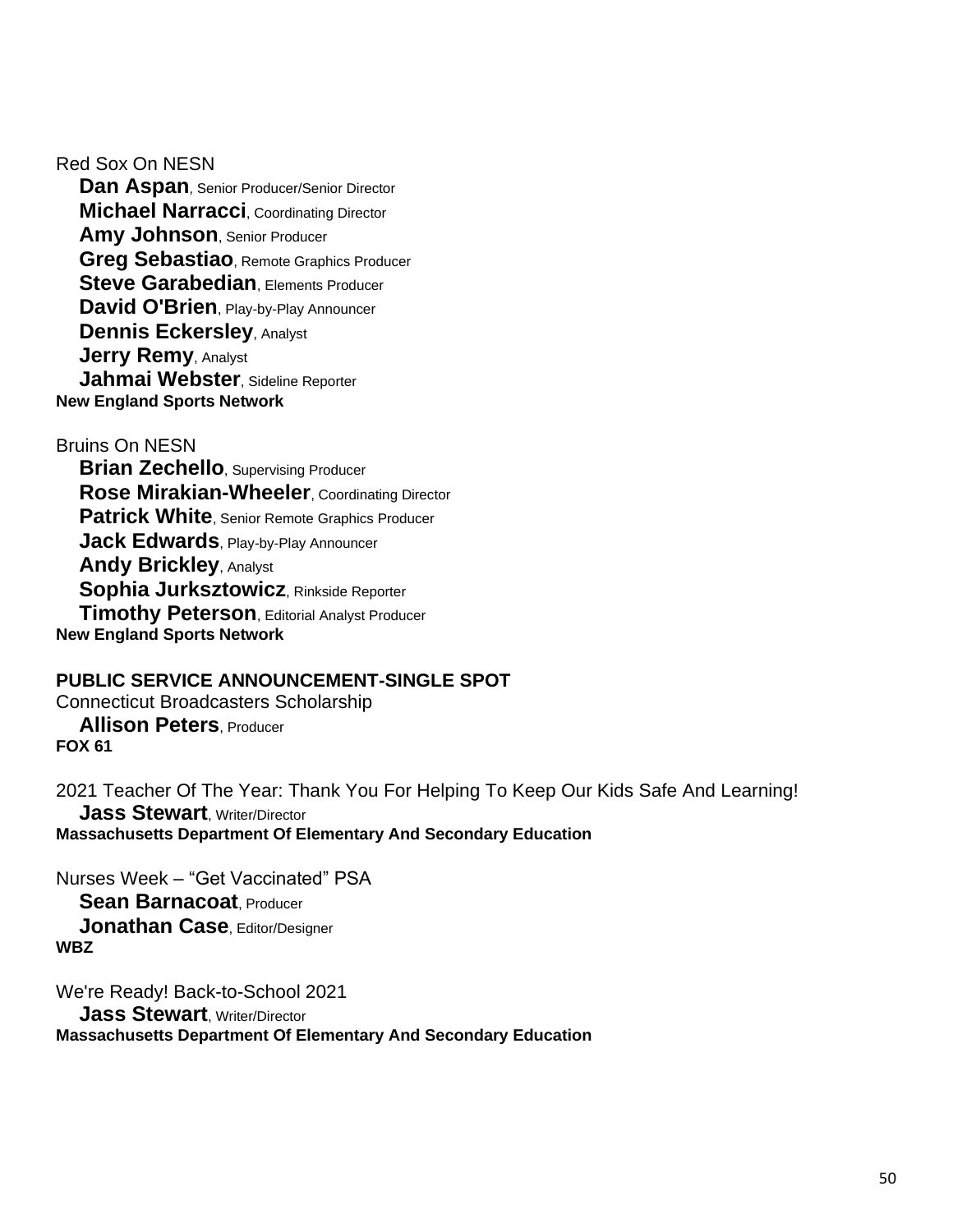Red Sox On NESN

**Dan Aspan**, Senior Producer/Senior Director
**Michael Narracci**, Coordinating Director
**Amy Johnson**, Senior Producer
**Greg Sebastiao**, Remote Graphics Producer
**Steve Garabedian**, Elements Producer
**David O'Brien**, Play-by-Play Announcer
**Dennis Eckersley**, Analyst
**Jerry Remy**, Analyst
**Jahmai Webster**, Sideline Reporter

**New England Sports Network**

Bruins On NESN

**Brian Zechello**, Supervising Producer
**Rose Mirakian-Wheeler**, Coordinating Director
**Patrick White**, Senior Remote Graphics Producer
**Jack Edwards**, Play-by-Play Announcer
**Andy Brickley**, Analyst
**Sophia Jurksztowicz**, Rinkside Reporter
**Timothy Peterson**, Editorial Analyst Producer

**New England Sports Network**

**PUBLIC SERVICE ANNOUNCEMENT-SINGLE SPOT**

Connecticut Broadcasters Scholarship

**Allison Peters**, Producer

**FOX 61**

2021 Teacher Of The Year: Thank You For Helping To Keep Our Kids Safe And Learning!

**Jass Stewart**, Writer/Director

**Massachusetts Department Of Elementary And Secondary Education**

Nurses Week – "Get Vaccinated" PSA

**Sean Barnacoat**, Producer
**Jonathan Case**, Editor/Designer

**WBZ**

We're Ready! Back-to-School 2021

**Jass Stewart**, Writer/Director

**Massachusetts Department Of Elementary And Secondary Education**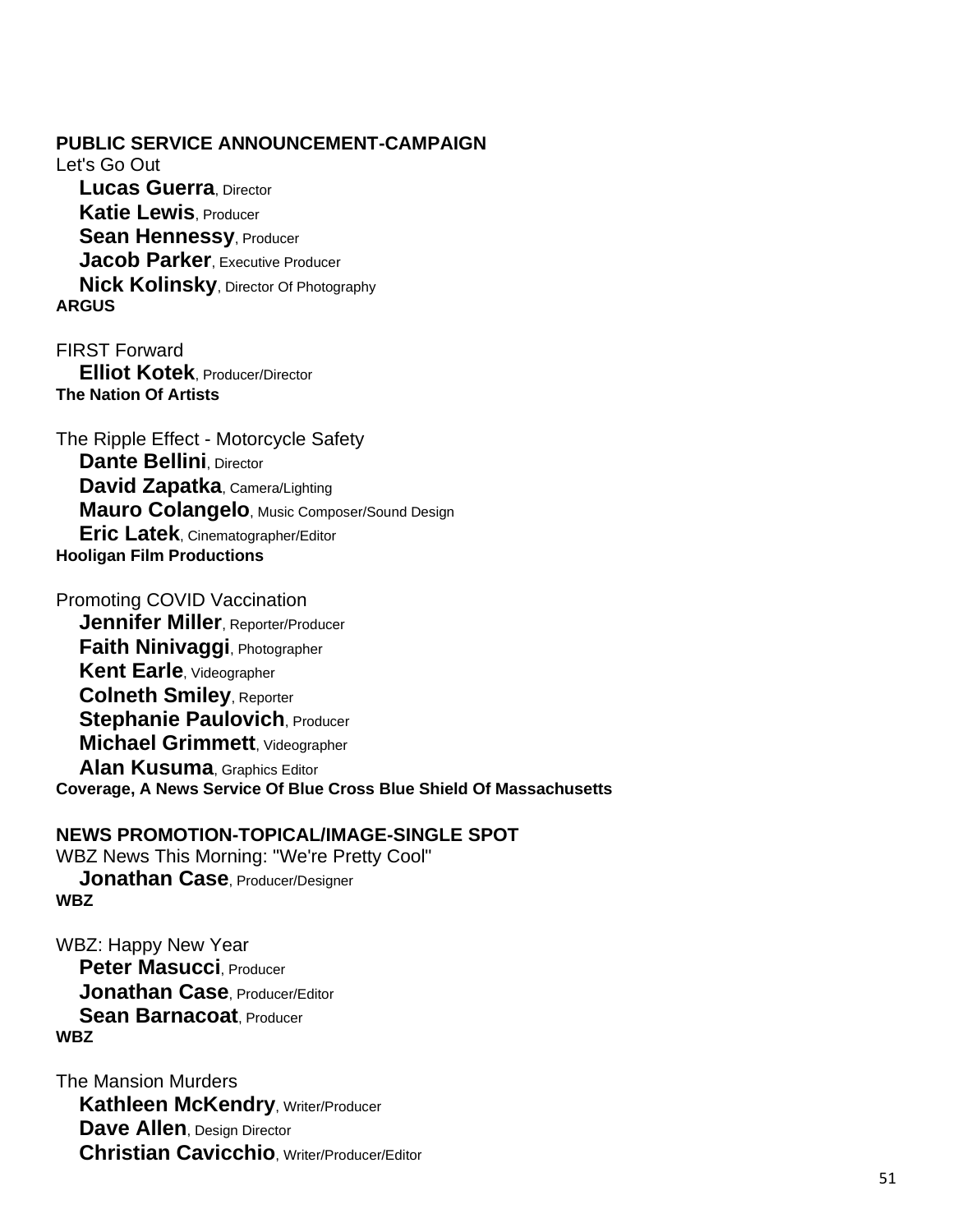**PUBLIC SERVICE ANNOUNCEMENT-CAMPAIGN**

Let's Go Out
**Lucas Guerra**, Director
**Katie Lewis**, Producer
**Sean Hennessy**, Producer
**Jacob Parker**, Executive Producer
**Nick Kolinsky**, Director Of Photography
**ARGUS**

FIRST Forward
**Elliot Kotek**, Producer/Director
**The Nation Of Artists**

The Ripple Effect - Motorcycle Safety
**Dante Bellini**, Director
**David Zapatka**, Camera/Lighting
**Mauro Colangelo**, Music Composer/Sound Design
**Eric Latek**, Cinematographer/Editor
**Hooligan Film Productions**

Promoting COVID Vaccination
**Jennifer Miller**, Reporter/Producer
**Faith Ninivaggi**, Photographer
**Kent Earle**, Videographer
**Colneth Smiley**, Reporter
**Stephanie Paulovich**, Producer
**Michael Grimmett**, Videographer
**Alan Kusuma**, Graphics Editor
**Coverage, A News Service Of Blue Cross Blue Shield Of Massachusetts**

**NEWS PROMOTION-TOPICAL/IMAGE-SINGLE SPOT**

WBZ News This Morning: "We're Pretty Cool"
**Jonathan Case**, Producer/Designer
**WBZ**

WBZ: Happy New Year
**Peter Masucci**, Producer
**Jonathan Case**, Producer/Editor
**Sean Barnacoat**, Producer
**WBZ**

The Mansion Murders
**Kathleen McKendry**, Writer/Producer
**Dave Allen**, Design Director
**Christian Cavicchio**, Writer/Producer/Editor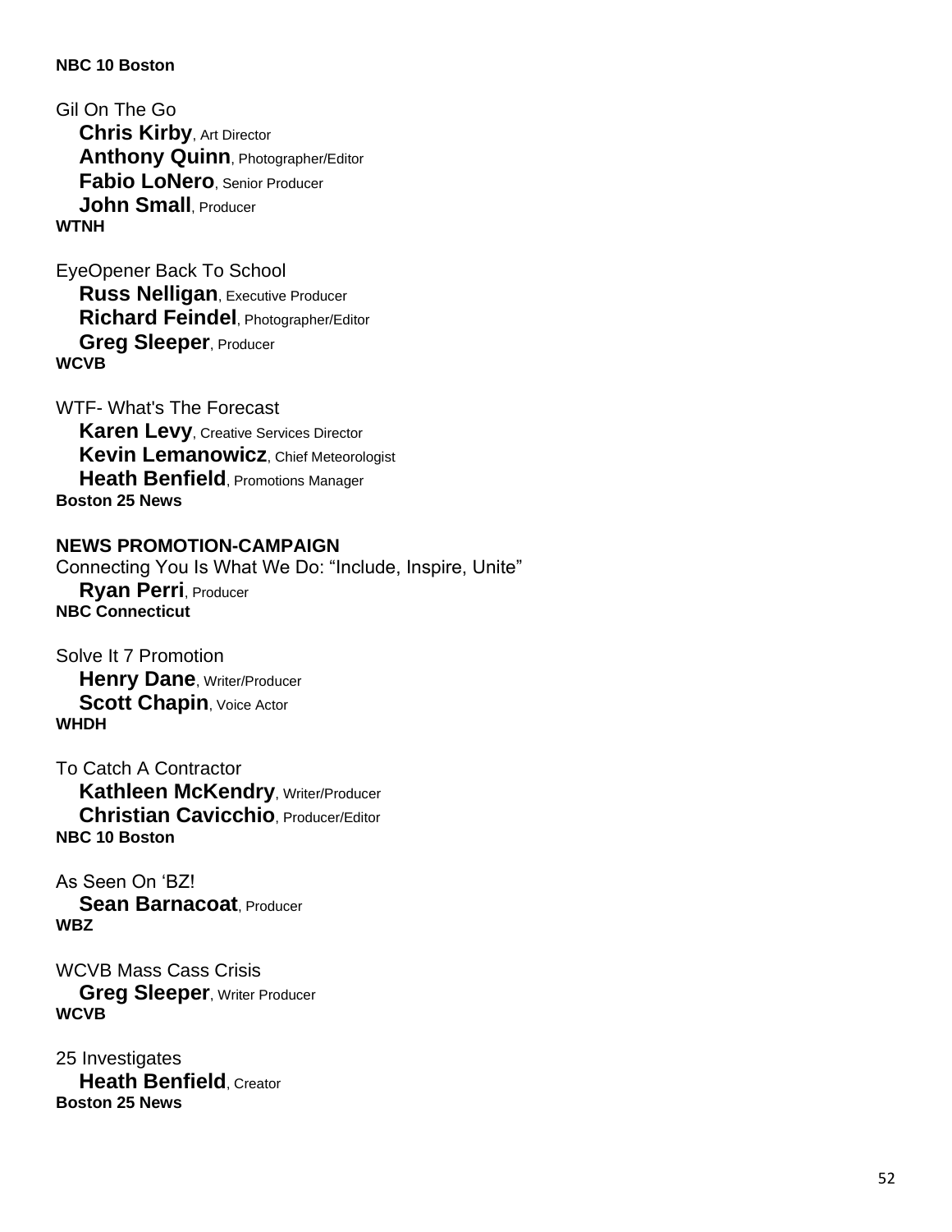**NBC 10 Boston**

Gil On The Go
**Chris Kirby**, Art Director
**Anthony Quinn**, Photographer/Editor
**Fabio LoNero**, Senior Producer
**John Small**, Producer
**WTNH**

EyeOpener Back To School
**Russ Nelligan**, Executive Producer
**Richard Feindel**, Photographer/Editor
**Greg Sleeper**, Producer
**WCVB**

WTF- What's The Forecast
**Karen Levy**, Creative Services Director
**Kevin Lemanowicz**, Chief Meteorologist
**Heath Benfield**, Promotions Manager
**Boston 25 News**

**NEWS PROMOTION-CAMPAIGN**

Connecting You Is What We Do: "Include, Inspire, Unite"
**Ryan Perri**, Producer
**NBC Connecticut**

Solve It 7 Promotion
**Henry Dane**, Writer/Producer
**Scott Chapin**, Voice Actor
**WHDH**

To Catch A Contractor
**Kathleen McKendry**, Writer/Producer
**Christian Cavicchio**, Producer/Editor
**NBC 10 Boston**

As Seen On 'BZ!
**Sean Barnacoat**, Producer
**WBZ**

WCVB Mass Cass Crisis
**Greg Sleeper**, Writer Producer
**WCVB**

25 Investigates
**Heath Benfield**, Creator
**Boston 25 News**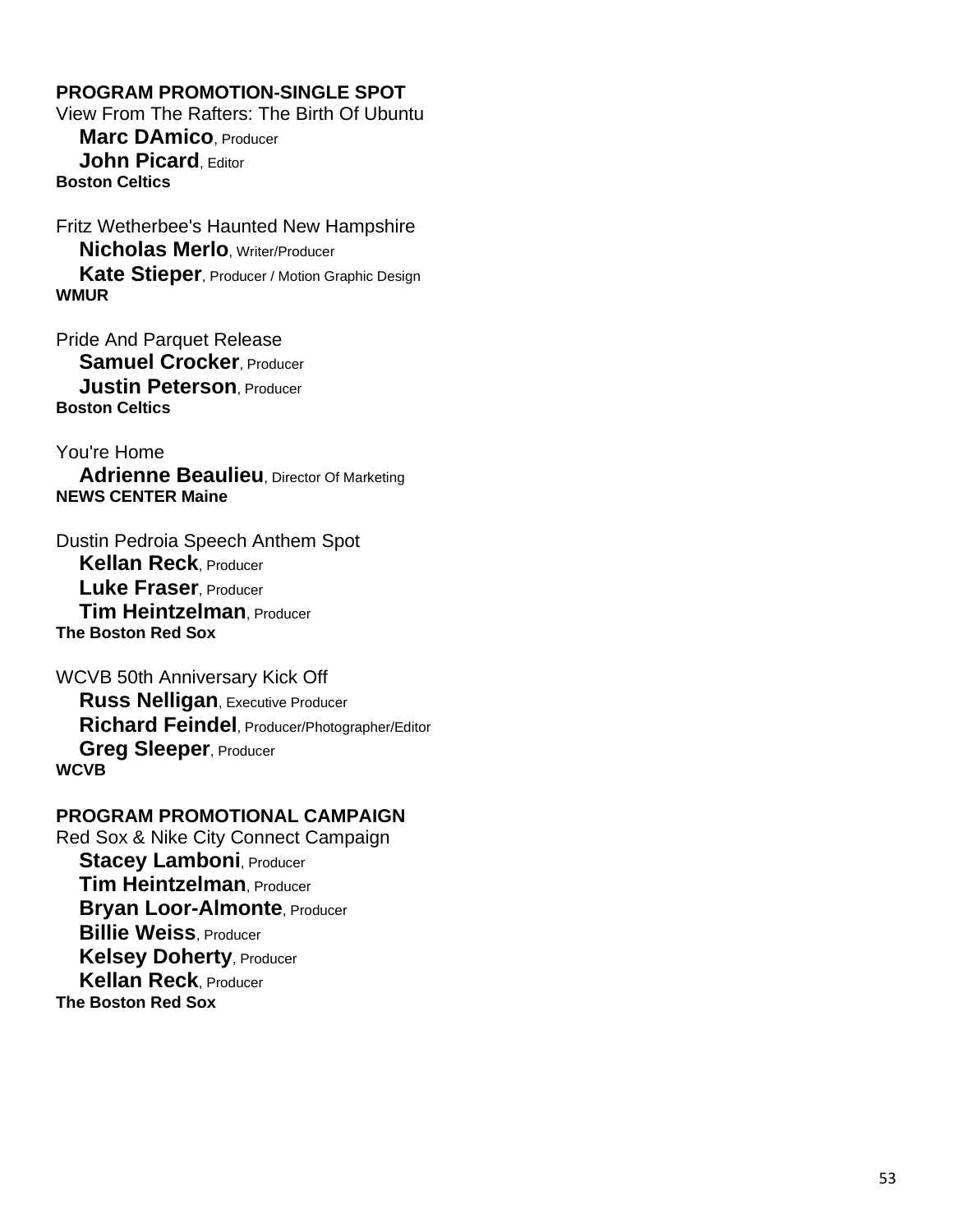### PROGRAM PROMOTION-SINGLE SPOT

View From The Rafters: The Birth Of Ubuntu
**Marc DAmico**, Producer
**John Picard**, Editor
**Boston Celtics**

Fritz Wetherbee's Haunted New Hampshire
**Nicholas Merlo**, Writer/Producer
**Kate Stieper**, Producer / Motion Graphic Design
**WMUR**

Pride And Parquet Release
**Samuel Crocker**, Producer
**Justin Peterson**, Producer
**Boston Celtics**

You're Home
**Adrienne Beaulieu**, Director Of Marketing
**NEWS CENTER Maine**

Dustin Pedroia Speech Anthem Spot
**Kellan Reck**, Producer
**Luke Fraser**, Producer
**Tim Heintzelman**, Producer
**The Boston Red Sox**

WCVB 50th Anniversary Kick Off
**Russ Nelligan**, Executive Producer
**Richard Feindel**, Producer/Photographer/Editor
**Greg Sleeper**, Producer
**WCVB**

### PROGRAM PROMOTIONAL CAMPAIGN

Red Sox & Nike City Connect Campaign
**Stacey Lamboni**, Producer
**Tim Heintzelman**, Producer
**Bryan Loor-Almonte**, Producer
**Billie Weiss**, Producer
**Kelsey Doherty**, Producer
**Kellan Reck**, Producer
**The Boston Red Sox**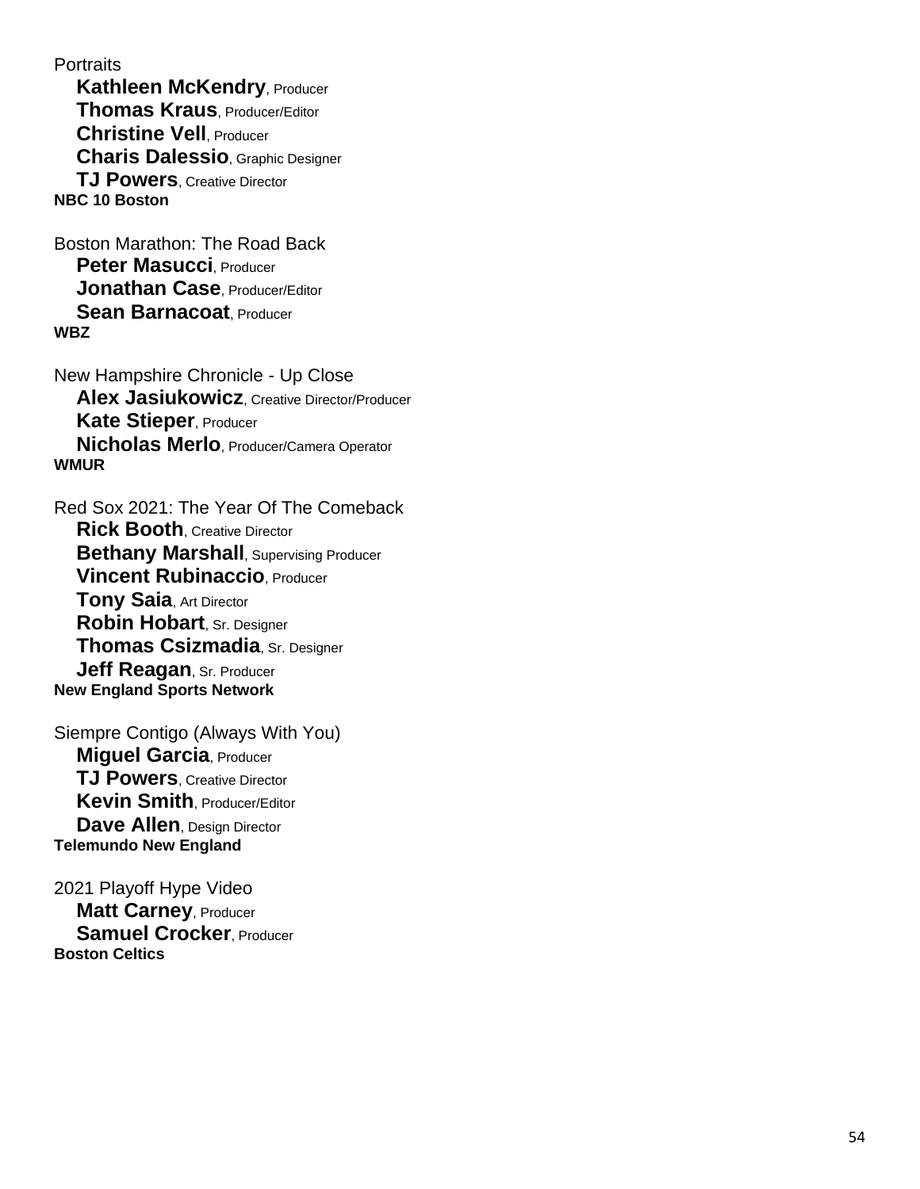Portraits

**Kathleen McKendry**, Producer
**Thomas Kraus**, Producer/Editor
**Christine Vell**, Producer
**Charis Dalessio**, Graphic Designer
**TJ Powers**, Creative Director
**NBC 10 Boston**

Boston Marathon: The Road Back

**Peter Masucci**, Producer
**Jonathan Case**, Producer/Editor
**Sean Barnacoat**, Producer
**WBZ**

New Hampshire Chronicle - Up Close

**Alex Jasiukowicz**, Creative Director/Producer
**Kate Stieper**, Producer
**Nicholas Merlo**, Producer/Camera Operator
**WMUR**

Red Sox 2021: The Year Of The Comeback

**Rick Booth**, Creative Director
**Bethany Marshall**, Supervising Producer
**Vincent Rubinaccio**, Producer
**Tony Saia**, Art Director
**Robin Hobart**, Sr. Designer
**Thomas Csizmadia**, Sr. Designer
**Jeff Reagan**, Sr. Producer
**New England Sports Network**

Siempre Contigo (Always With You)

**Miguel Garcia**, Producer
**TJ Powers**, Creative Director
**Kevin Smith**, Producer/Editor
**Dave Allen**, Design Director
**Telemundo New England**

2021 Playoff Hype Video

**Matt Carney**, Producer
**Samuel Crocker**, Producer
**Boston Celtics**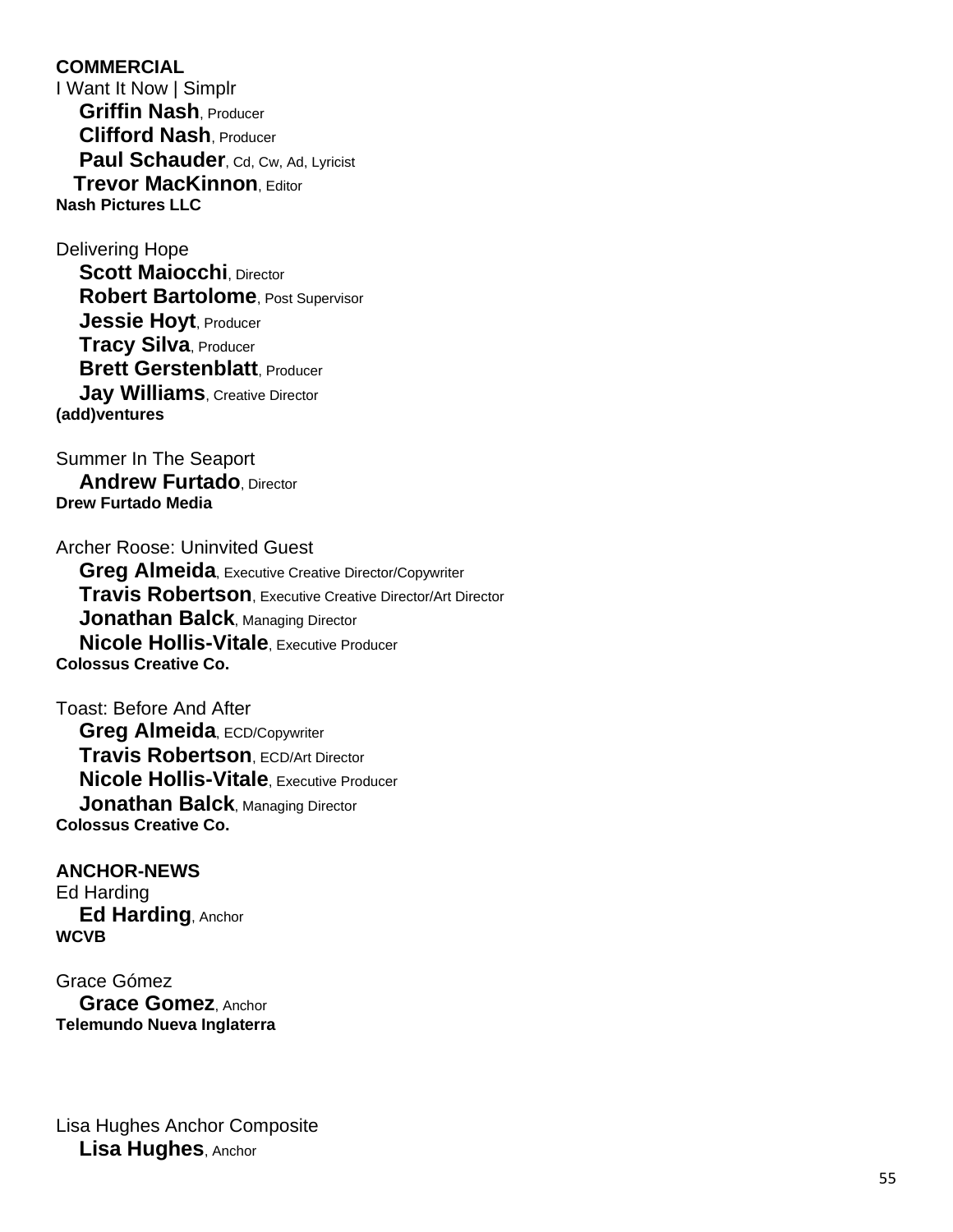**COMMERCIAL**

I Want It Now | Simplr

**Griffin Nash**, Producer
**Clifford Nash**, Producer
**Paul Schauder**, Cd, Cw, Ad, Lyricist
**Trevor MacKinnon**, Editor

**Nash Pictures LLC**

Delivering Hope

**Scott Maiocchi**, Director
**Robert Bartolome**, Post Supervisor
**Jessie Hoyt**, Producer
**Tracy Silva**, Producer
**Brett Gerstenblatt**, Producer
**Jay Williams**, Creative Director

**(add)ventures**

Summer In The Seaport

**Andrew Furtado**, Director

**Drew Furtado Media**

Archer Roose: Uninvited Guest

**Greg Almeida**, Executive Creative Director/Copywriter
**Travis Robertson**, Executive Creative Director/Art Director
**Jonathan Balck**, Managing Director
**Nicole Hollis-Vitale**, Executive Producer

**Colossus Creative Co.**

Toast: Before And After

**Greg Almeida**, ECD/Copywriter
**Travis Robertson**, ECD/Art Director
**Nicole Hollis-Vitale**, Executive Producer
**Jonathan Balck**, Managing Director

**Colossus Creative Co.**

**ANCHOR-NEWS**

Ed Harding

**Ed Harding**, Anchor

**WCVB**

Grace Gómez

**Grace Gomez**, Anchor

**Telemundo Nueva Inglaterra**

Lisa Hughes Anchor Composite

**Lisa Hughes**, Anchor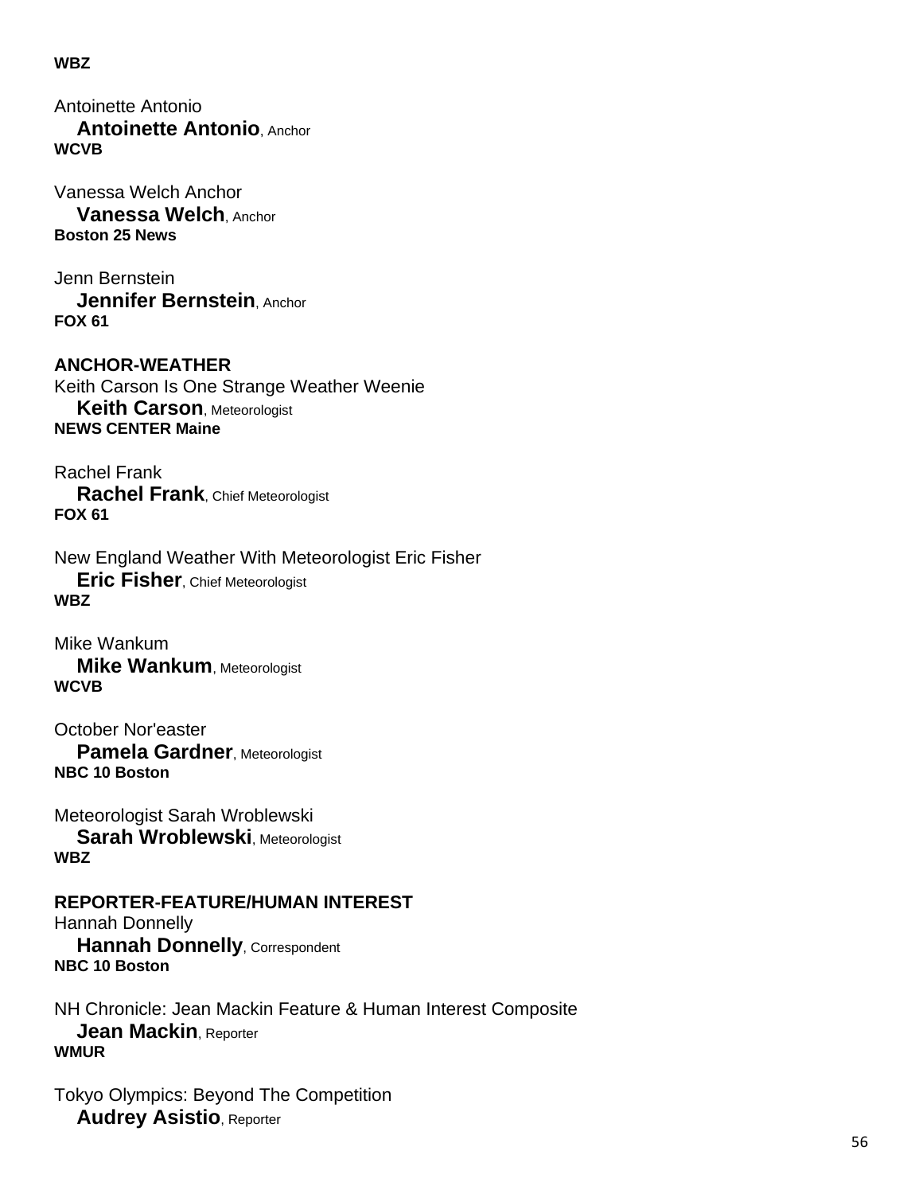**WBZ**

Antoinette Antonio
**Antoinette Antonio**, Anchor
**WCVB**

Vanessa Welch Anchor
**Vanessa Welch**, Anchor
**Boston 25 News**

Jenn Bernstein
**Jennifer Bernstein**, Anchor
**FOX 61**

**ANCHOR-WEATHER**

Keith Carson Is One Strange Weather Weenie
**Keith Carson**, Meteorologist
**NEWS CENTER Maine**

Rachel Frank
**Rachel Frank**, Chief Meteorologist
**FOX 61**

New England Weather With Meteorologist Eric Fisher
**Eric Fisher**, Chief Meteorologist
**WBZ**

Mike Wankum
**Mike Wankum**, Meteorologist
**WCVB**

October Nor'easter
**Pamela Gardner**, Meteorologist
**NBC 10 Boston**

Meteorologist Sarah Wroblewski
**Sarah Wroblewski**, Meteorologist
**WBZ**

**REPORTER-FEATURE/HUMAN INTEREST**

Hannah Donnelly
**Hannah Donnelly**, Correspondent
**NBC 10 Boston**

NH Chronicle: Jean Mackin Feature & Human Interest Composite
**Jean Mackin**, Reporter
**WMUR**

Tokyo Olympics: Beyond The Competition
**Audrey Asistio**, Reporter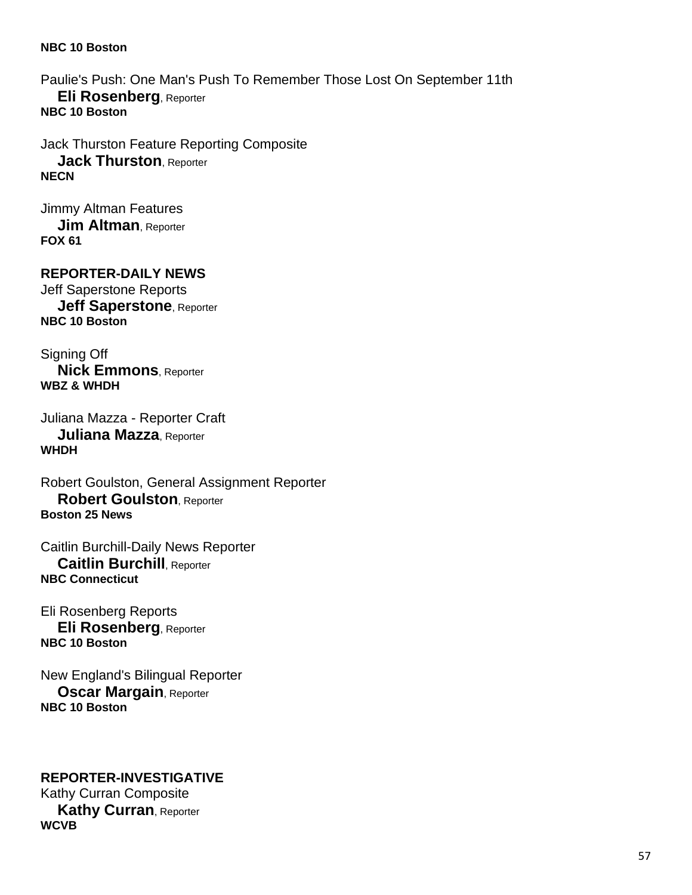**NBC 10 Boston**

Paulie's Push: One Man's Push To Remember Those Lost On September 11th
**Eli Rosenberg**, Reporter
**NBC 10 Boston**

Jack Thurston Feature Reporting Composite
**Jack Thurston**, Reporter
**NECN**

Jimmy Altman Features
**Jim Altman**, Reporter
**FOX 61**

**REPORTER-DAILY NEWS**

Jeff Saperstone Reports
**Jeff Saperstone**, Reporter
**NBC 10 Boston**

Signing Off
**Nick Emmons**, Reporter
**WBZ & WHDH**

Juliana Mazza - Reporter Craft
**Juliana Mazza**, Reporter
**WHDH**

Robert Goulston, General Assignment Reporter
**Robert Goulston**, Reporter
**Boston 25 News**

Caitlin Burchill-Daily News Reporter
**Caitlin Burchill**, Reporter
**NBC Connecticut**

Eli Rosenberg Reports
**Eli Rosenberg**, Reporter
**NBC 10 Boston**

New England's Bilingual Reporter
**Oscar Margain**, Reporter
**NBC 10 Boston**

**REPORTER-INVESTIGATIVE**

Kathy Curran Composite
**Kathy Curran**, Reporter
**WCVB**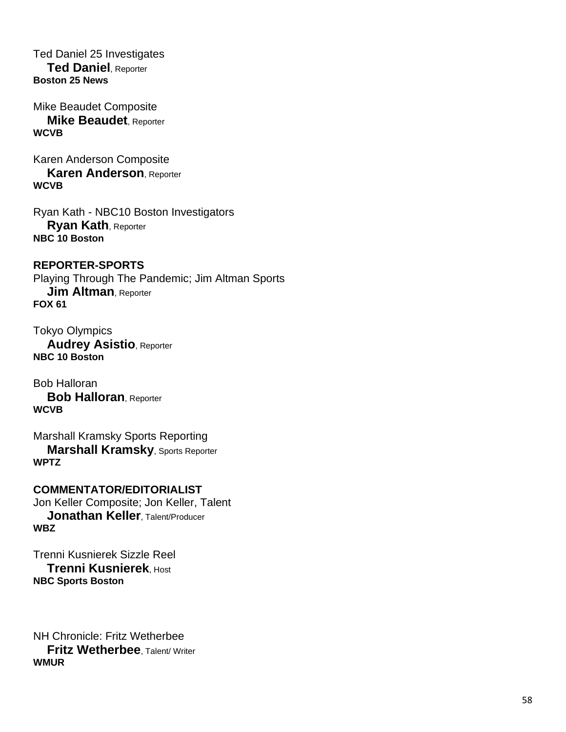Ted Daniel 25 Investigates
**Ted Daniel**, Reporter
**Boston 25 News**

Mike Beaudet Composite
**Mike Beaudet**, Reporter
**WCVB**

Karen Anderson Composite
**Karen Anderson**, Reporter
**WCVB**

Ryan Kath - NBC10 Boston Investigators
**Ryan Kath**, Reporter
**NBC 10 Boston**

**REPORTER-SPORTS**

Playing Through The Pandemic; Jim Altman Sports
**Jim Altman**, Reporter
**FOX 61**

Tokyo Olympics
**Audrey Asistio**, Reporter
**NBC 10 Boston**

Bob Halloran
**Bob Halloran**, Reporter
**WCVB**

Marshall Kramsky Sports Reporting
**Marshall Kramsky**, Sports Reporter
**WPTZ**

**COMMENTATOR/EDITORIALIST**

Jon Keller Composite; Jon Keller, Talent
**Jonathan Keller**, Talent/Producer
**WBZ**

Trenni Kusnierek Sizzle Reel
**Trenni Kusnierek**, Host
**NBC Sports Boston**

NH Chronicle: Fritz Wetherbee
**Fritz Wetherbee**, Talent/ Writer
**WMUR**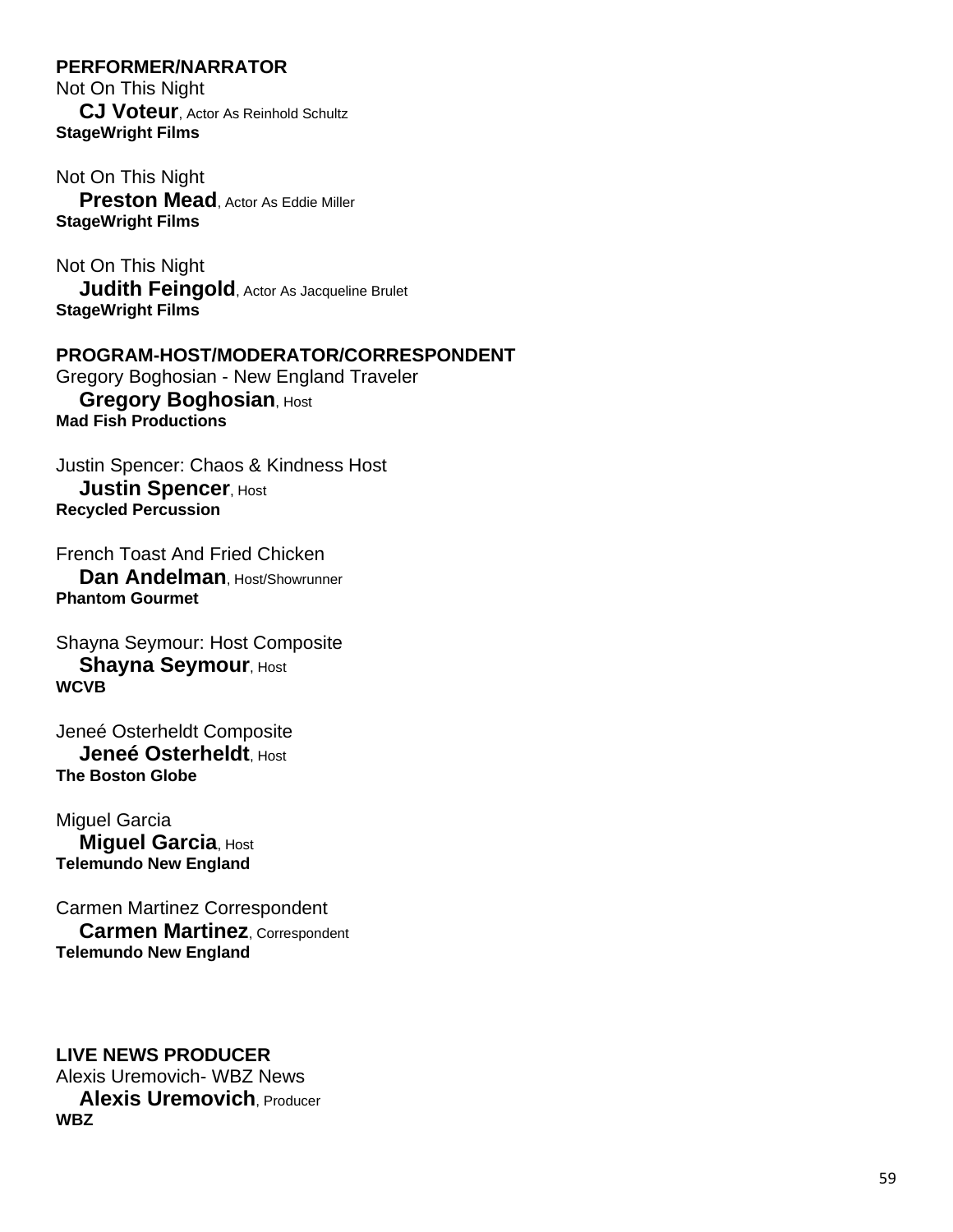**PERFORMER/NARRATOR**

Not On This Night
**CJ Voteur**, Actor As Reinhold Schultz
**StageWright Films**

Not On This Night
**Preston Mead**, Actor As Eddie Miller
**StageWright Films**

Not On This Night
**Judith Feingold**, Actor As Jacqueline Brulet
**StageWright Films**

**PROGRAM-HOST/MODERATOR/CORRESPONDENT**

Gregory Boghosian - New England Traveler
**Gregory Boghosian**, Host
**Mad Fish Productions**

Justin Spencer: Chaos & Kindness Host
**Justin Spencer**, Host
**Recycled Percussion**

French Toast And Fried Chicken
**Dan Andelman**, Host/Showrunner
**Phantom Gourmet**

Shayna Seymour: Host Composite
**Shayna Seymour**, Host
**WCVB**

Jeneé Osterheldt Composite
**Jeneé Osterheldt**, Host
**The Boston Globe**

Miguel Garcia
**Miguel Garcia**, Host
**Telemundo New England**

Carmen Martinez Correspondent
**Carmen Martinez**, Correspondent
**Telemundo New England**

**LIVE NEWS PRODUCER**

Alexis Uremovich- WBZ News
**Alexis Uremovich**, Producer
**WBZ**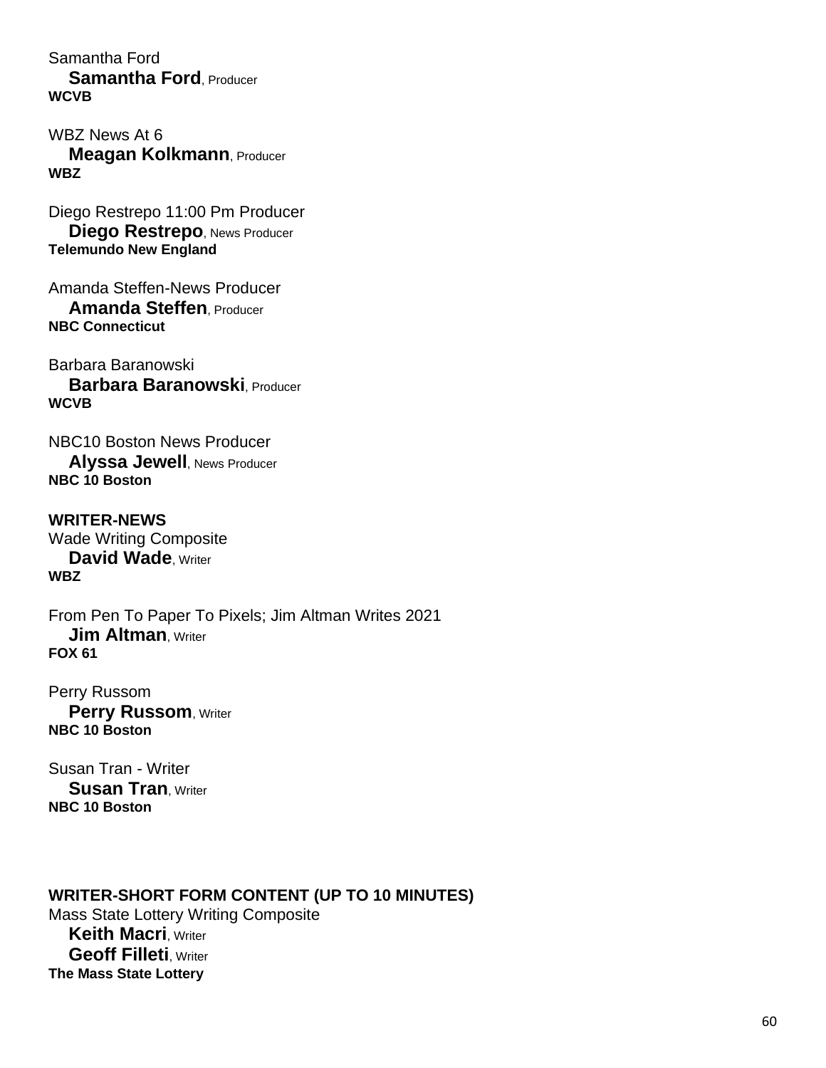Samantha Ford
**Samantha Ford**, Producer
**WCVB**

WBZ News At 6
**Meagan Kolkmann**, Producer
**WBZ**

Diego Restrepo 11:00 Pm Producer
**Diego Restrepo**, News Producer
**Telemundo New England**

Amanda Steffen-News Producer
**Amanda Steffen**, Producer
**NBC Connecticut**

Barbara Baranowski
**Barbara Baranowski**, Producer
**WCVB**

NBC10 Boston News Producer
**Alyssa Jewell**, News Producer
**NBC 10 Boston**

**WRITER-NEWS**

Wade Writing Composite
**David Wade**, Writer
**WBZ**

From Pen To Paper To Pixels; Jim Altman Writes 2021
**Jim Altman**, Writer
**FOX 61**

Perry Russom
**Perry Russom**, Writer
**NBC 10 Boston**

Susan Tran - Writer
**Susan Tran**, Writer
**NBC 10 Boston**

**WRITER-SHORT FORM CONTENT (UP TO 10 MINUTES)**

Mass State Lottery Writing Composite
**Keith Macri**, Writer
**Geoff Filleti**, Writer
**The Mass State Lottery**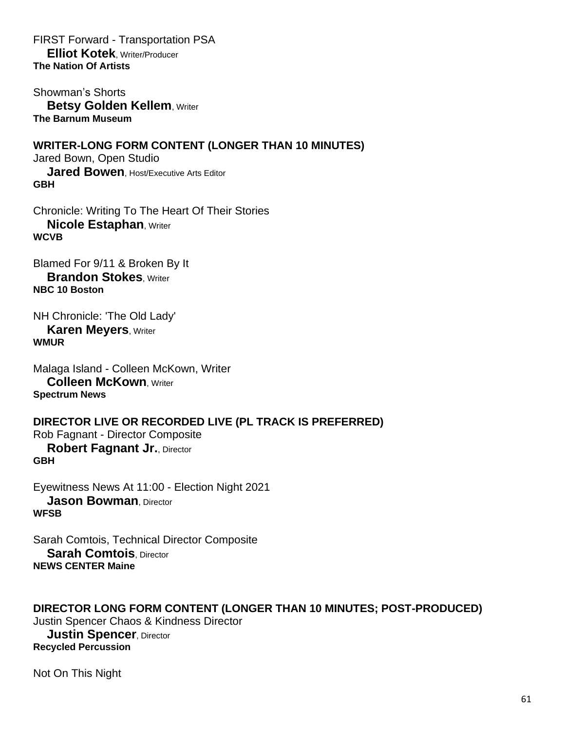FIRST Forward - Transportation PSA
**Elliot Kotek**, Writer/Producer
**The Nation Of Artists**

Showman's Shorts
**Betsy Golden Kellem**, Writer
**The Barnum Museum**

**WRITER-LONG FORM CONTENT (LONGER THAN 10 MINUTES)**

Jared Bown, Open Studio
**Jared Bowen**, Host/Executive Arts Editor
**GBH**

Chronicle: Writing To The Heart Of Their Stories
**Nicole Estaphan**, Writer
**WCVB**

Blamed For 9/11 & Broken By It
**Brandon Stokes**, Writer
**NBC 10 Boston**

NH Chronicle: 'The Old Lady'
**Karen Meyers**, Writer
**WMUR**

Malaga Island - Colleen McKown, Writer
**Colleen McKown**, Writer
**Spectrum News**

**DIRECTOR LIVE OR RECORDED LIVE (PL TRACK IS PREFERRED)**

Rob Fagnant - Director Composite
**Robert Fagnant Jr.**, Director
**GBH**

Eyewitness News At 11:00 - Election Night 2021
**Jason Bowman**, Director
**WFSB**

Sarah Comtois, Technical Director Composite
**Sarah Comtois**, Director
**NEWS CENTER Maine**

**DIRECTOR LONG FORM CONTENT (LONGER THAN 10 MINUTES; POST-PRODUCED)**

Justin Spencer Chaos & Kindness Director
**Justin Spencer**, Director
**Recycled Percussion**

Not On This Night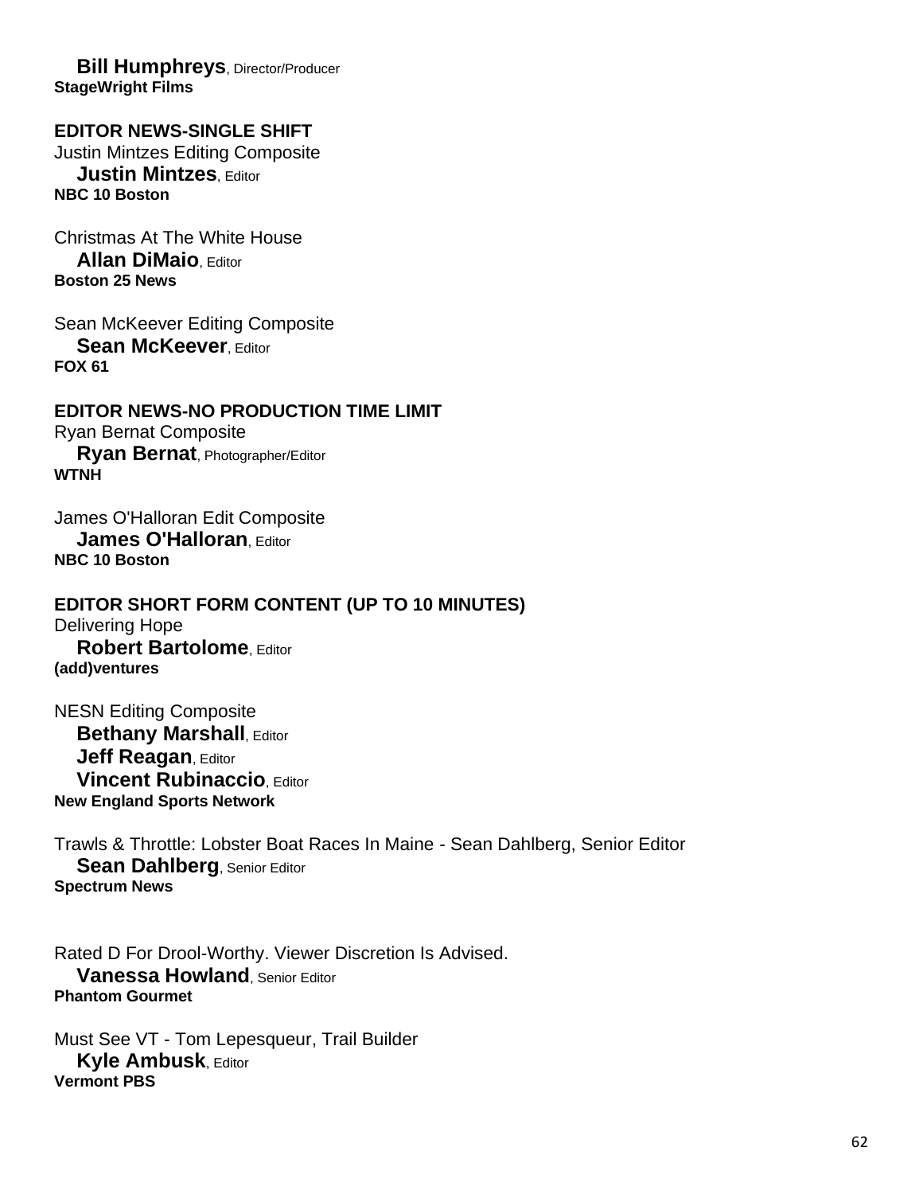**Bill Humphreys**, Director/Producer
**StageWright Films**

### EDITOR NEWS-SINGLE SHIFT

Justin Mintzes Editing Composite
**Justin Mintzes**, Editor
**NBC 10 Boston**

Christmas At The White House
**Allan DiMaio**, Editor
**Boston 25 News**

Sean McKeever Editing Composite
**Sean McKeever**, Editor
**FOX 61**

### EDITOR NEWS-NO PRODUCTION TIME LIMIT

Ryan Bernat Composite
**Ryan Bernat**, Photographer/Editor
**WTNH**

James O'Halloran Edit Composite
**James O'Halloran**, Editor
**NBC 10 Boston**

### EDITOR SHORT FORM CONTENT (UP TO 10 MINUTES)

Delivering Hope
**Robert Bartolome**, Editor
**(add)ventures**

NESN Editing Composite
**Bethany Marshall**, Editor
**Jeff Reagan**, Editor
**Vincent Rubinaccio**, Editor
**New England Sports Network**

Trawls & Throttle: Lobster Boat Races In Maine - Sean Dahlberg, Senior Editor
**Sean Dahlberg**, Senior Editor
**Spectrum News**

Rated D For Drool-Worthy. Viewer Discretion Is Advised.
**Vanessa Howland**, Senior Editor
**Phantom Gourmet**

Must See VT - Tom Lepesqueur, Trail Builder
**Kyle Ambusk**, Editor
**Vermont PBS**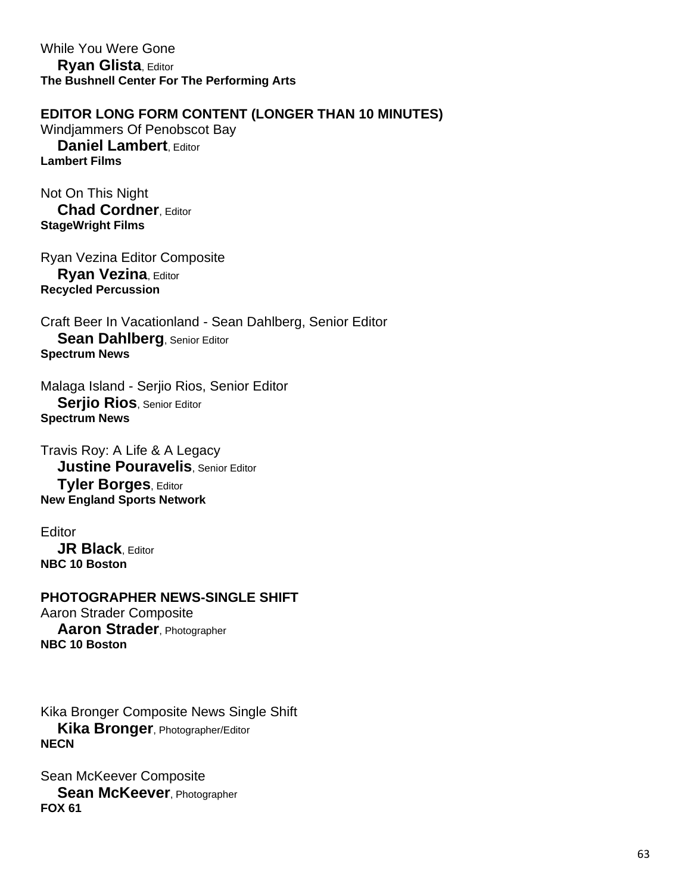While You Were Gone
**Ryan Glista**, Editor
**The Bushnell Center For The Performing Arts**

**EDITOR LONG FORM CONTENT (LONGER THAN 10 MINUTES)**

Windjammers Of Penobscot Bay
**Daniel Lambert**, Editor
**Lambert Films**

Not On This Night
**Chad Cordner**, Editor
**StageWright Films**

Ryan Vezina Editor Composite
**Ryan Vezina**, Editor
**Recycled Percussion**

Craft Beer In Vacationland - Sean Dahlberg, Senior Editor
**Sean Dahlberg**, Senior Editor
**Spectrum News**

Malaga Island - Serjio Rios, Senior Editor
**Serjio Rios**, Senior Editor
**Spectrum News**

Travis Roy: A Life & A Legacy
**Justine Pouravelis**, Senior Editor
**Tyler Borges**, Editor
**New England Sports Network**

Editor
**JR Black**, Editor
**NBC 10 Boston**

**PHOTOGRAPHER NEWS-SINGLE SHIFT**

Aaron Strader Composite
**Aaron Strader**, Photographer
**NBC 10 Boston**

Kika Bronger Composite News Single Shift
**Kika Bronger**, Photographer/Editor
**NECN**

Sean McKeever Composite
**Sean McKeever**, Photographer
**FOX 61**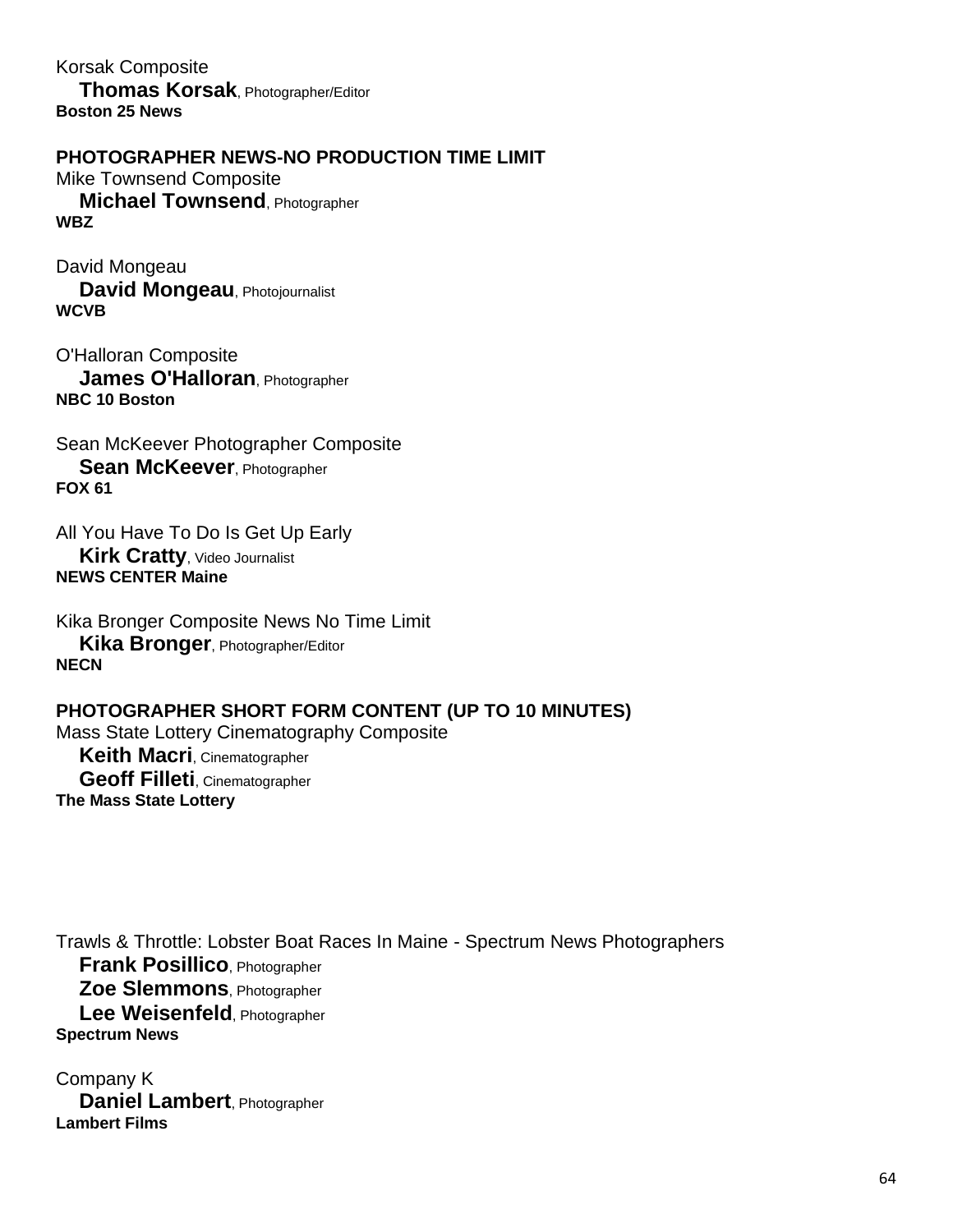Korsak Composite
**Thomas Korsak**, Photographer/Editor
**Boston 25 News**

**PHOTOGRAPHER NEWS-NO PRODUCTION TIME LIMIT**

Mike Townsend Composite
**Michael Townsend**, Photographer
**WBZ**

David Mongeau
**David Mongeau**, Photojournalist
**WCVB**

O'Halloran Composite
**James O'Halloran**, Photographer
**NBC 10 Boston**

Sean McKeever Photographer Composite
**Sean McKeever**, Photographer
**FOX 61**

All You Have To Do Is Get Up Early
**Kirk Cratty**, Video Journalist
**NEWS CENTER Maine**

Kika Bronger Composite News No Time Limit
**Kika Bronger**, Photographer/Editor
**NECN**

**PHOTOGRAPHER SHORT FORM CONTENT (UP TO 10 MINUTES)**

Mass State Lottery Cinematography Composite
**Keith Macri**, Cinematographer
**Geoff Filleti**, Cinematographer
**The Mass State Lottery**

Trawls & Throttle: Lobster Boat Races In Maine - Spectrum News Photographers
**Frank Posillico**, Photographer
**Zoe Slemmons**, Photographer
**Lee Weisenfeld**, Photographer
**Spectrum News**

Company K
**Daniel Lambert**, Photographer
**Lambert Films**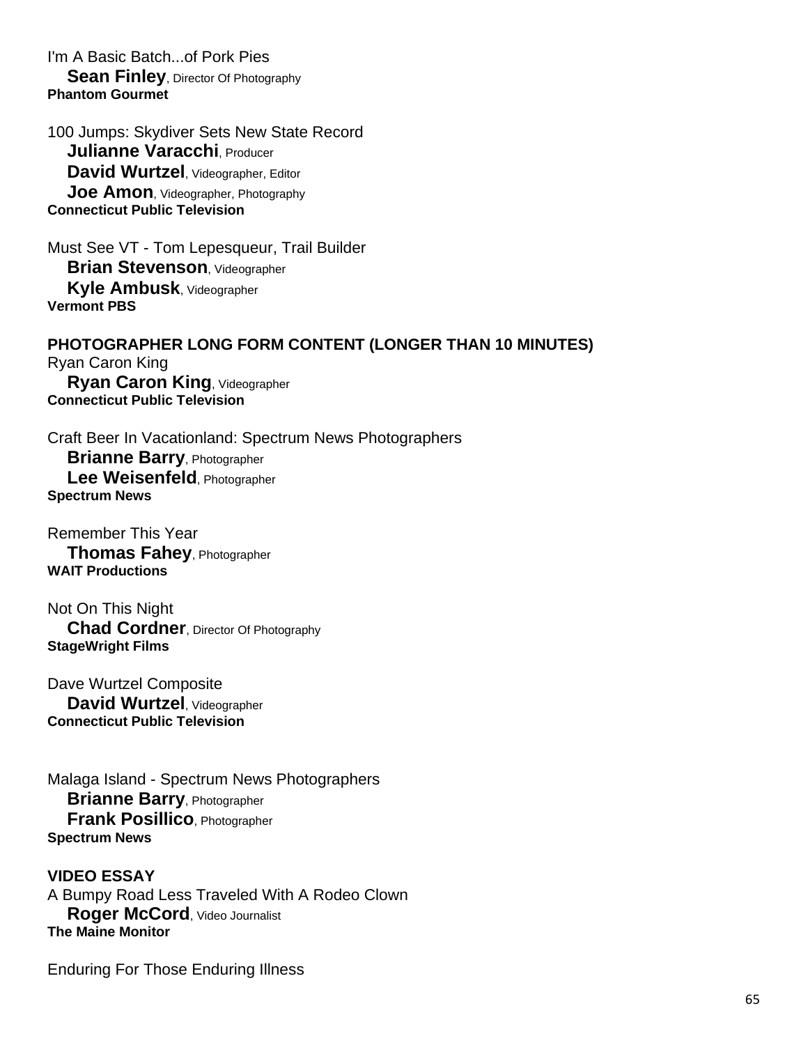I'm A Basic Batch...of Pork Pies
**Sean Finley**, Director Of Photography
**Phantom Gourmet**

100 Jumps: Skydiver Sets New State Record
**Julianne Varacchi**, Producer
**David Wurtzel**, Videographer, Editor
**Joe Amon**, Videographer, Photography
**Connecticut Public Television**

Must See VT - Tom Lepesqueur, Trail Builder
**Brian Stevenson**, Videographer
**Kyle Ambusk**, Videographer
**Vermont PBS**

**PHOTOGRAPHER LONG FORM CONTENT (LONGER THAN 10 MINUTES)**

Ryan Caron King
**Ryan Caron King**, Videographer
**Connecticut Public Television**

Craft Beer In Vacationland: Spectrum News Photographers
**Brianne Barry**, Photographer
**Lee Weisenfeld**, Photographer
**Spectrum News**

Remember This Year
**Thomas Fahey**, Photographer
**WAIT Productions**

Not On This Night
**Chad Cordner**, Director Of Photography
**StageWright Films**

Dave Wurtzel Composite
**David Wurtzel**, Videographer
**Connecticut Public Television**

Malaga Island - Spectrum News Photographers
**Brianne Barry**, Photographer
**Frank Posillico**, Photographer
**Spectrum News**

**VIDEO ESSAY**

A Bumpy Road Less Traveled With A Rodeo Clown
**Roger McCord**, Video Journalist
**The Maine Monitor**

Enduring For Those Enduring Illness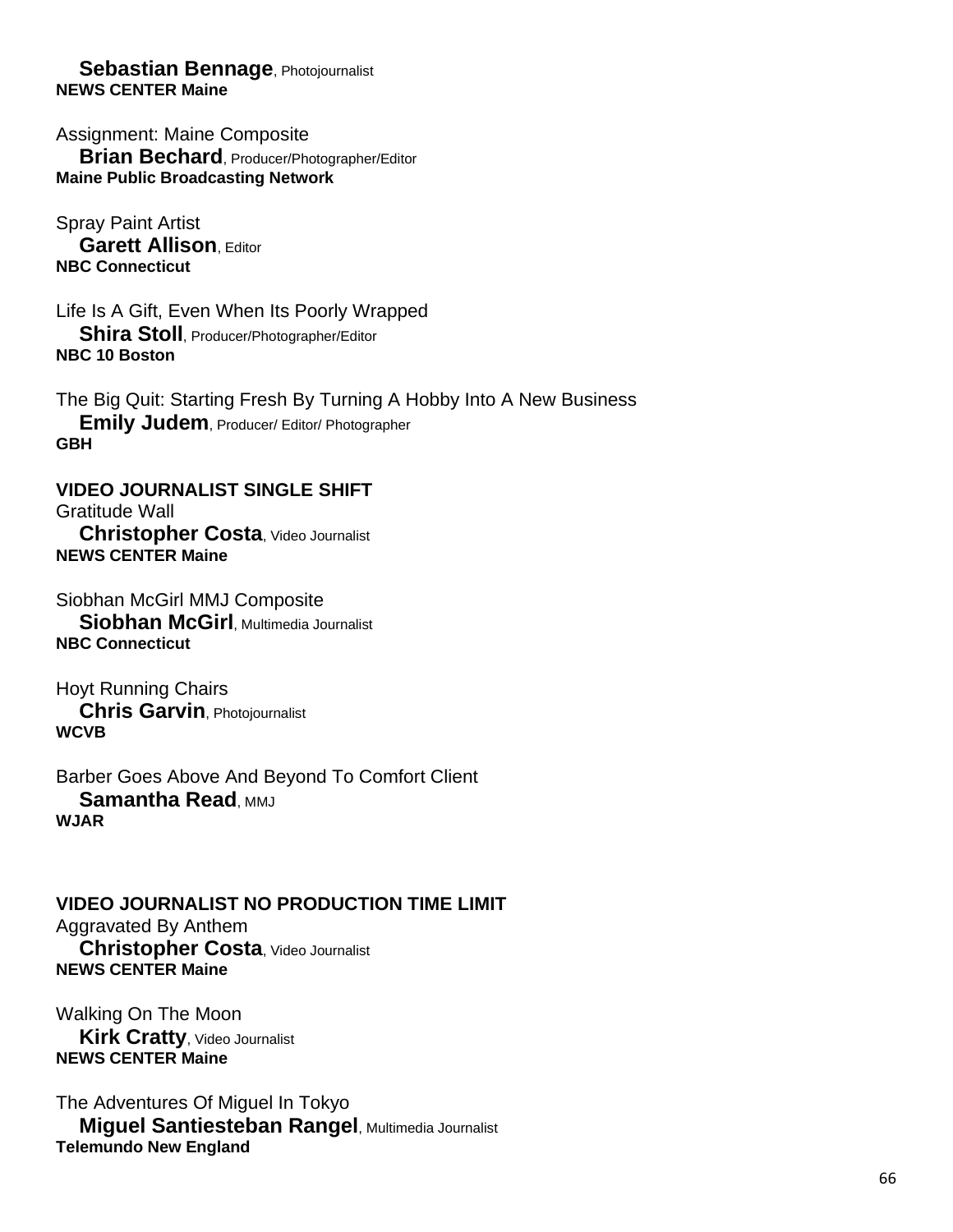**Sebastian Bennage**, Photojournalist
**NEWS CENTER Maine**

Assignment: Maine Composite
**Brian Bechard**, Producer/Photographer/Editor
**Maine Public Broadcasting Network**

Spray Paint Artist
**Garett Allison**, Editor
**NBC Connecticut**

Life Is A Gift, Even When Its Poorly Wrapped
**Shira Stoll**, Producer/Photographer/Editor
**NBC 10 Boston**

The Big Quit: Starting Fresh By Turning A Hobby Into A New Business
**Emily Judem**, Producer/ Editor/ Photographer
**GBH**

**VIDEO JOURNALIST SINGLE SHIFT**

Gratitude Wall
**Christopher Costa**, Video Journalist
**NEWS CENTER Maine**

Siobhan McGirl MMJ Composite
**Siobhan McGirl**, Multimedia Journalist
**NBC Connecticut**

Hoyt Running Chairs
**Chris Garvin**, Photojournalist
**WCVB**

Barber Goes Above And Beyond To Comfort Client
**Samantha Read**, MMJ
**WJAR**

**VIDEO JOURNALIST NO PRODUCTION TIME LIMIT**

Aggravated By Anthem
**Christopher Costa**, Video Journalist
**NEWS CENTER Maine**

Walking On The Moon
**Kirk Cratty**, Video Journalist
**NEWS CENTER Maine**

The Adventures Of Miguel In Tokyo
**Miguel Santiesteban Rangel**, Multimedia Journalist
**Telemundo New England**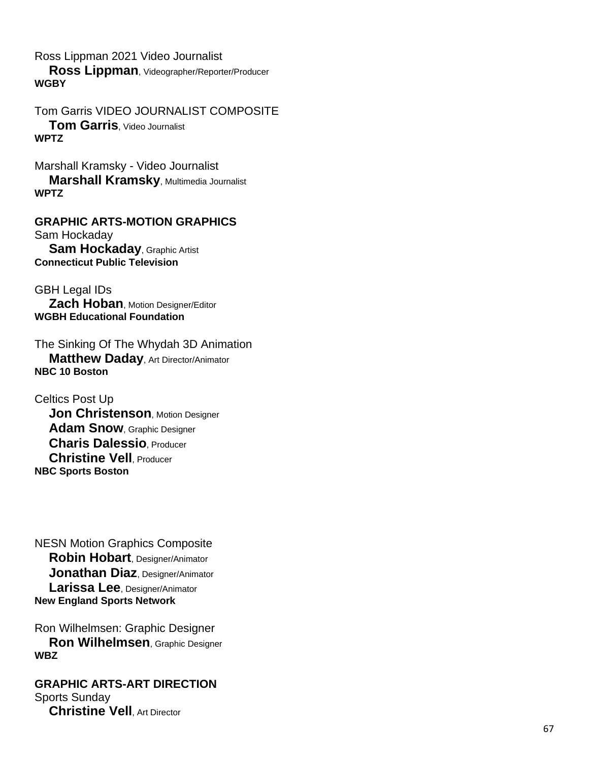Ross Lippman 2021 Video Journalist
**Ross Lippman**, Videographer/Reporter/Producer
**WGBY**

Tom Garris VIDEO JOURNALIST COMPOSITE
**Tom Garris**, Video Journalist
**WPTZ**

Marshall Kramsky - Video Journalist
**Marshall Kramsky**, Multimedia Journalist
**WPTZ**

**GRAPHIC ARTS-MOTION GRAPHICS**

Sam Hockaday
**Sam Hockaday**, Graphic Artist
**Connecticut Public Television**

GBH Legal IDs
**Zach Hoban**, Motion Designer/Editor
**WGBH Educational Foundation**

The Sinking Of The Whydah 3D Animation
**Matthew Daday**, Art Director/Animator
**NBC 10 Boston**

Celtics Post Up
**Jon Christenson**, Motion Designer
**Adam Snow**, Graphic Designer
**Charis Dalessio**, Producer
**Christine Vell**, Producer
**NBC Sports Boston**

NESN Motion Graphics Composite
**Robin Hobart**, Designer/Animator
**Jonathan Diaz**, Designer/Animator
**Larissa Lee**, Designer/Animator
**New England Sports Network**

Ron Wilhelmsen: Graphic Designer
**Ron Wilhelmsen**, Graphic Designer
**WBZ**

**GRAPHIC ARTS-ART DIRECTION**

Sports Sunday
**Christine Vell**, Art Director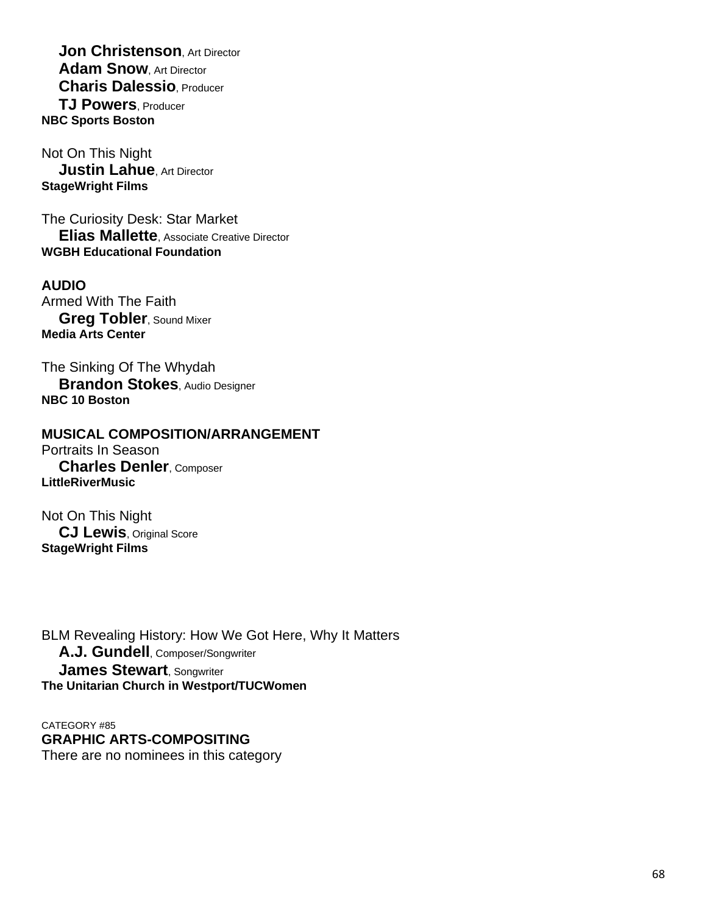**Jon Christenson**, Art Director
**Adam Snow**, Art Director
**Charis Dalessio**, Producer
**TJ Powers**, Producer
**NBC Sports Boston**

Not On This Night
**Justin Lahue**, Art Director
**StageWright Films**

The Curiosity Desk: Star Market
**Elias Mallette**, Associate Creative Director
**WGBH Educational Foundation**

**AUDIO**
Armed With The Faith
**Greg Tobler**, Sound Mixer
**Media Arts Center**

The Sinking Of The Whydah
**Brandon Stokes**, Audio Designer
**NBC 10 Boston**

**MUSICAL COMPOSITION/ARRANGEMENT**
Portraits In Season
**Charles Denler**, Composer
**LittleRiverMusic**

Not On This Night
**CJ Lewis**, Original Score
**StageWright Films**

BLM Revealing History: How We Got Here, Why It Matters
**A.J. Gundell**, Composer/Songwriter
**James Stewart**, Songwriter
**The Unitarian Church in Westport/TUCWomen**

CATEGORY #85
**GRAPHIC ARTS-COMPOSITING**
There are no nominees in this category